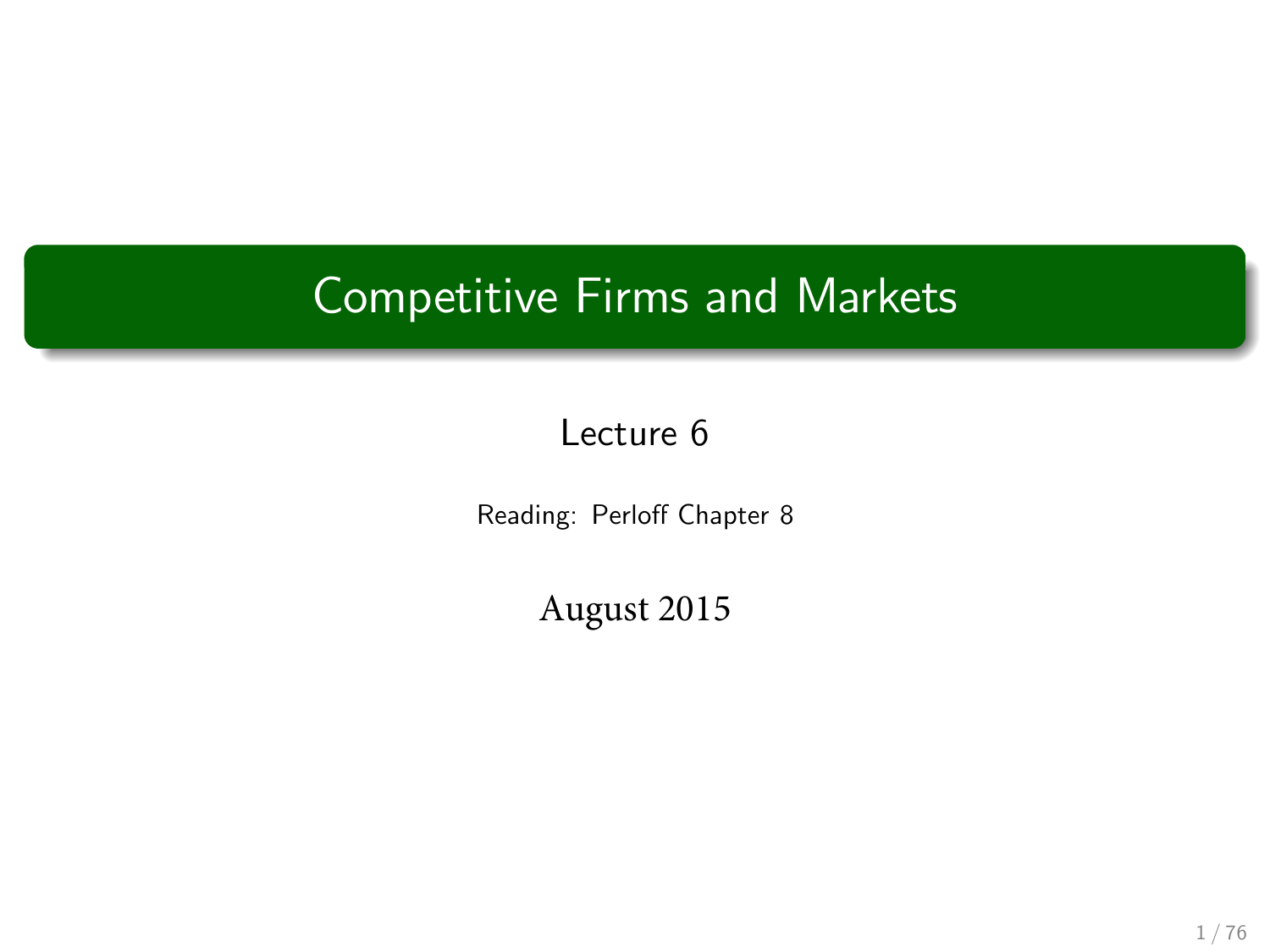# Competitive Firms and Markets

Lecture 6

Reading: Perloff Chapter 8

August 2015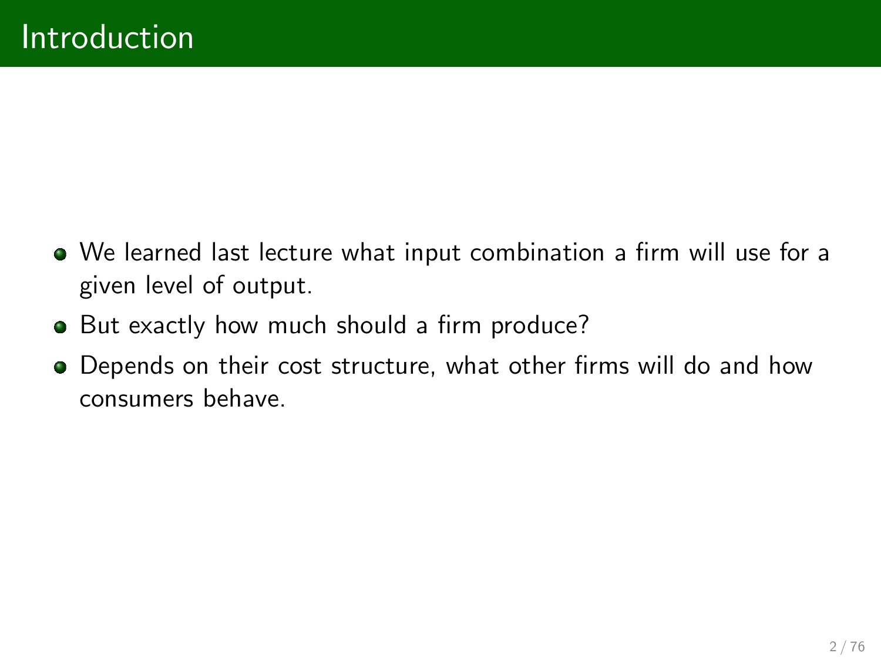# Introduction

- We learned last lecture what input combination a firm will use for a given level of output.
- But exactly how much should a firm produce?
- Depends on their cost structure, what other firms will do and how consumers behave.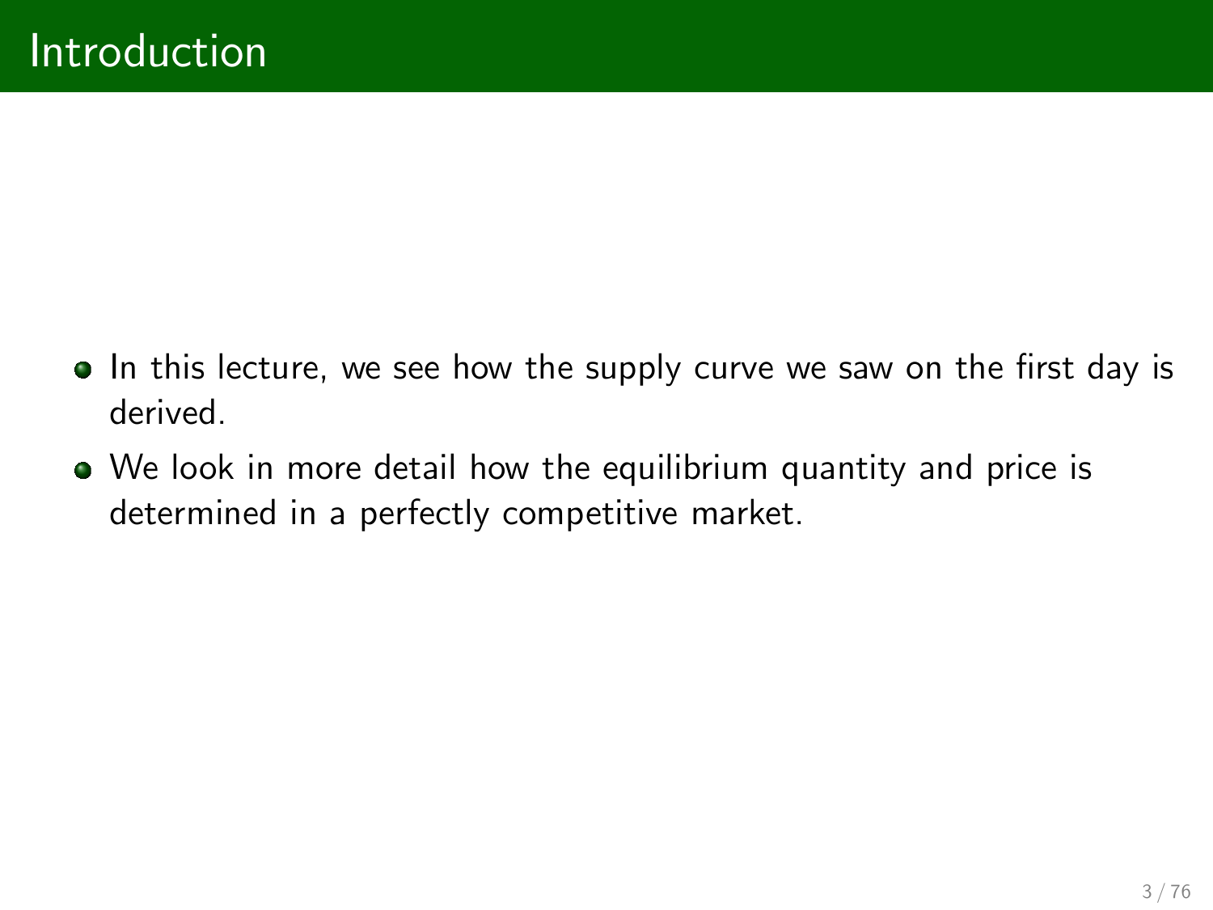# Introduction

- In this lecture, we see how the supply curve we saw on the first day is derived.
- We look in more detail how the equilibrium quantity and price is determined in a perfectly competitive market.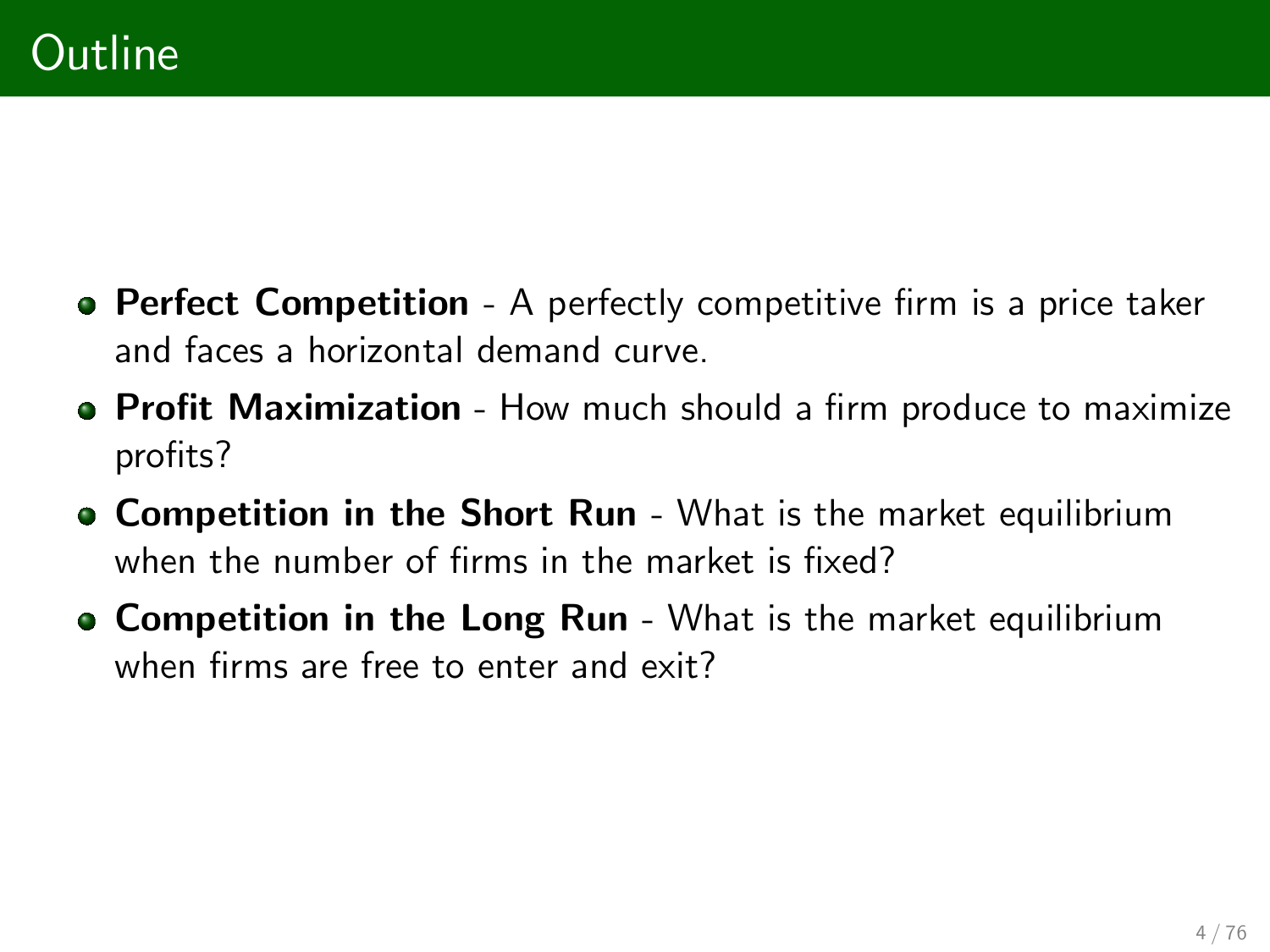# Outline

- **Perfect Competition** - A perfectly competitive firm is a price taker and faces a horizontal demand curve.
- **Profit Maximization** - How much should a firm produce to maximize profits?
- **Competition in the Short Run** - What is the market equilibrium when the number of firms in the market is fixed?
- **Competition in the Long Run** - What is the market equilibrium when firms are free to enter and exit?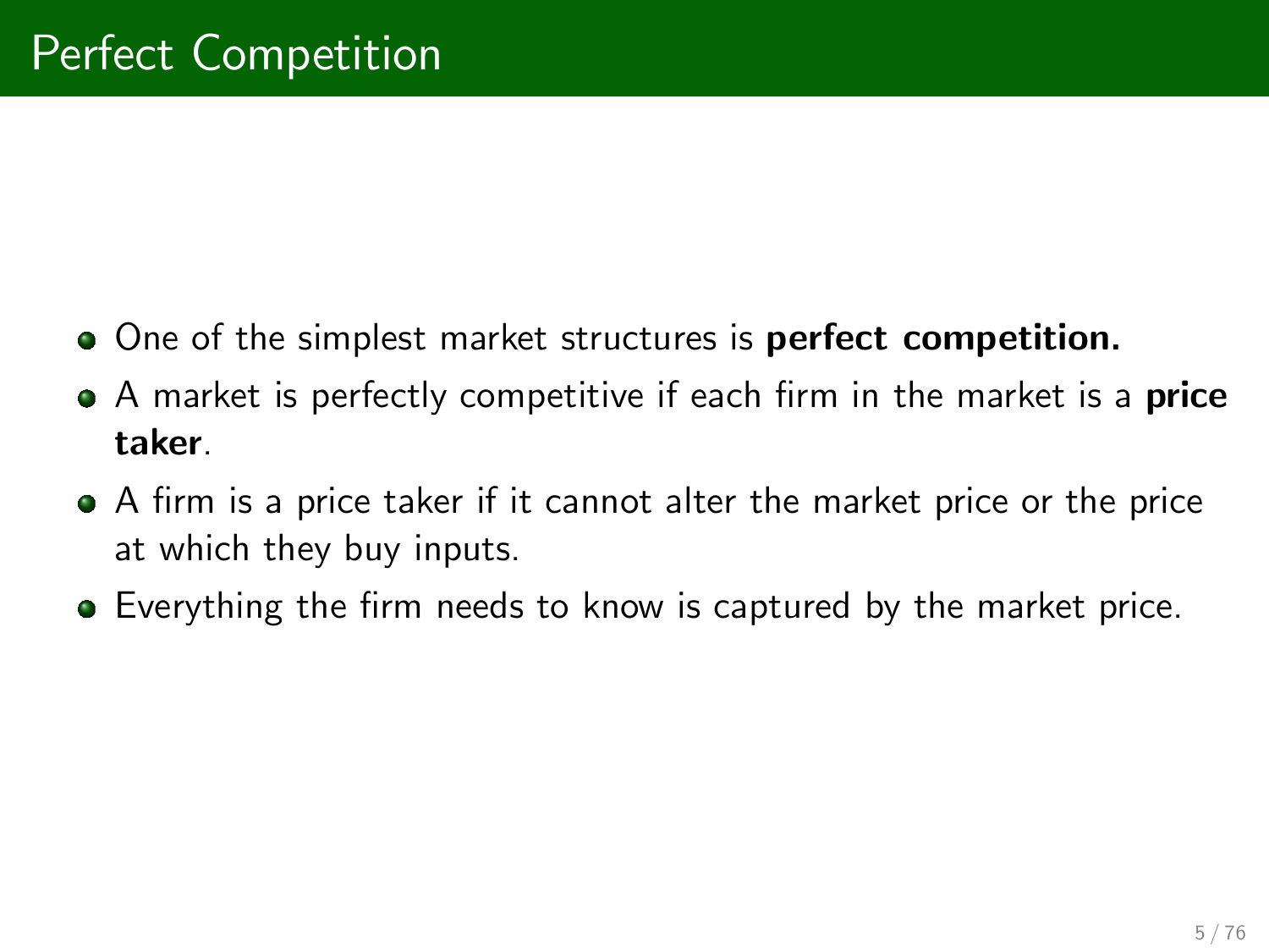# Perfect Competition

- One of the simplest market structures is **perfect competition.**
- A market is perfectly competitive if each firm in the market is a **price taker**.
- A firm is a price taker if it cannot alter the market price or the price at which they buy inputs.
- Everything the firm needs to know is captured by the market price.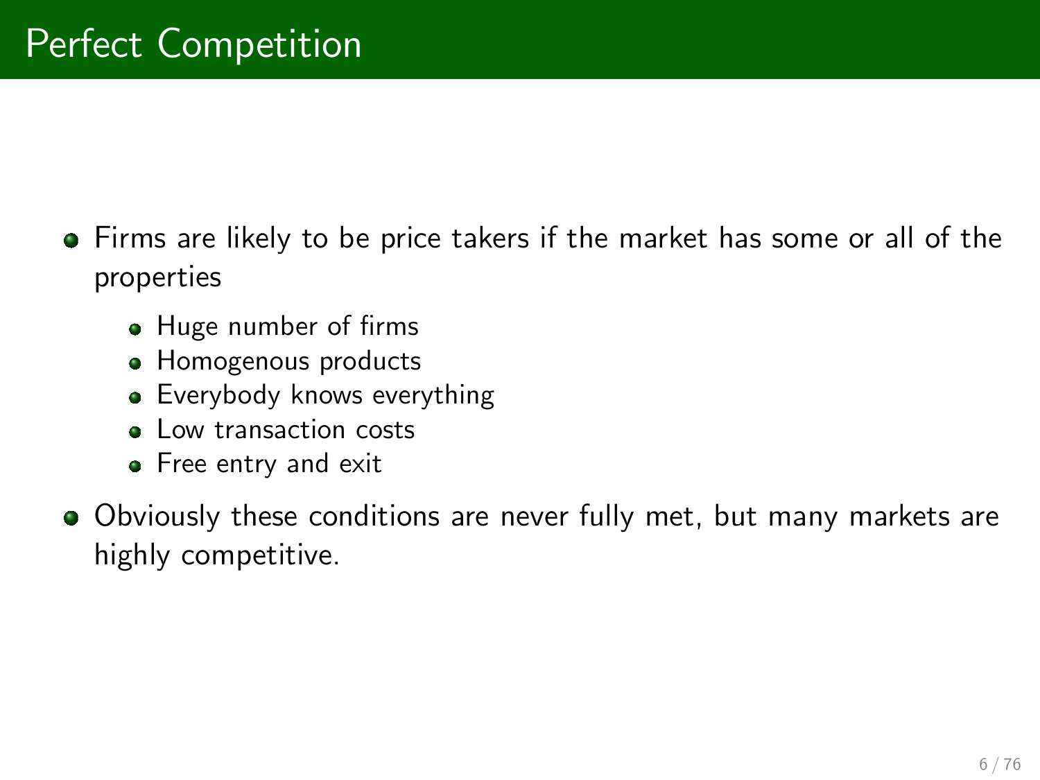# Perfect Competition

- Firms are likely to be price takers if the market has some or all of the properties
    - Huge number of firms
    - Homogenous products
    - Everybody knows everything
    - Low transaction costs
    - Free entry and exit
- Obviously these conditions are never fully met, but many markets are highly competitive.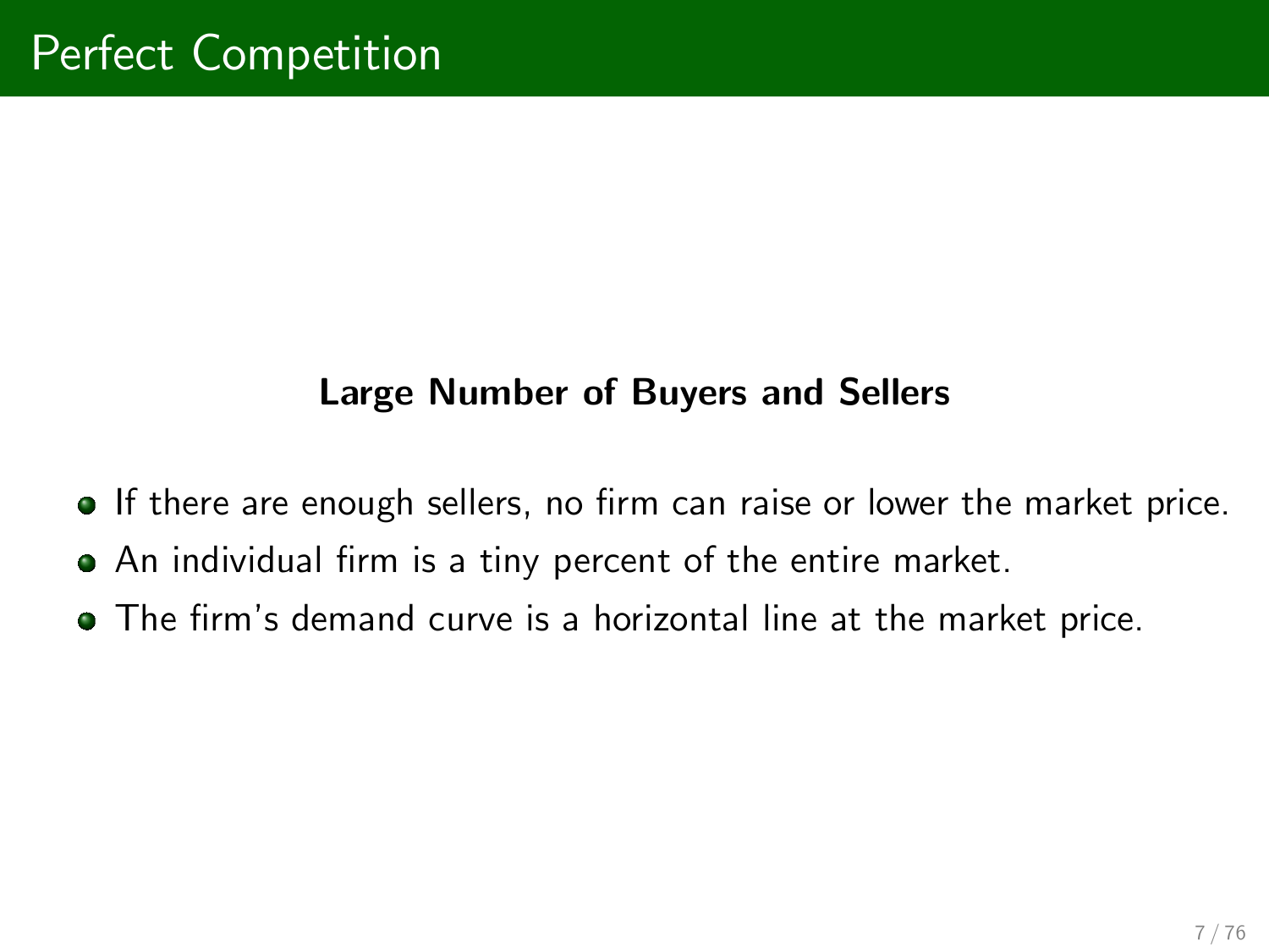# Perfect Competition

**Large Number of Buyers and Sellers**

- If there are enough sellers, no firm can raise or lower the market price.
- An individual firm is a tiny percent of the entire market.
- The firm's demand curve is a horizontal line at the market price.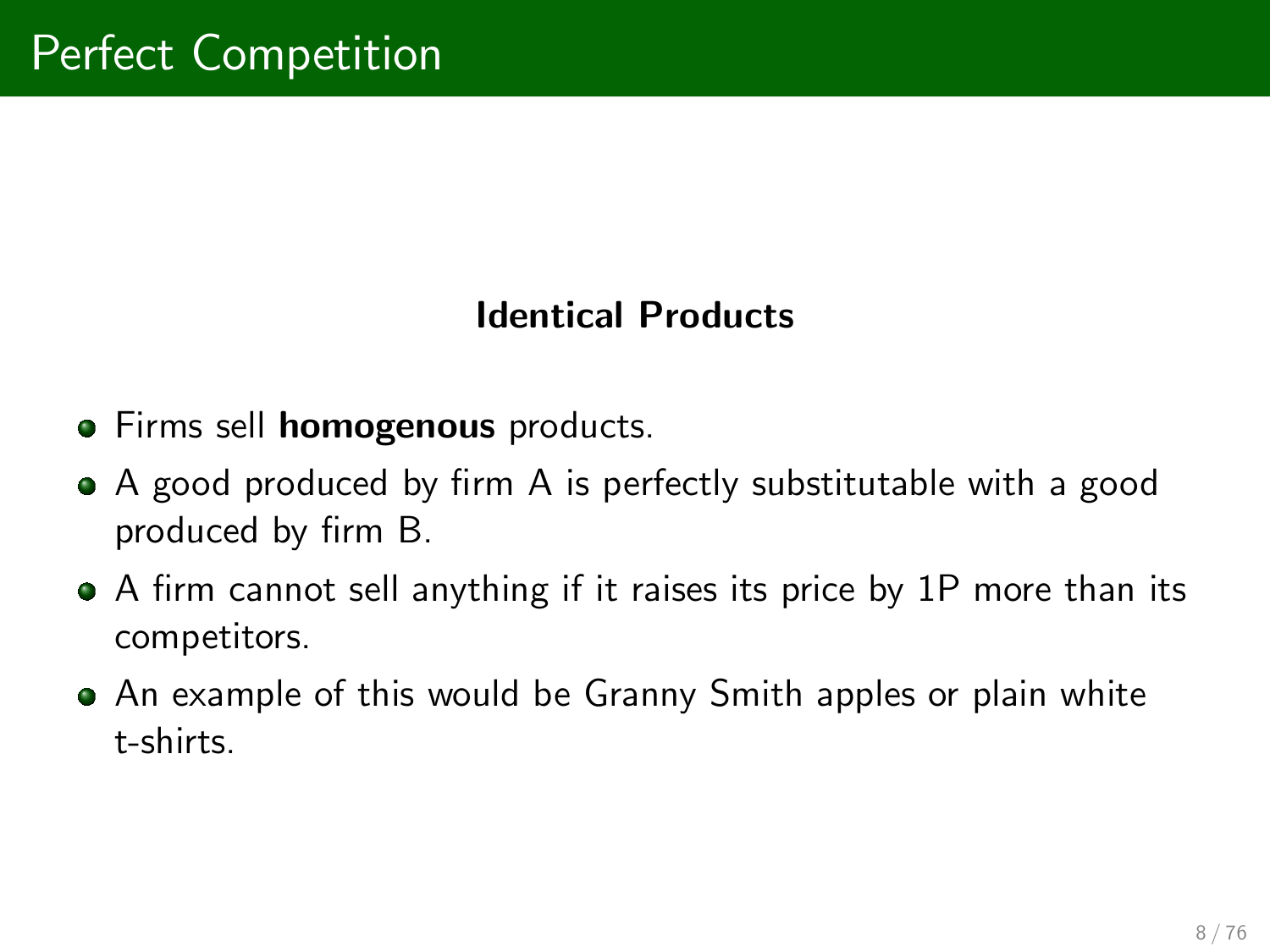# Perfect Competition

### Identical Products

- Firms sell **homogenous** products.
- A good produced by firm A is perfectly substitutable with a good produced by firm B.
- A firm cannot sell anything if it raises its price by 1P more than its competitors.
- An example of this would be Granny Smith apples or plain white t-shirts.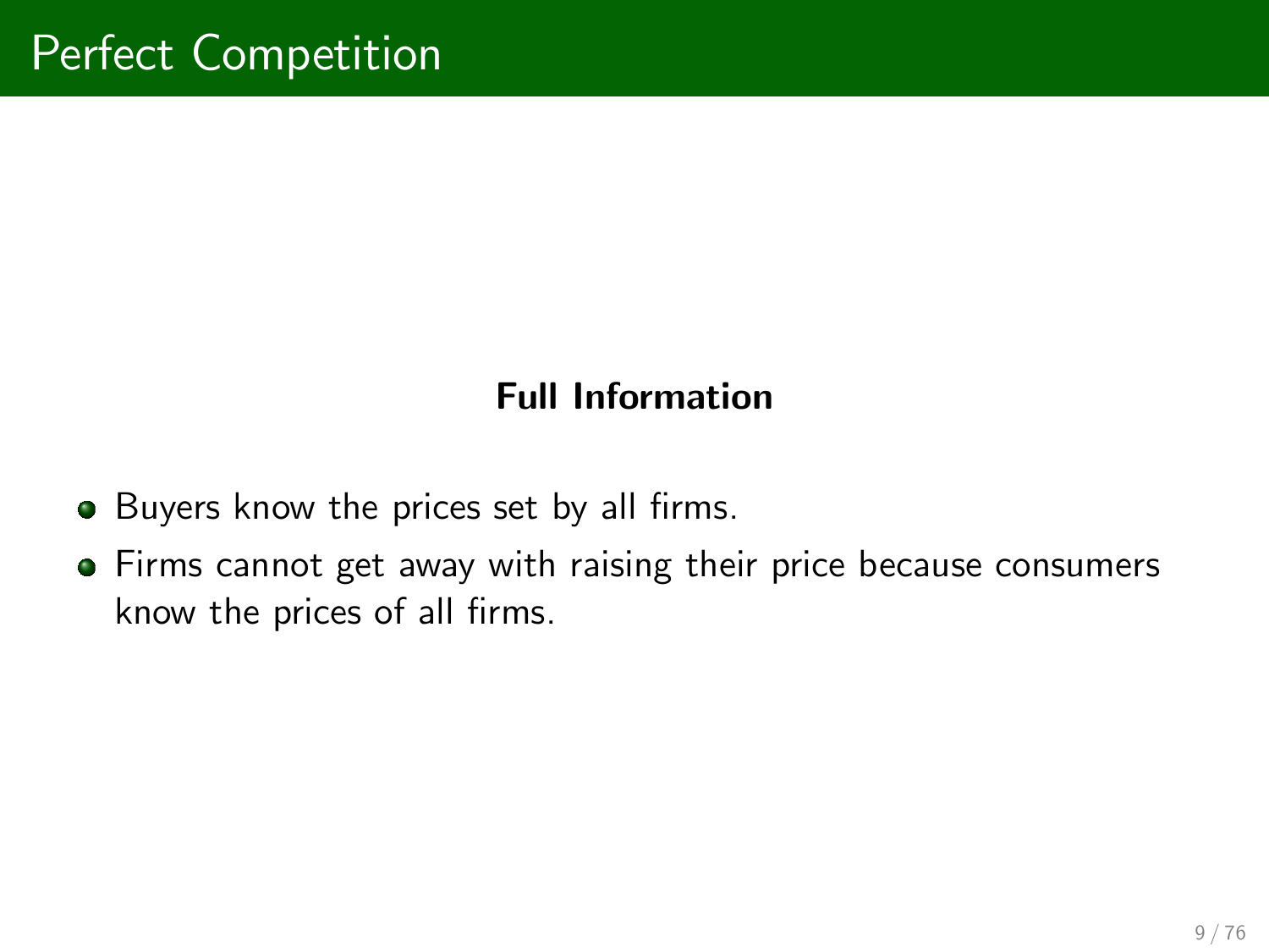# Perfect Competition

**Full Information**

- Buyers know the prices set by all firms.
- Firms cannot get away with raising their price because consumers know the prices of all firms.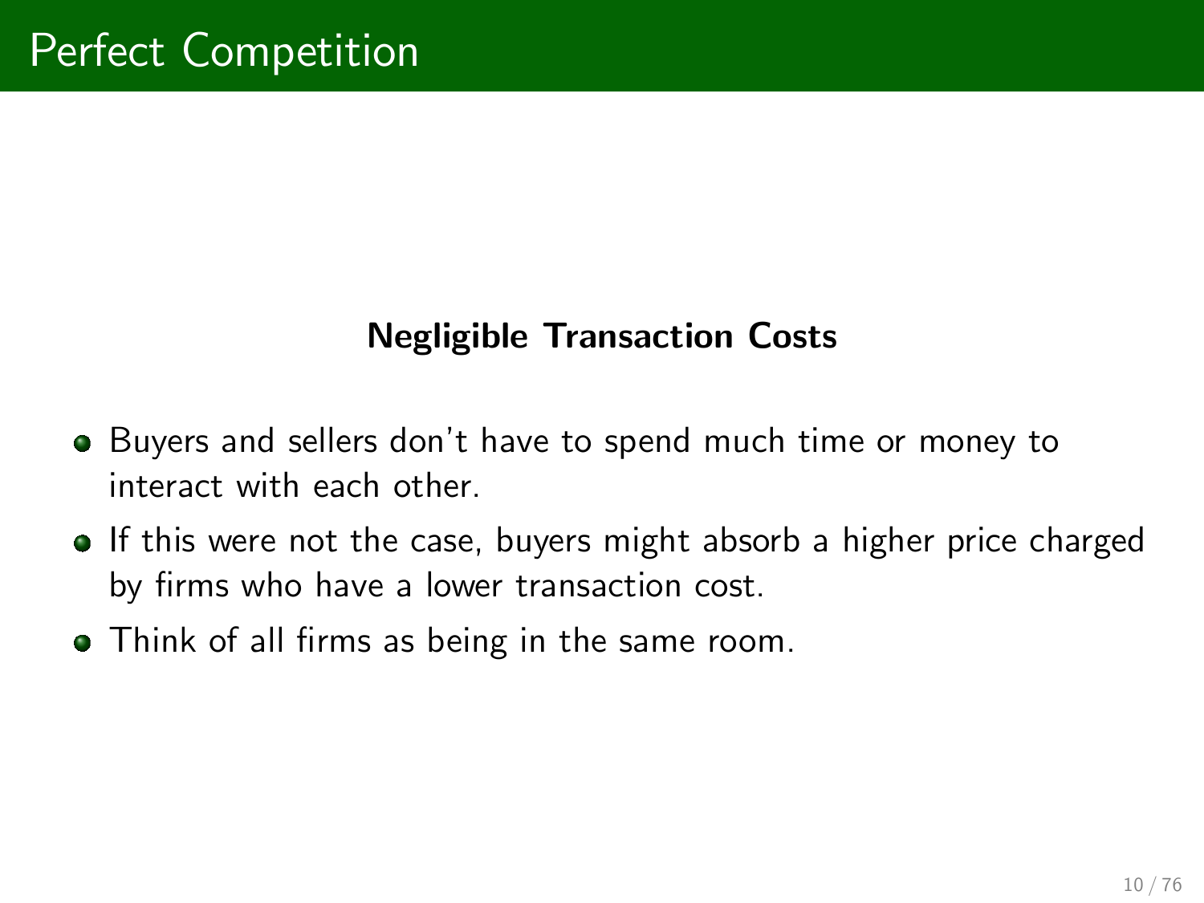# Perfect Competition

**Negligible Transaction Costs**

- Buyers and sellers don't have to spend much time or money to interact with each other.
- If this were not the case, buyers might absorb a higher price charged by firms who have a lower transaction cost.
- Think of all firms as being in the same room.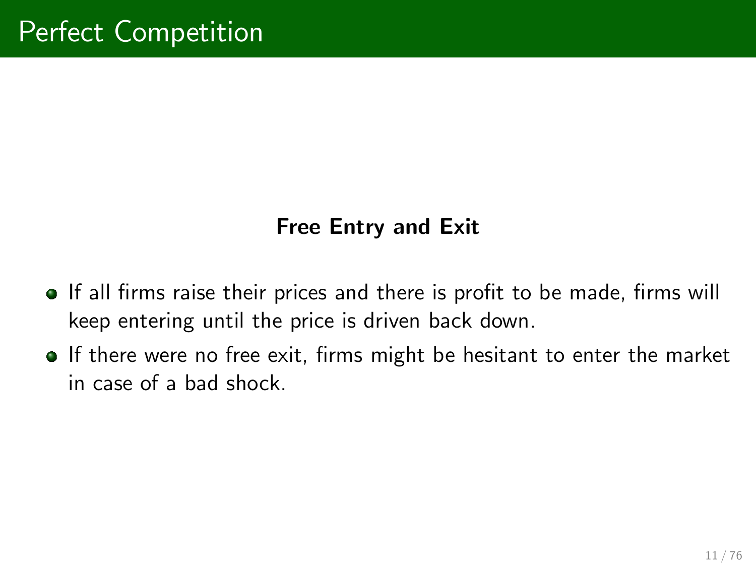# Perfect Competition

**Free Entry and Exit**

- If all firms raise their prices and there is profit to be made, firms will keep entering until the price is driven back down.
- If there were no free exit, firms might be hesitant to enter the market in case of a bad shock.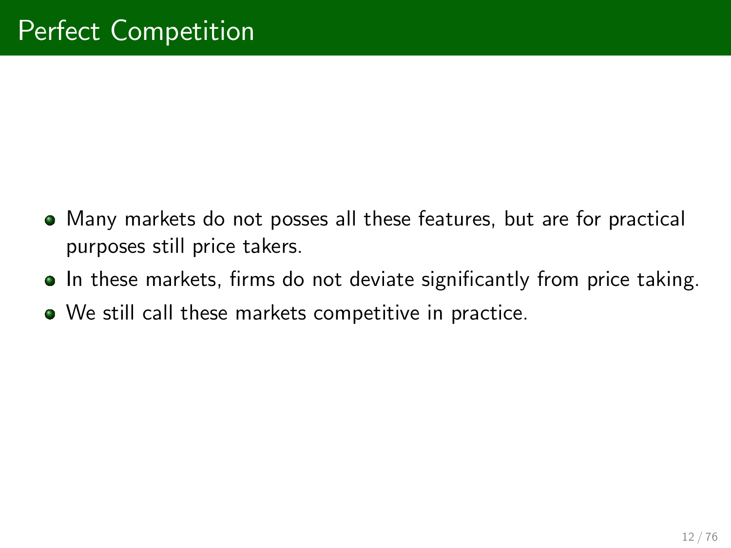# Perfect Competition

- Many markets do not posses all these features, but are for practical purposes still price takers.
- In these markets, firms do not deviate significantly from price taking.
- We still call these markets competitive in practice.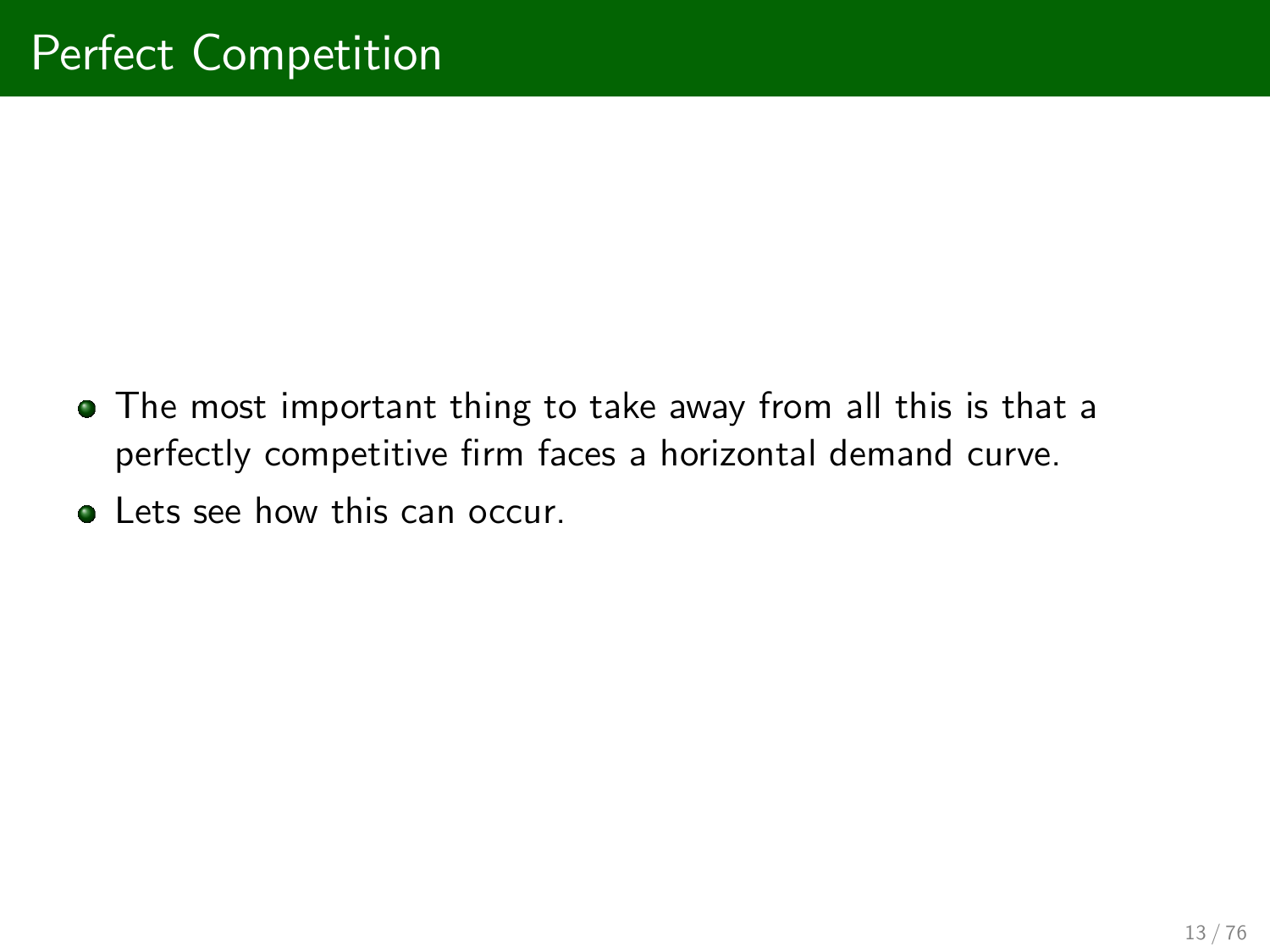# Perfect Competition

- The most important thing to take away from all this is that a perfectly competitive firm faces a horizontal demand curve.
- Lets see how this can occur.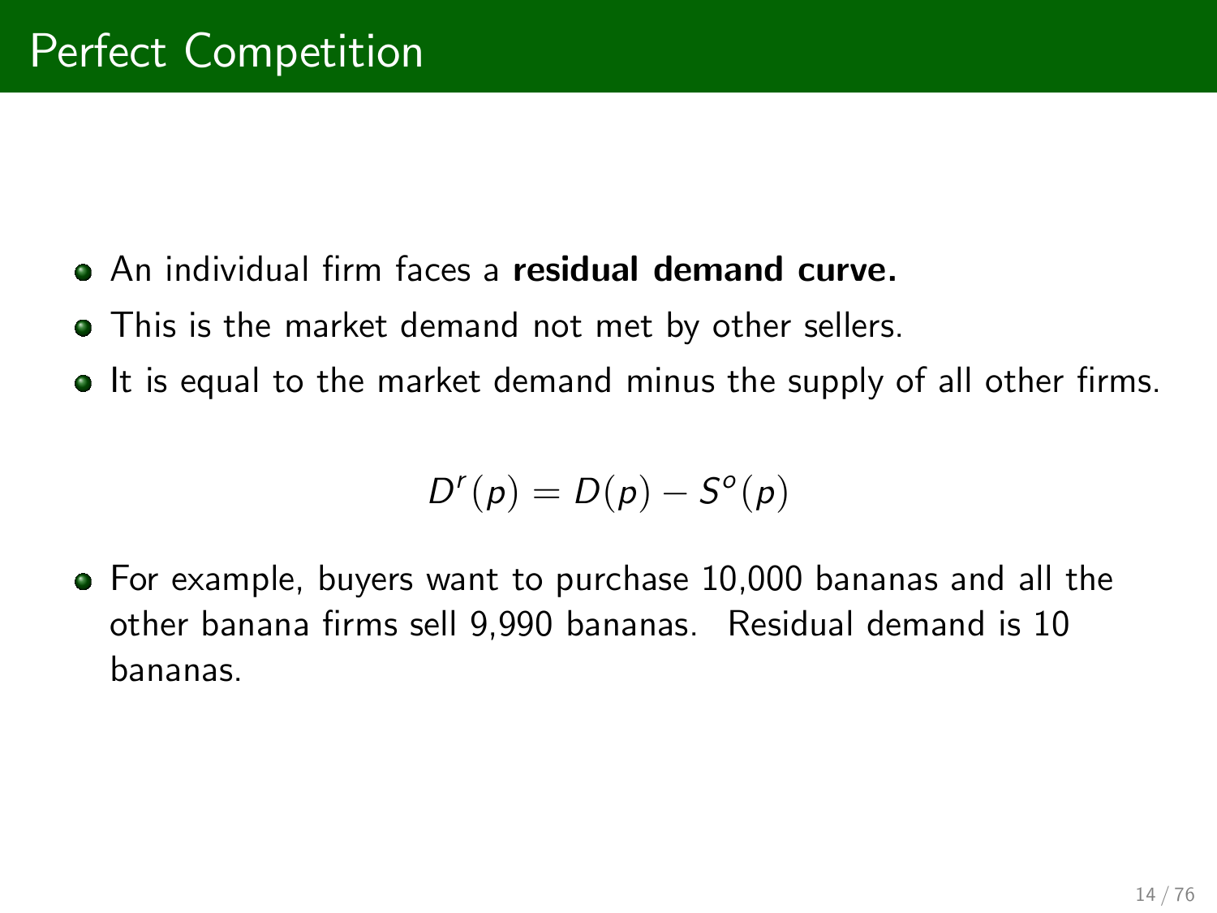# Perfect Competition

- An individual firm faces a **residual demand curve.**
- This is the market demand not met by other sellers.
- It is equal to the market demand minus the supply of all other firms.

$$D^r(p) = D(p) - S^o(p)$$

- For example, buyers want to purchase 10,000 bananas and all the other banana firms sell 9,990 bananas. Residual demand is 10 bananas.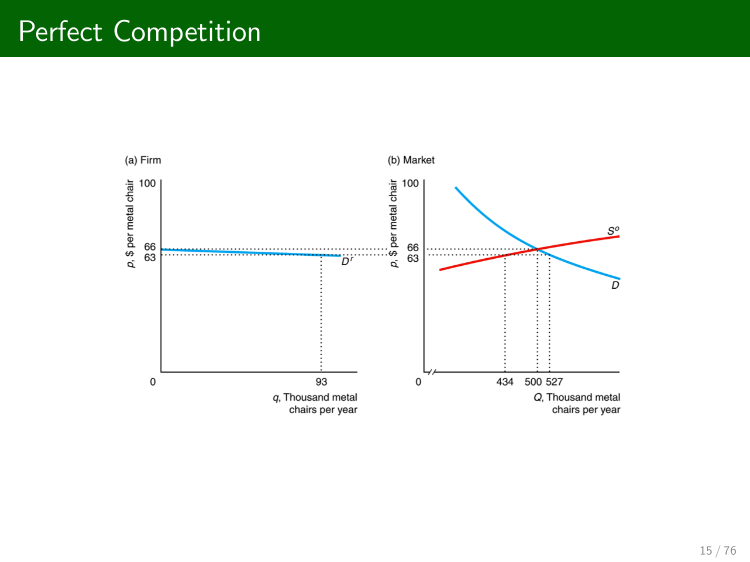# Perfect Competition

(a) Firm

$p$, \$ per metal chair

100

66

63

$D^r$

0

93

$q$, Thousand metal chairs per year

(b) Market

$p$, \$ per metal chair

100

66

63

$S^o$

$D$

0

434

500

527

$Q$, Thousand metal chairs per year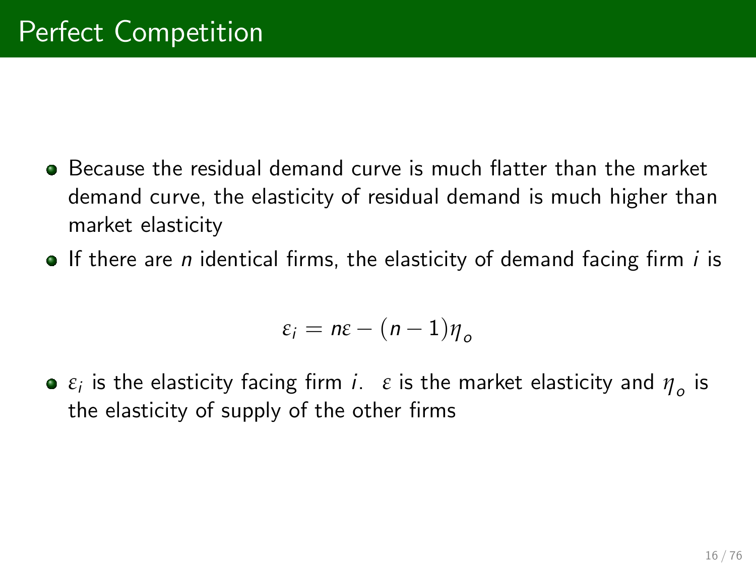# Perfect Competition

- Because the residual demand curve is much flatter than the market demand curve, the elasticity of residual demand is much higher than market elasticity
- If there are $n$ identical firms, the elasticity of demand facing firm $i$ is

$$\varepsilon_i = n\varepsilon - (n-1)\eta_o$$

- $\varepsilon_i$ is the elasticity facing firm $i$. $\varepsilon$ is the market elasticity and $\eta_o$ is the elasticity of supply of the other firms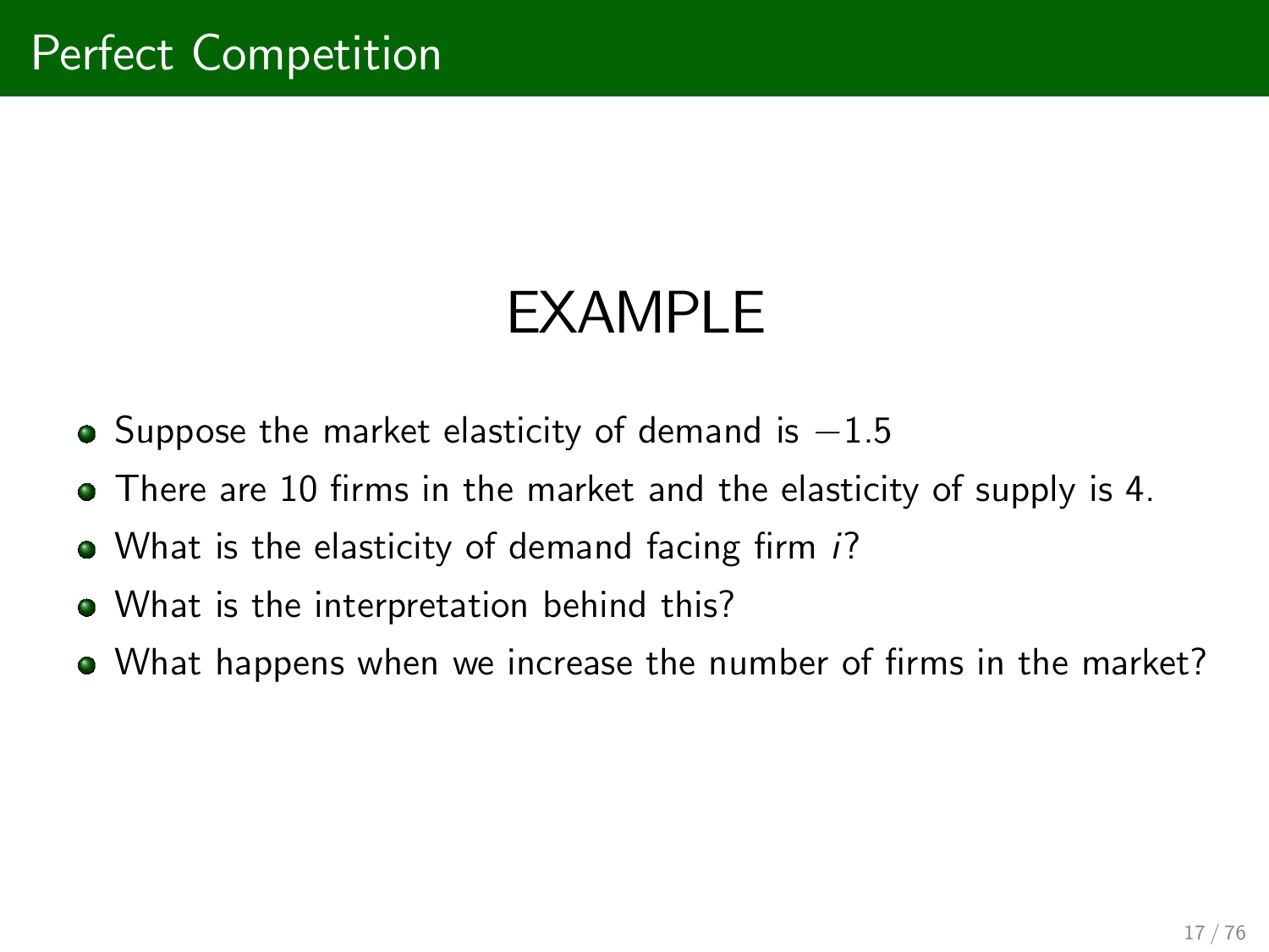# Perfect Competition

## EXAMPLE

- Suppose the market elasticity of demand is $-1.5$
- There are 10 firms in the market and the elasticity of supply is 4.
- What is the elasticity of demand facing firm $i$?
- What is the interpretation behind this?
- What happens when we increase the number of firms in the market?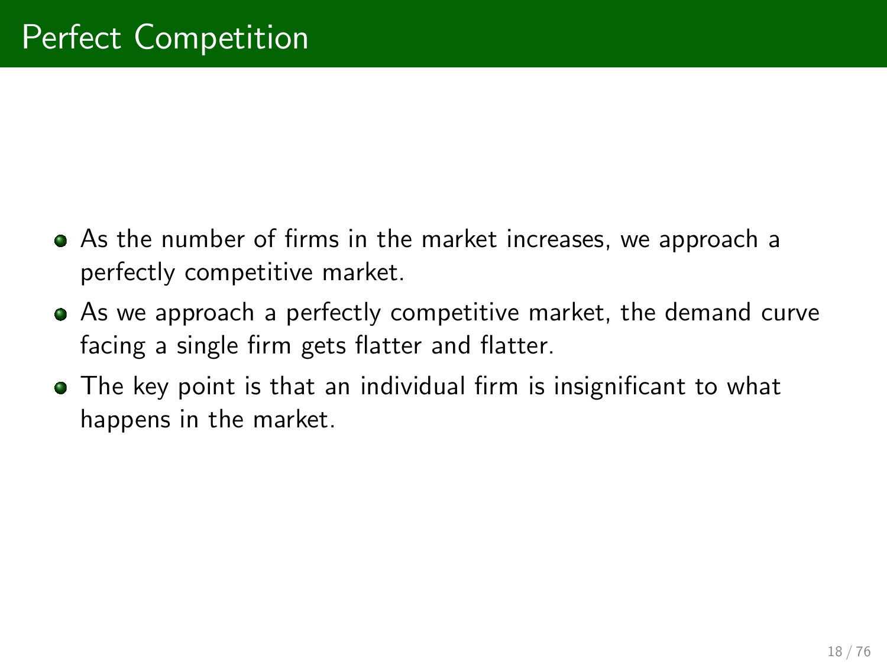# Perfect Competition

- As the number of firms in the market increases, we approach a perfectly competitive market.
- As we approach a perfectly competitive market, the demand curve facing a single firm gets flatter and flatter.
- The key point is that an individual firm is insignificant to what happens in the market.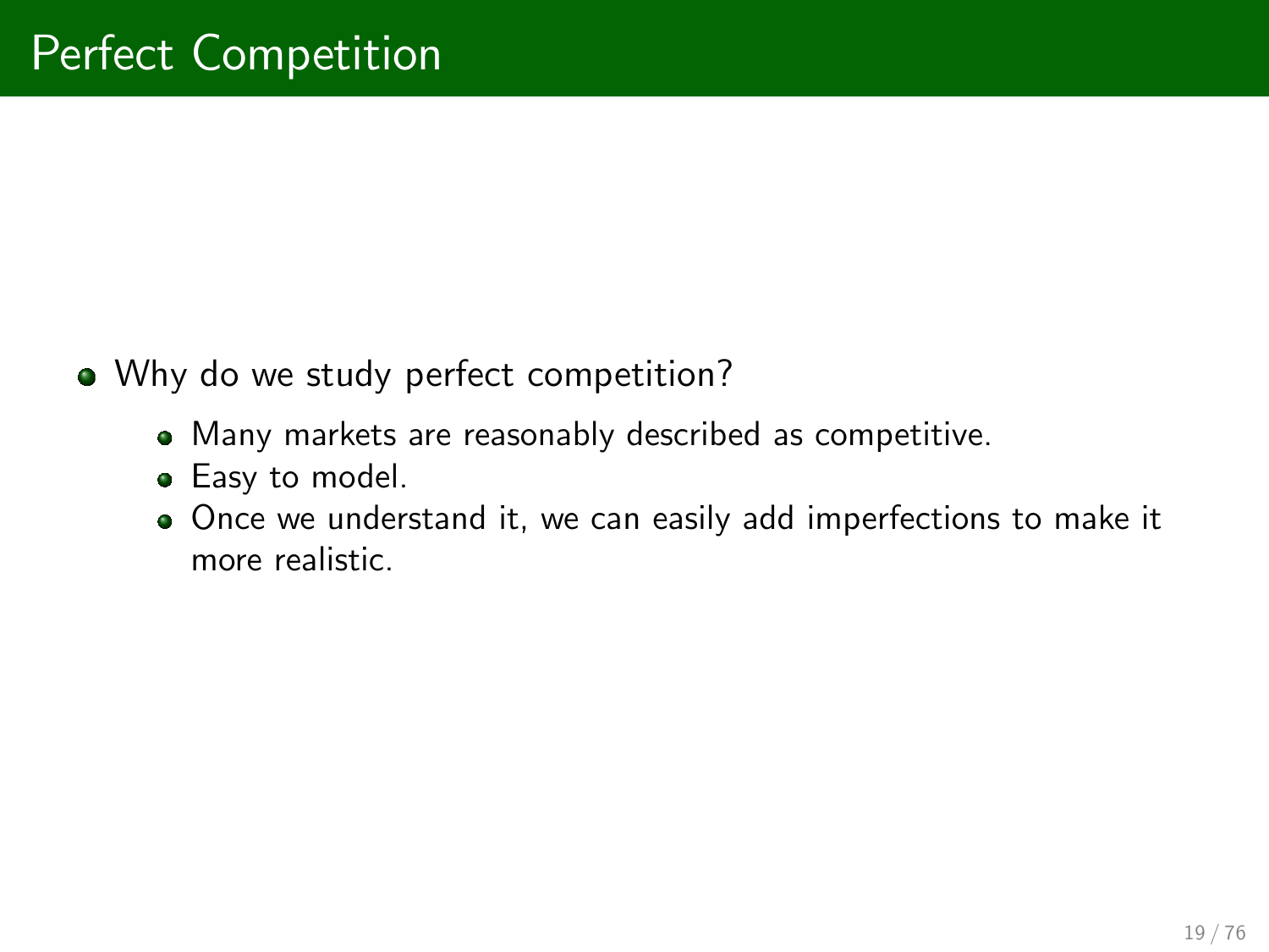# Perfect Competition

- Why do we study perfect competition?
  - Many markets are reasonably described as competitive.
  - Easy to model.
  - Once we understand it, we can easily add imperfections to make it more realistic.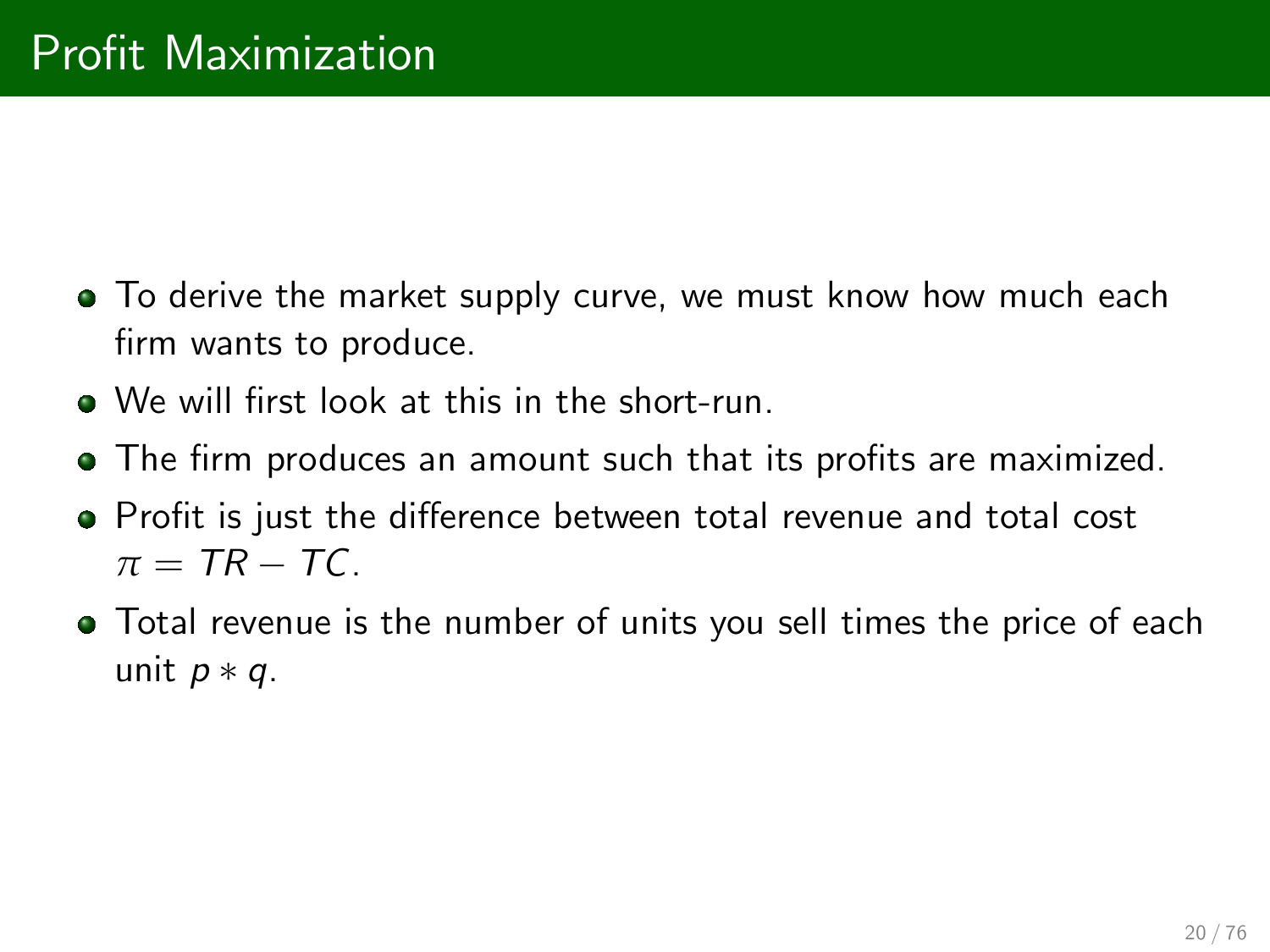# Profit Maximization

- To derive the market supply curve, we must know how much each firm wants to produce.
- We will first look at this in the short-run.
- The firm produces an amount such that its profits are maximized.
- Profit is just the difference between total revenue and total cost $\pi = TR - TC$.
- Total revenue is the number of units you sell times the price of each unit $p * q$.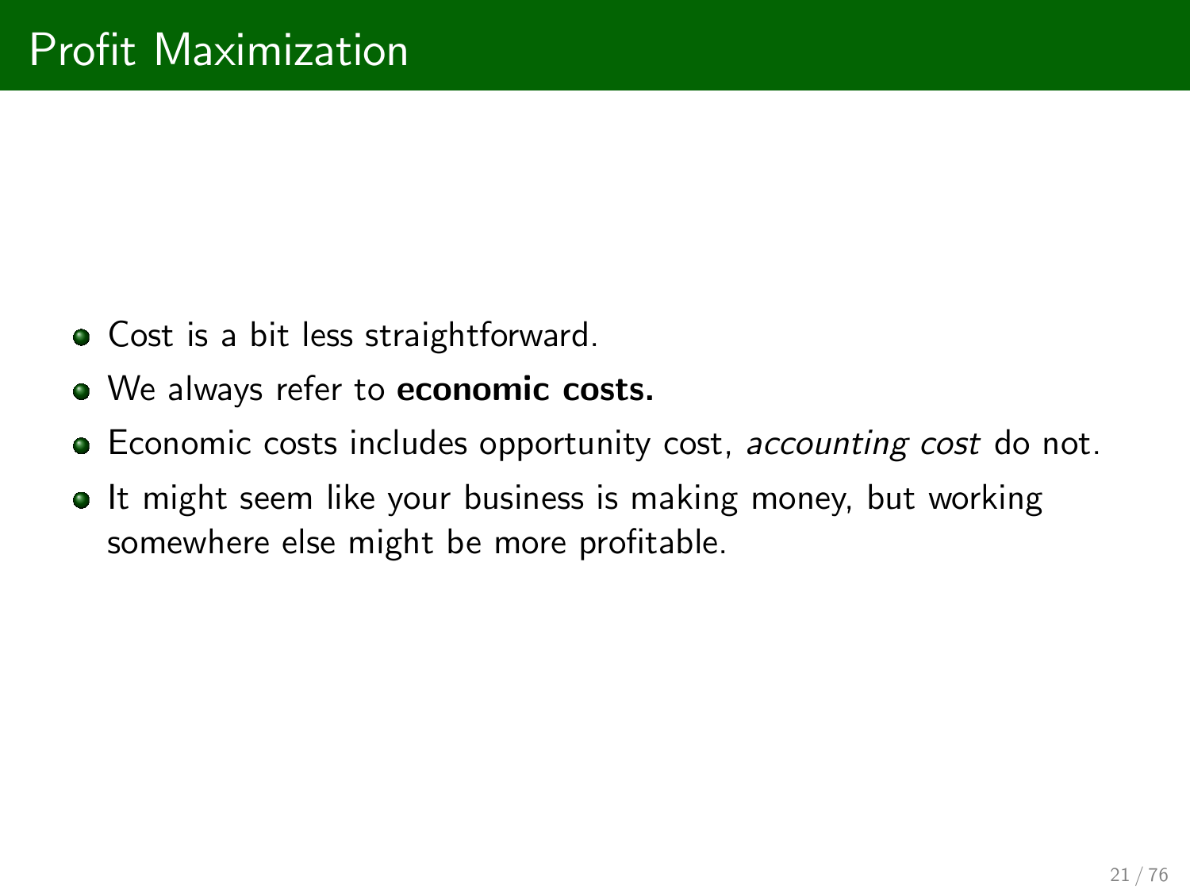# Profit Maximization

- Cost is a bit less straightforward.
- We always refer to **economic costs.**
- Economic costs includes opportunity cost, *accounting cost* do not.
- It might seem like your business is making money, but working somewhere else might be more profitable.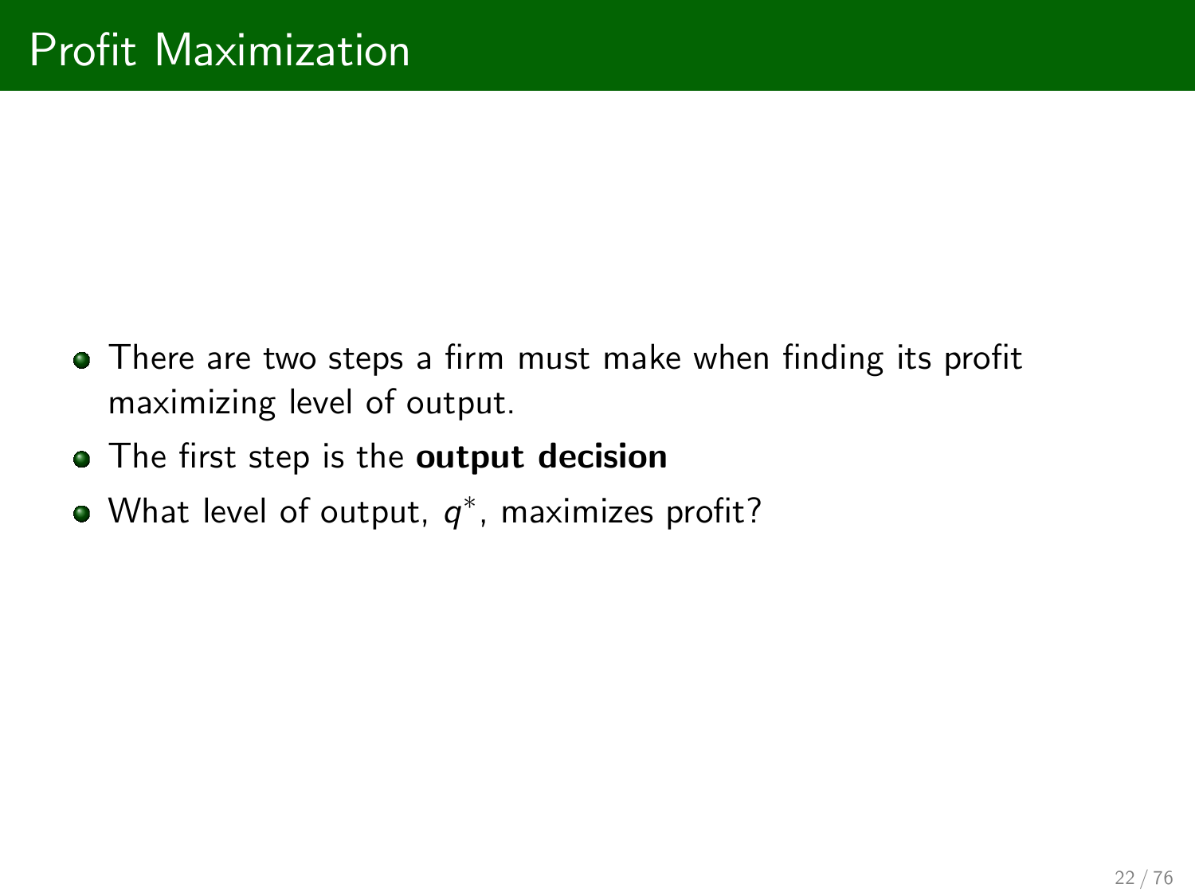# Profit Maximization

- There are two steps a firm must make when finding its profit maximizing level of output.
- The first step is the **output decision**
- What level of output, $q^*$, maximizes profit?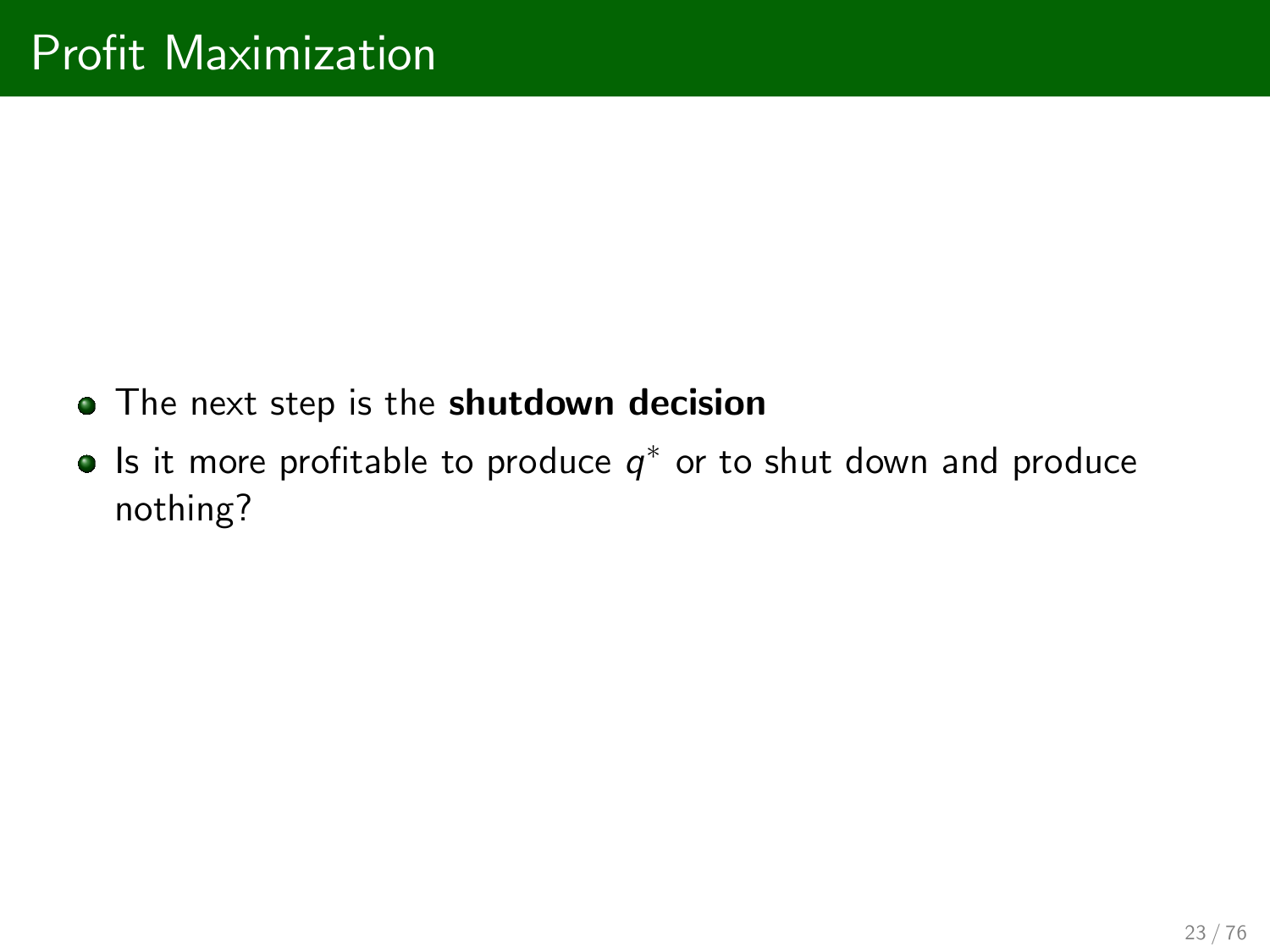# Profit Maximization

- The next step is the **shutdown decision**
- Is it more profitable to produce $q^*$ or to shut down and produce nothing?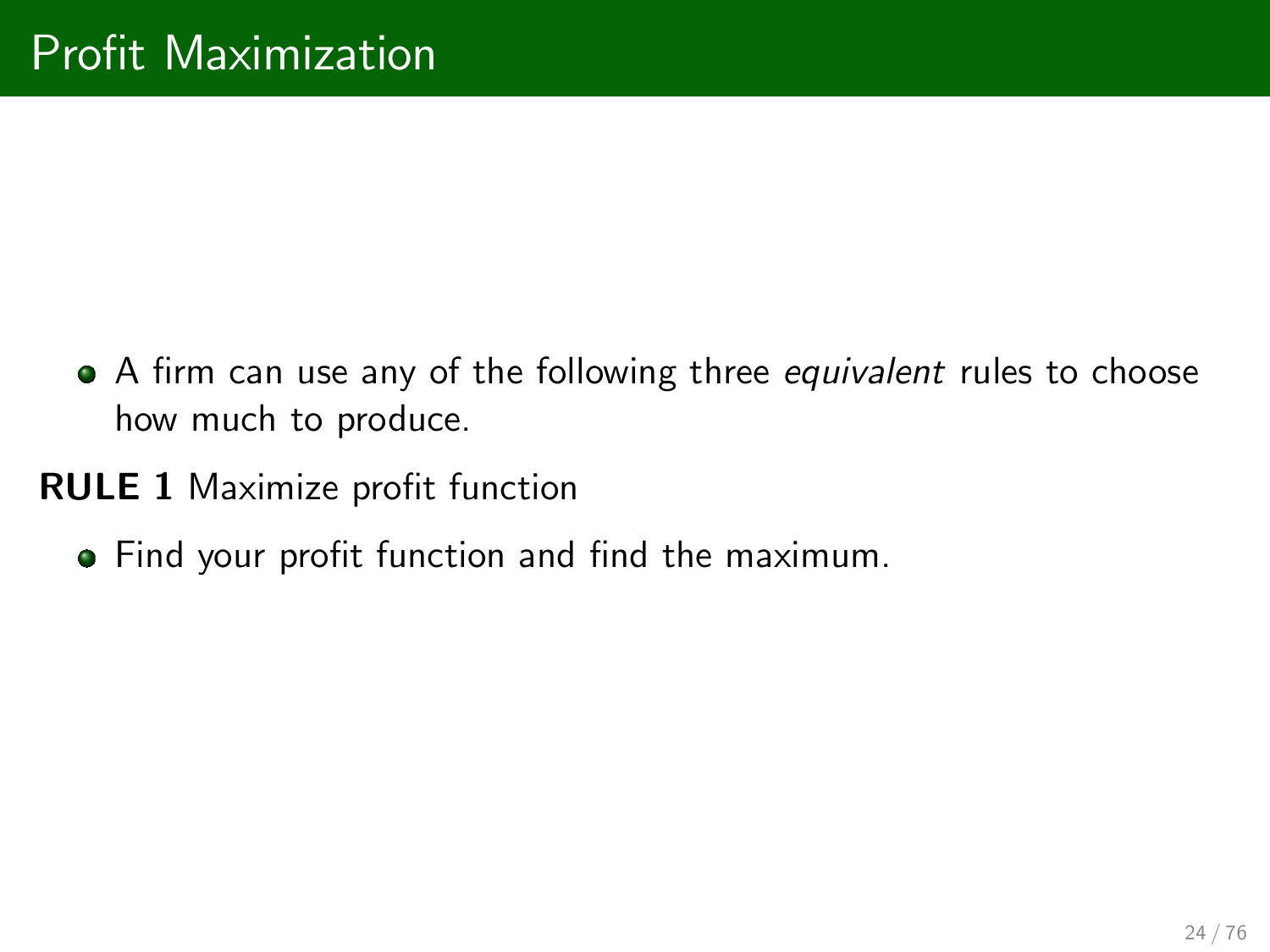# Profit Maximization

- A firm can use any of the following three *equivalent* rules to choose how much to produce.

**RULE 1** Maximize profit function

- Find your profit function and find the maximum.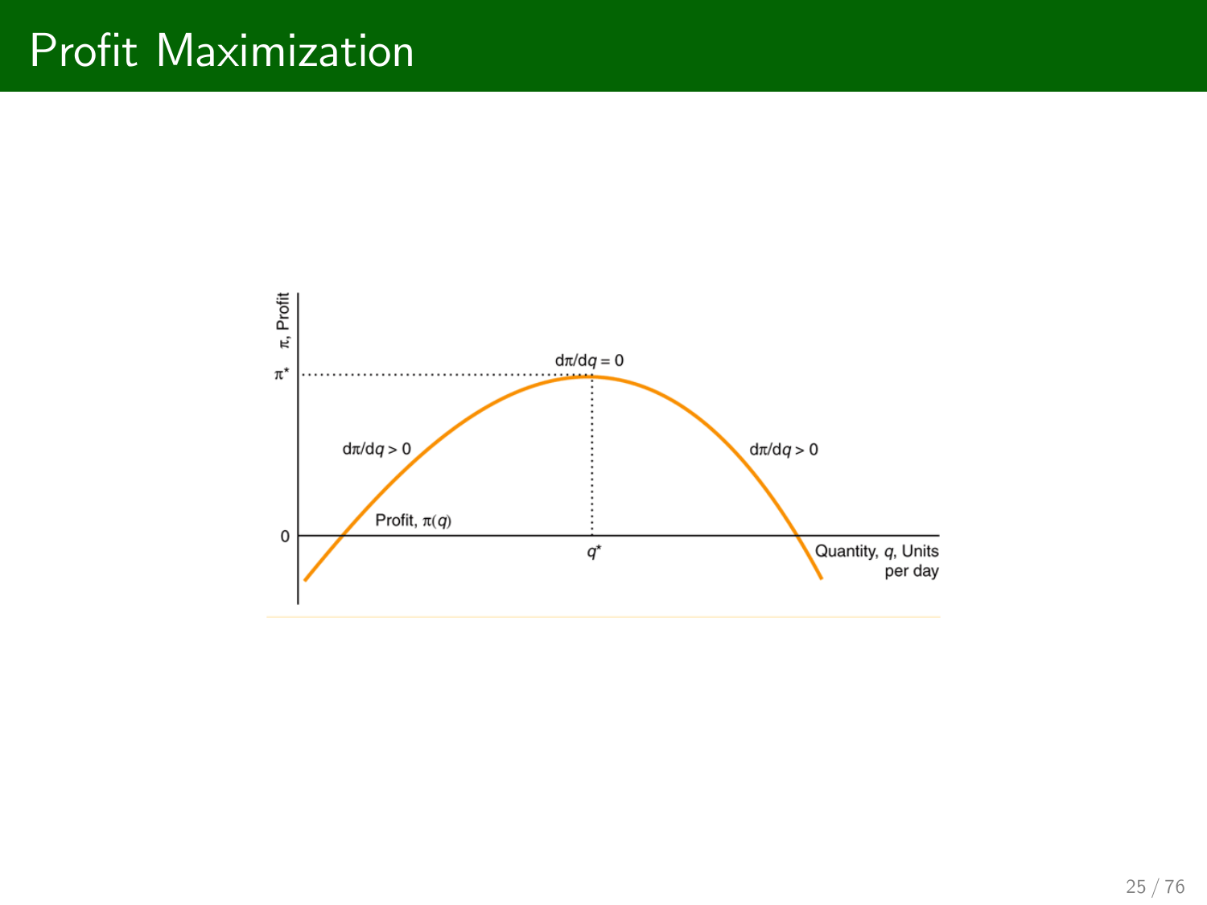# Profit Maximization

$\pi$, Profit

$\pi^*$

$d\pi/dq = 0$

$d\pi/dq > 0$

$d\pi/dq > 0$

Profit, $\pi(q)$

0

$q^*$

Quantity, $q$, Units per day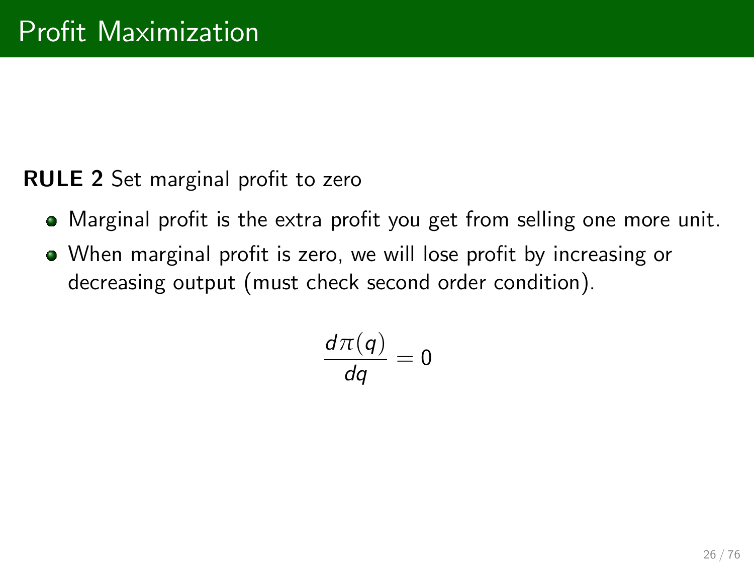# Profit Maximization

**RULE 2** Set marginal profit to zero

- Marginal profit is the extra profit you get from selling one more unit.
- When marginal profit is zero, we will lose profit by increasing or decreasing output (must check second order condition).

$$\frac{d\pi(q)}{dq} = 0$$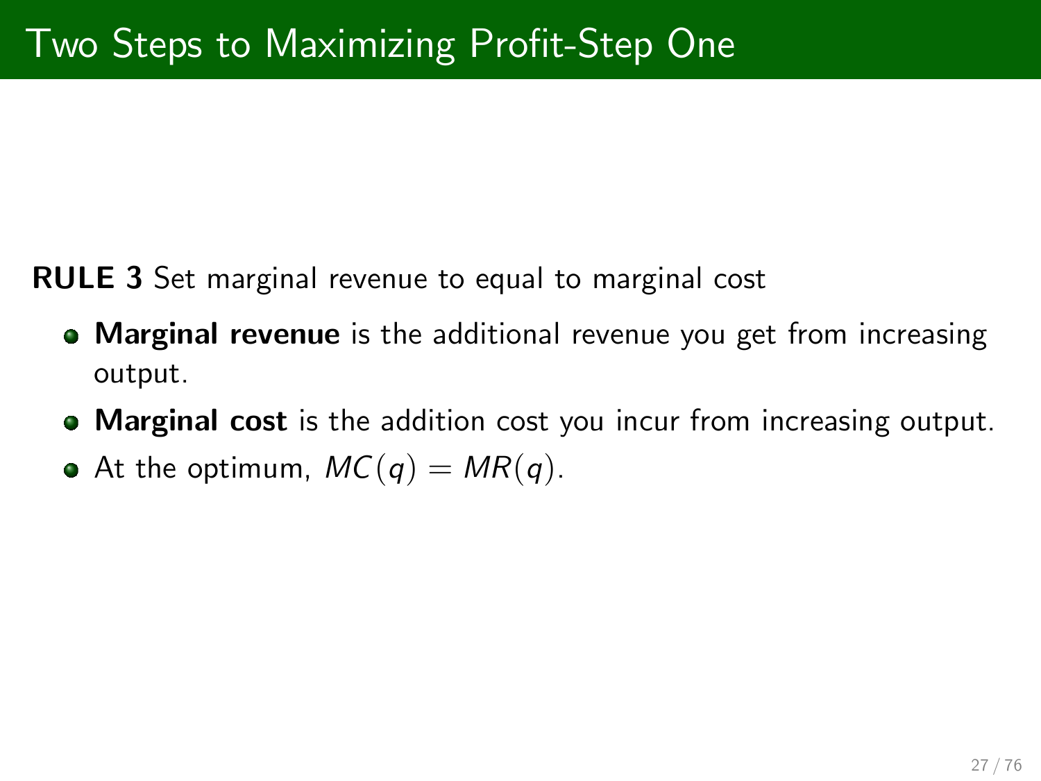# Two Steps to Maximizing Profit-Step One

**RULE 3** Set marginal revenue to equal to marginal cost

- **Marginal revenue** is the additional revenue you get from increasing output.
- **Marginal cost** is the addition cost you incur from increasing output.
- At the optimum, $MC(q) = MR(q)$.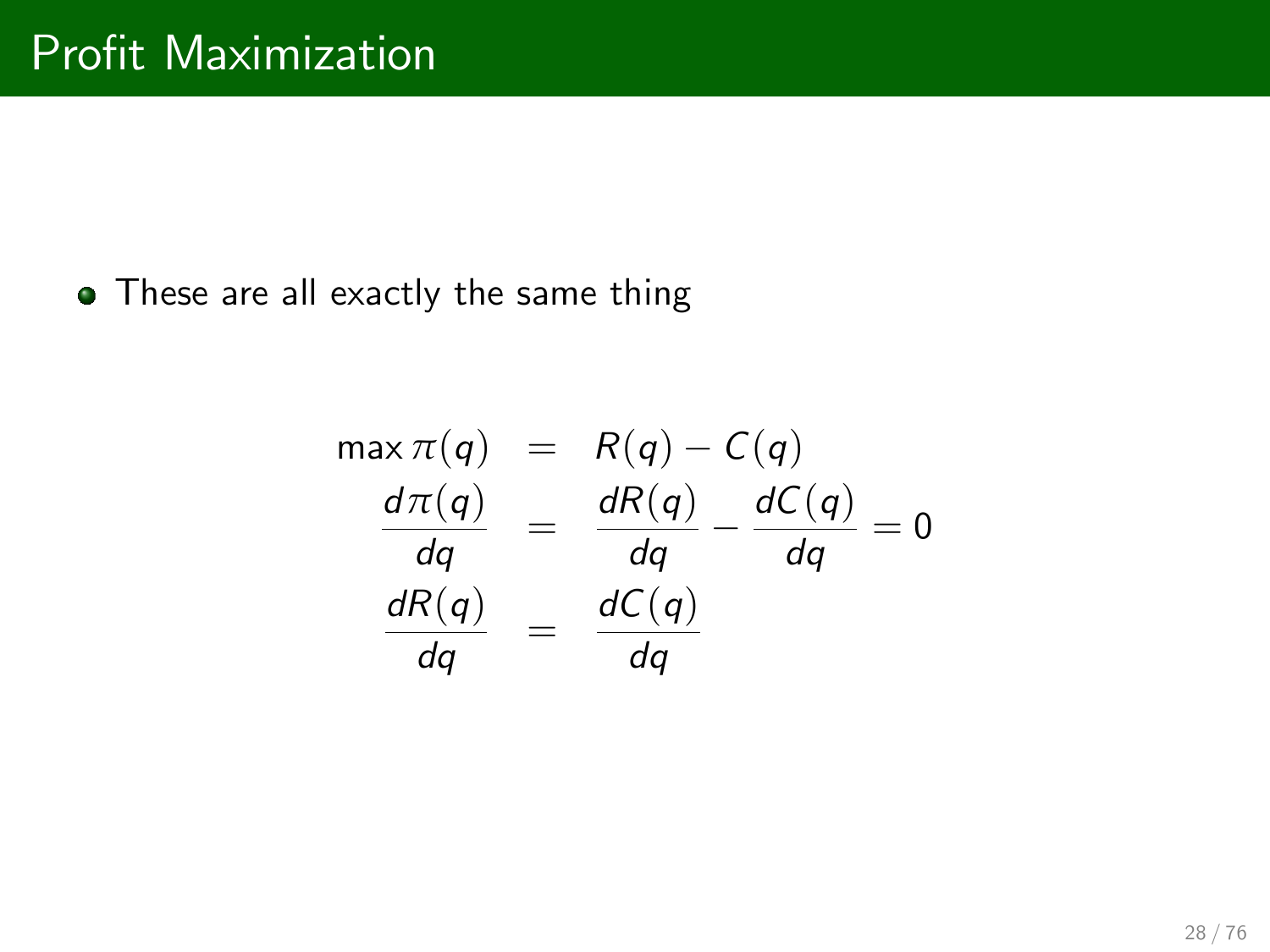# Profit Maximization

- These are all exactly the same thing

$$
\begin{aligned}
\max \pi(q) &= R(q) - C(q) \\
\frac{d\pi(q)}{dq} &= \frac{dR(q)}{dq} - \frac{dC(q)}{dq} = 0 \\
\frac{dR(q)}{dq} &= \frac{dC(q)}{dq}
\end{aligned}
$$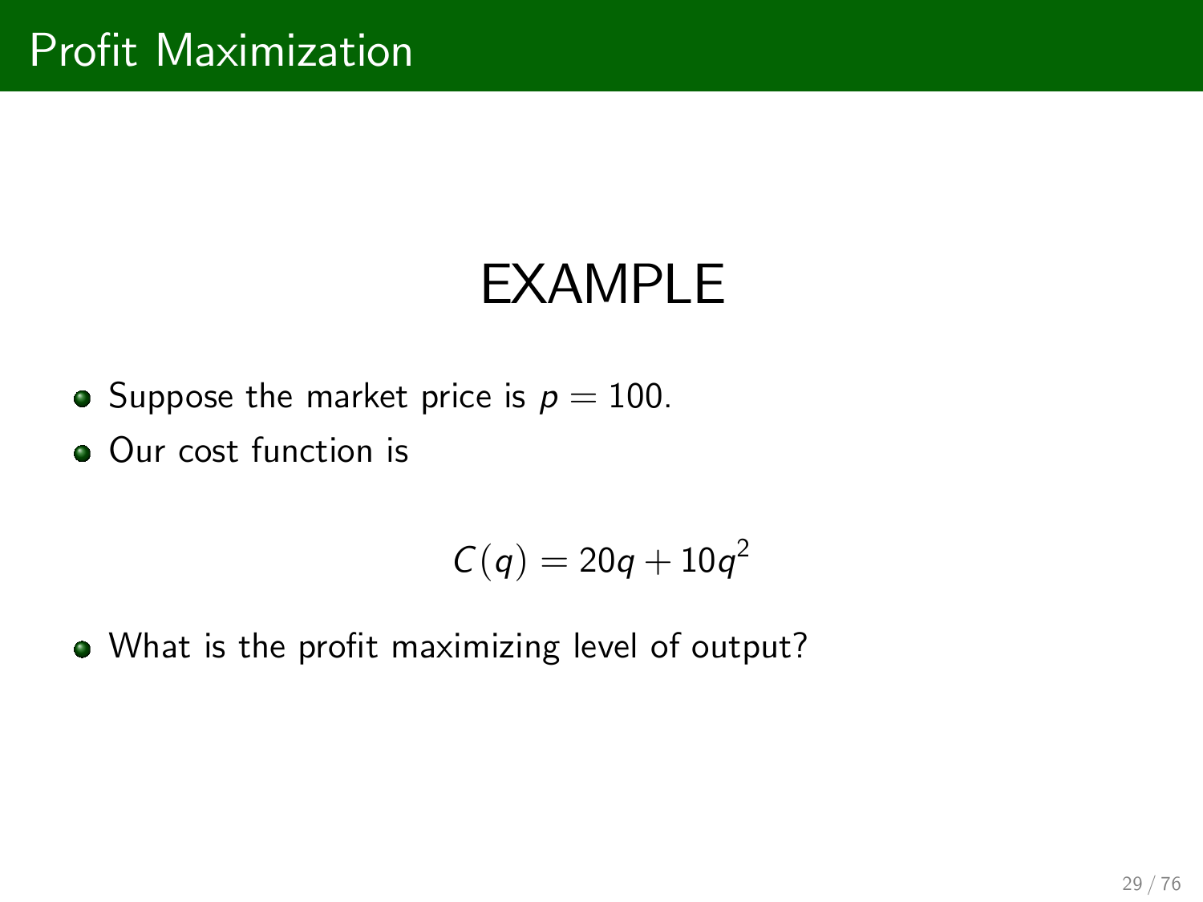# Profit Maximization

## EXAMPLE

- Suppose the market price is $p = 100$.
- Our cost function is

$$C(q) = 20q + 10q^2$$

- What is the profit maximizing level of output?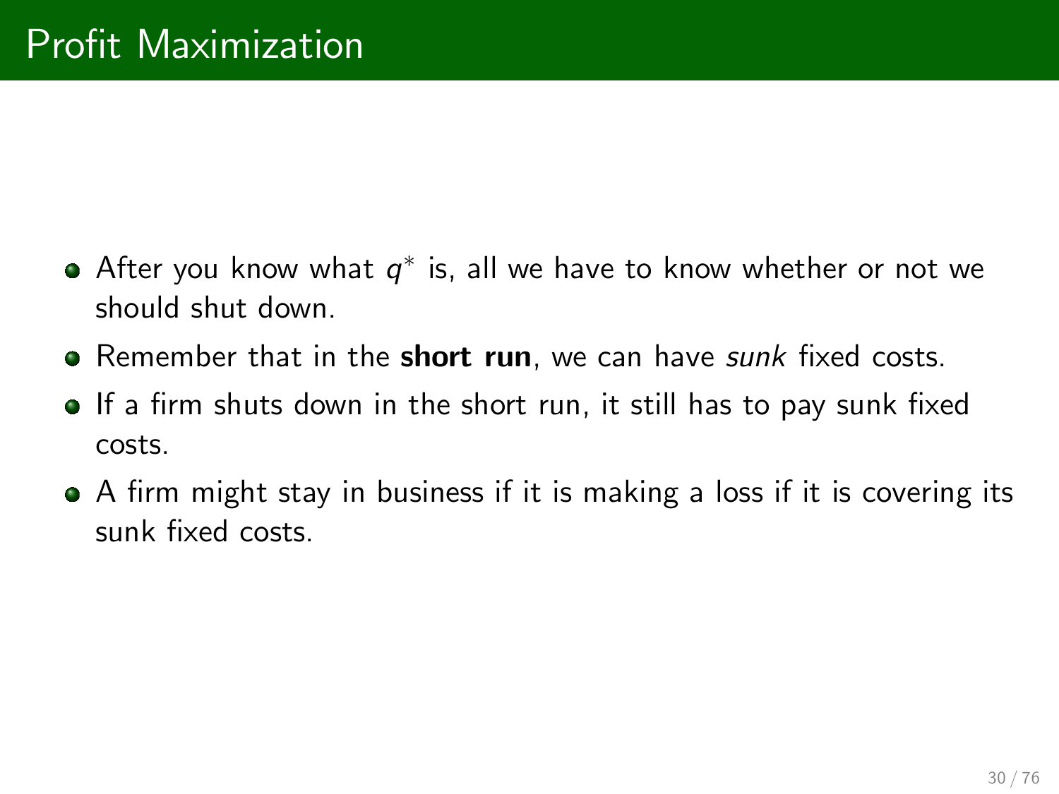# Profit Maximization

- After you know what $q^*$ is, all we have to know whether or not we should shut down.
- Remember that in the **short run**, we can have *sunk* fixed costs.
- If a firm shuts down in the short run, it still has to pay sunk fixed costs.
- A firm might stay in business if it is making a loss if it is covering its sunk fixed costs.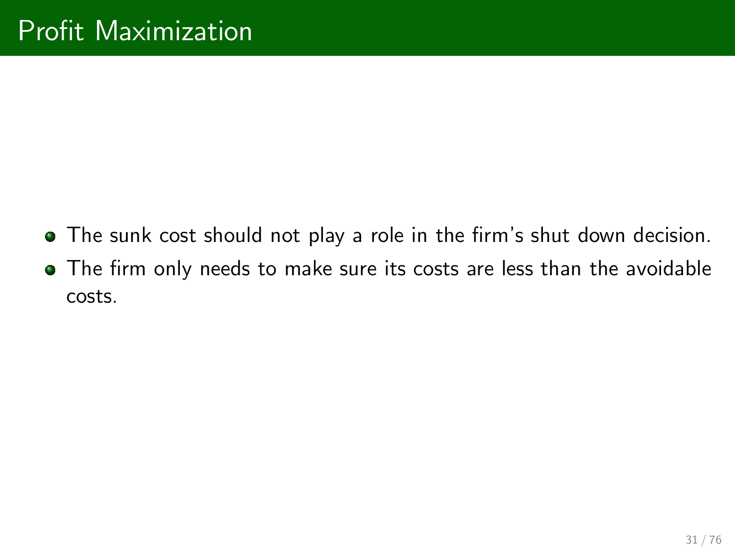# Profit Maximization

- The sunk cost should not play a role in the firm's shut down decision.
- The firm only needs to make sure its costs are less than the avoidable costs.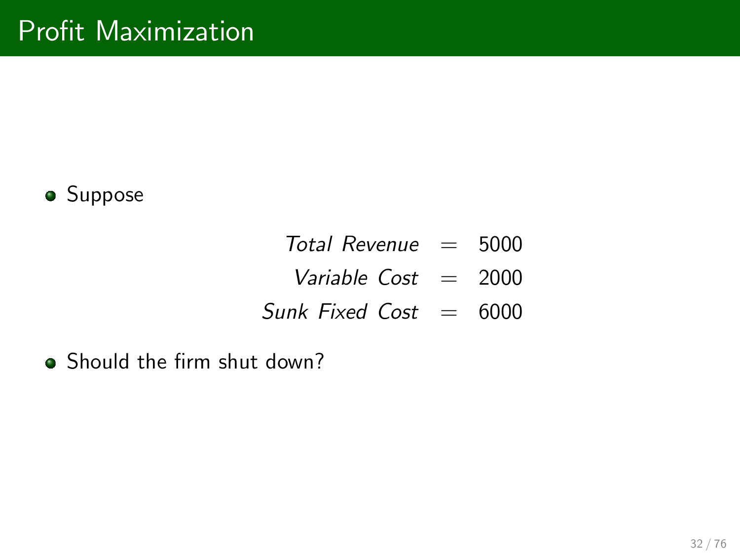# Profit Maximization

- Suppose

$$
\begin{aligned}
\textit{Total Revenue} &= 5000 \\
\textit{Variable Cost} &= 2000 \\
\textit{Sunk Fixed Cost} &= 6000
\end{aligned}
$$

- Should the firm shut down?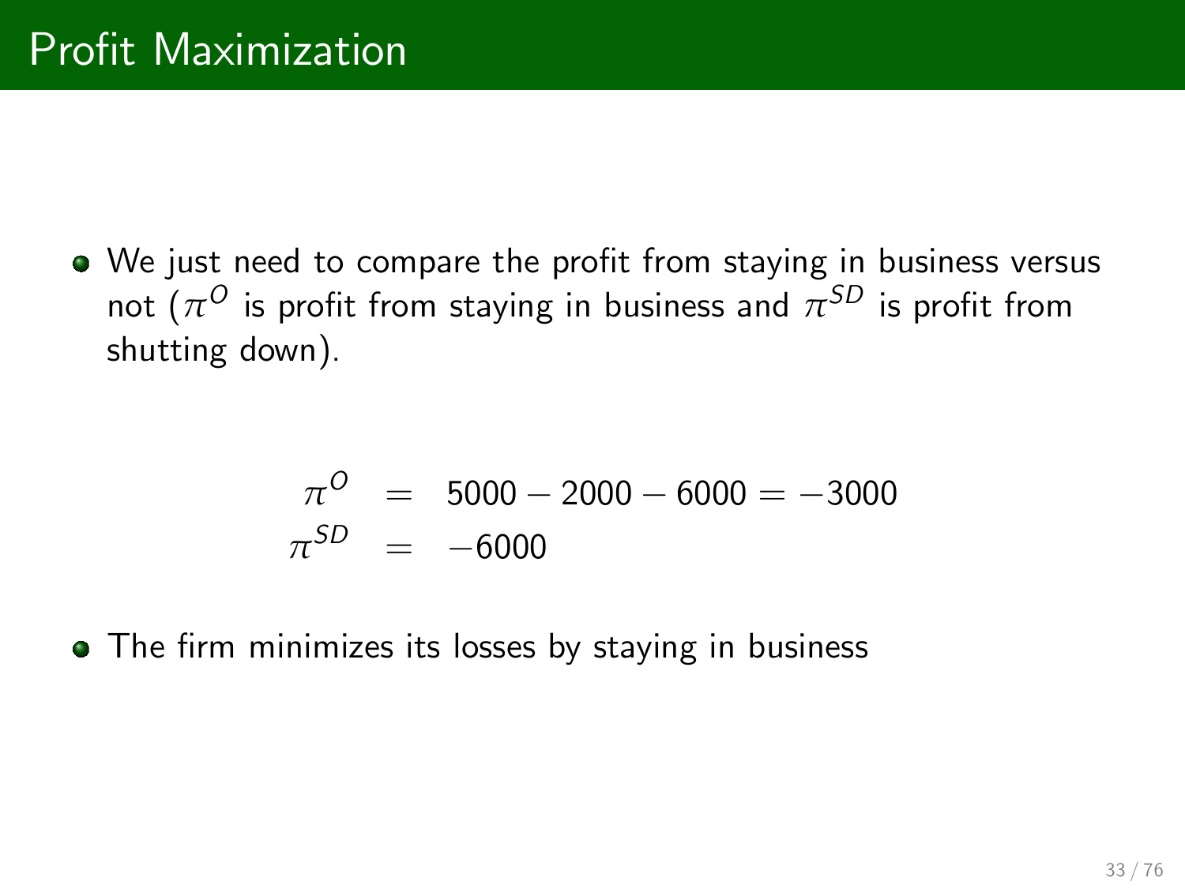# Profit Maximization

- We just need to compare the profit from staying in business versus not ($\pi^O$ is profit from staying in business and $\pi^{SD}$ is profit from shutting down).

$$
\begin{aligned}
\pi^O &= 5000 - 2000 - 6000 = -3000 \\
\pi^{SD} &= -6000
\end{aligned}
$$

- The firm minimizes its losses by staying in business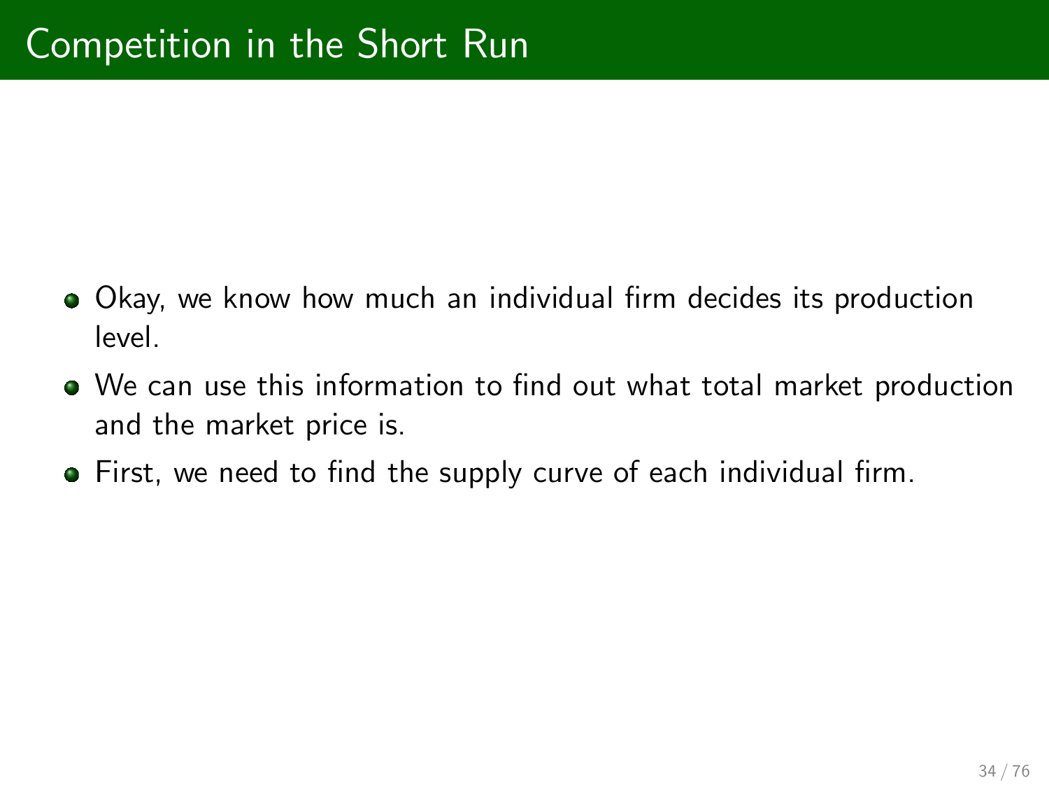# Competition in the Short Run

- Okay, we know how much an individual firm decides its production level.
- We can use this information to find out what total market production and the market price is.
- First, we need to find the supply curve of each individual firm.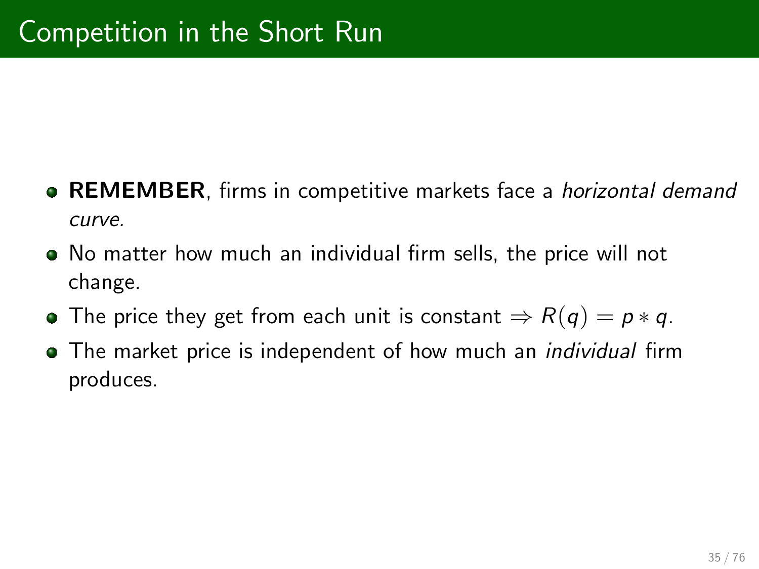# Competition in the Short Run

- **REMEMBER**, firms in competitive markets face a *horizontal demand curve.*
- No matter how much an individual firm sells, the price will not change.
- The price they get from each unit is constant $\Rightarrow R(q) = p * q$.
- The market price is independent of how much an *individual* firm produces.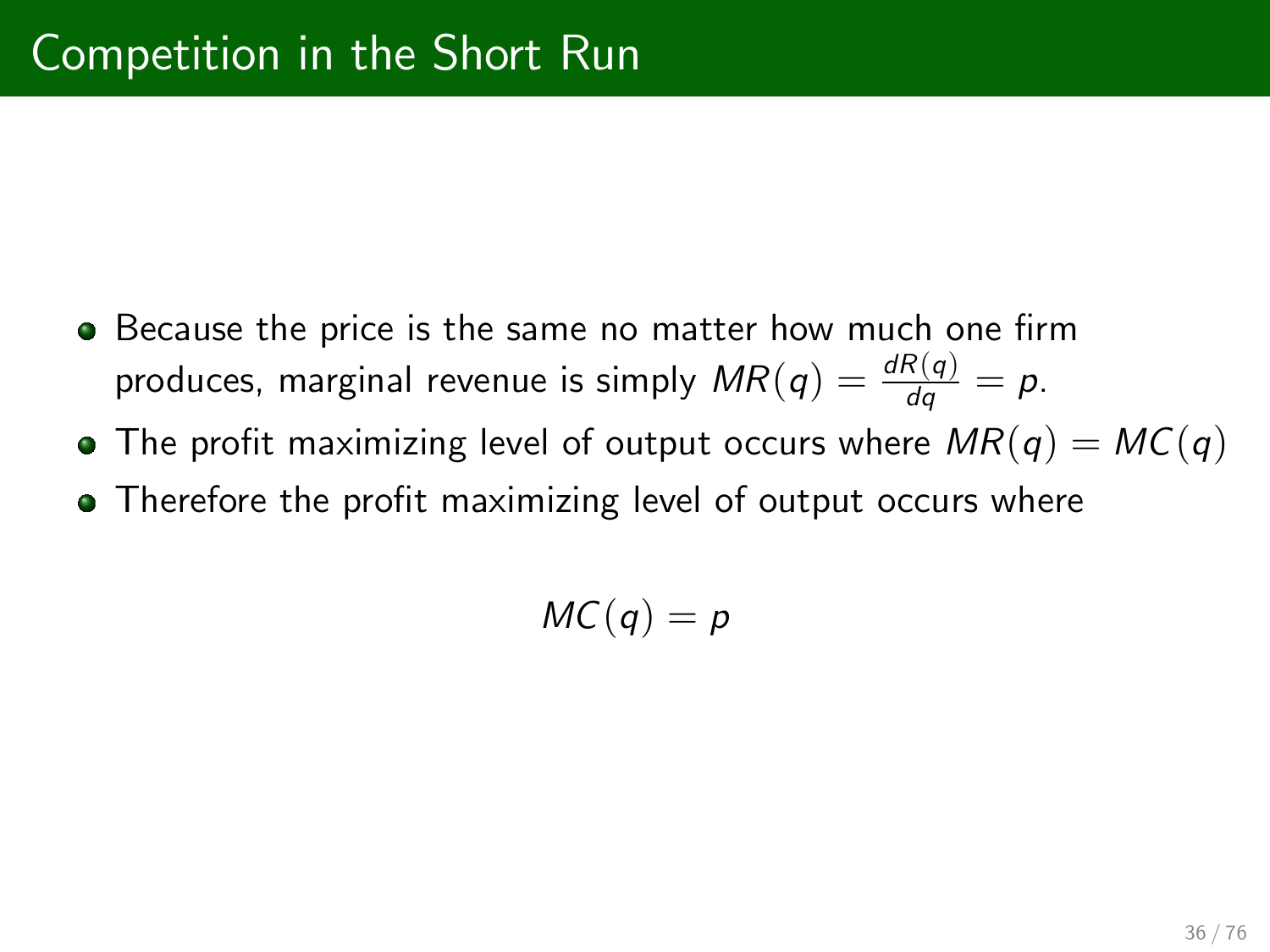# Competition in the Short Run

- Because the price is the same no matter how much one firm produces, marginal revenue is simply $MR(q) = \frac{dR(q)}{dq} = p$.
- The profit maximizing level of output occurs where $MR(q) = MC(q)$
- Therefore the profit maximizing level of output occurs where

$$MC(q) = p$$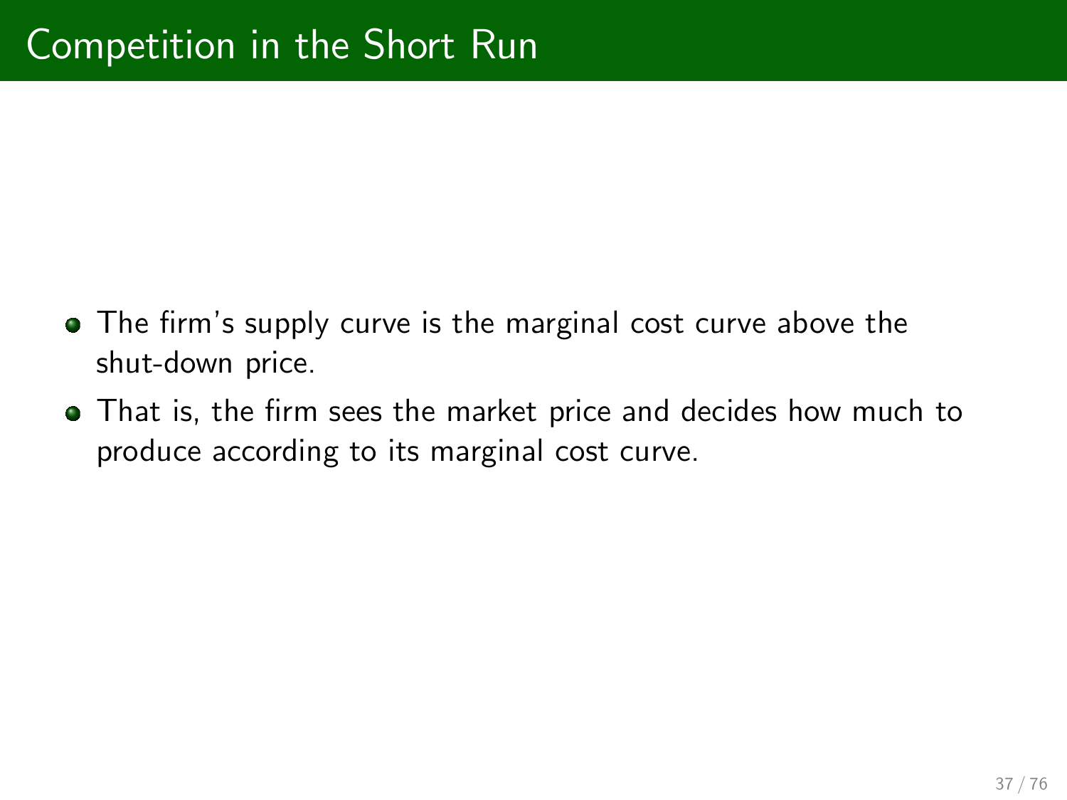# Competition in the Short Run

- The firm's supply curve is the marginal cost curve above the shut-down price.
- That is, the firm sees the market price and decides how much to produce according to its marginal cost curve.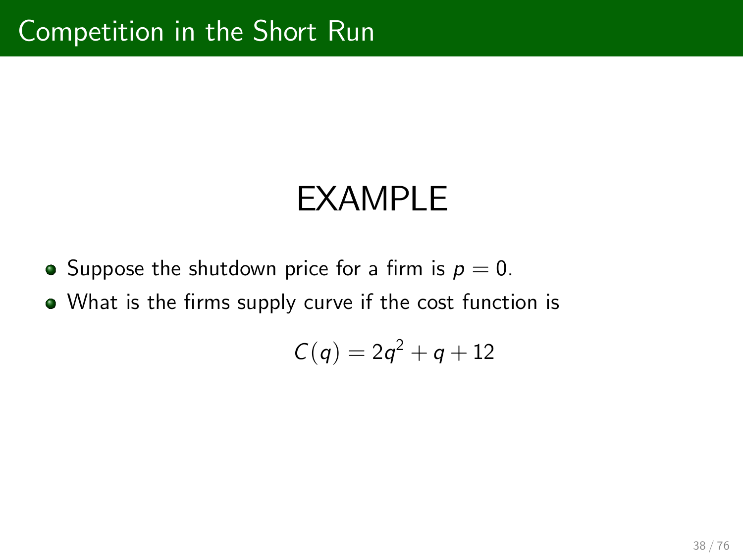# Competition in the Short Run

## EXAMPLE

- Suppose the shutdown price for a firm is $p = 0$.
- What is the firms supply curve if the cost function is

$$C(q) = 2q^2 + q + 12$$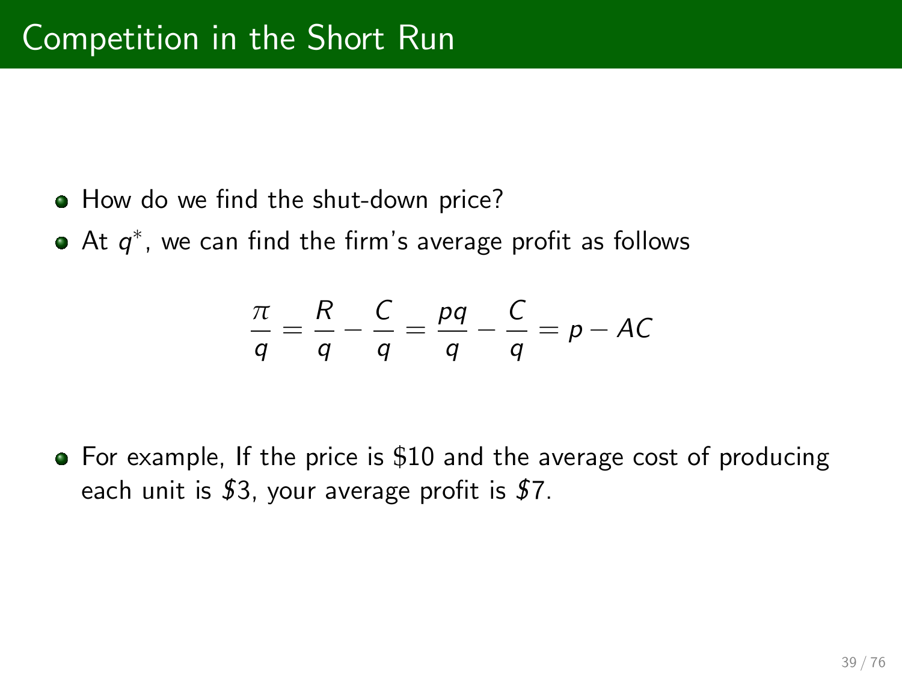# Competition in the Short Run

- How do we find the shut-down price?
- At $q^*$, we can find the firm's average profit as follows

$$\frac{\pi}{q} = \frac{R}{q} - \frac{C}{q} = \frac{pq}{q} - \frac{C}{q} = p - AC$$

- For example, If the price is $10 and the average cost of producing each unit is $3, your average profit is $7.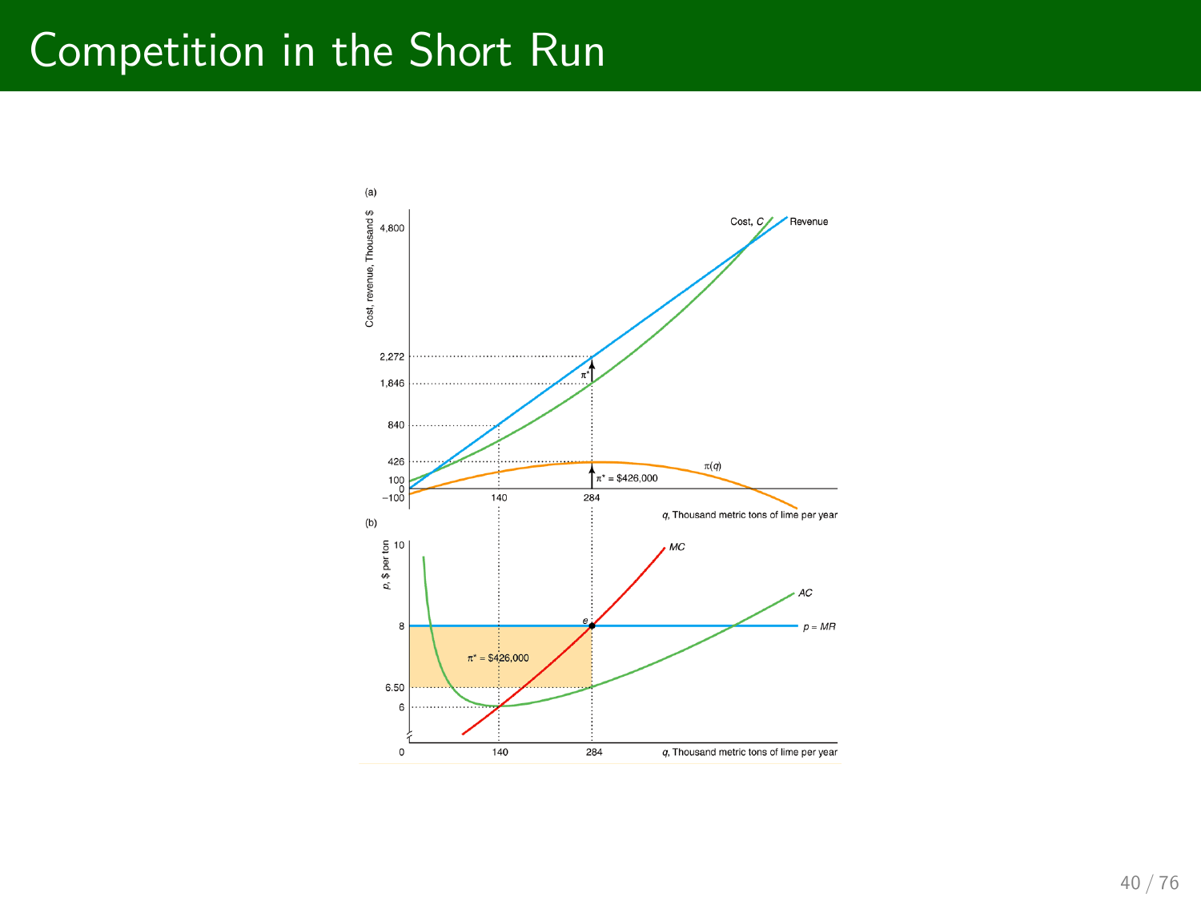# Competition in the Short Run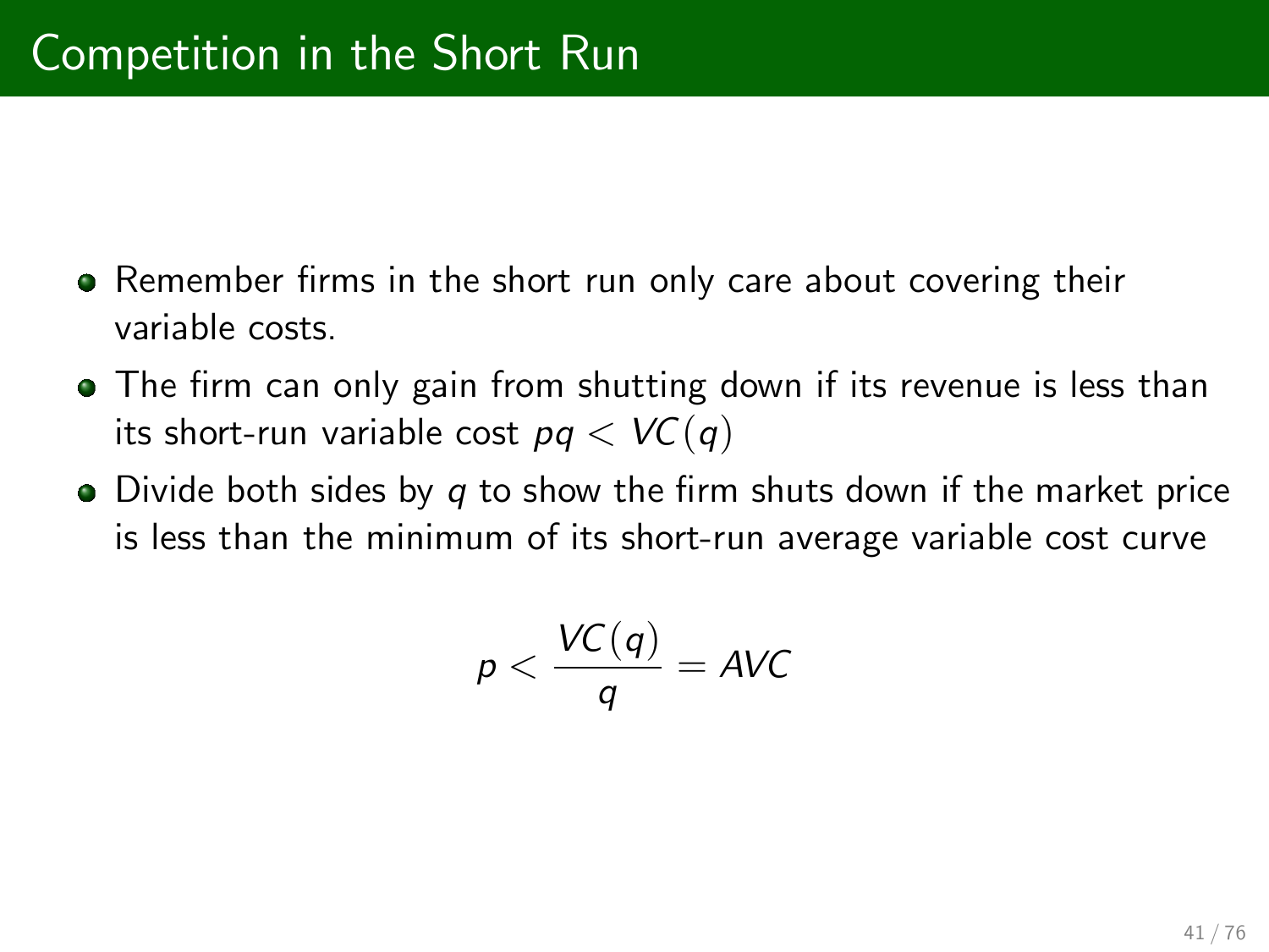# Competition in the Short Run

- Remember firms in the short run only care about covering their variable costs.
- The firm can only gain from shutting down if its revenue is less than its short-run variable cost $pq < VC(q)$
- Divide both sides by $q$ to show the firm shuts down if the market price is less than the minimum of its short-run average variable cost curve

$$p < \frac{VC(q)}{q} = AVC$$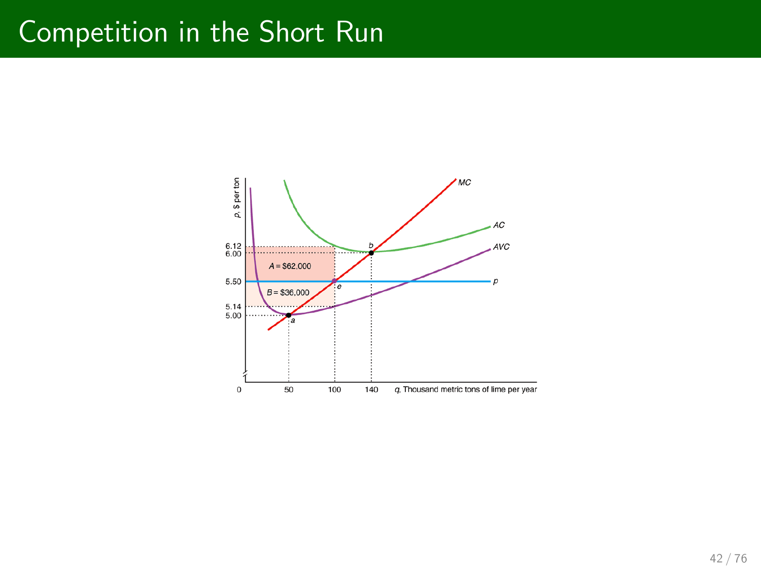# Competition in the Short Run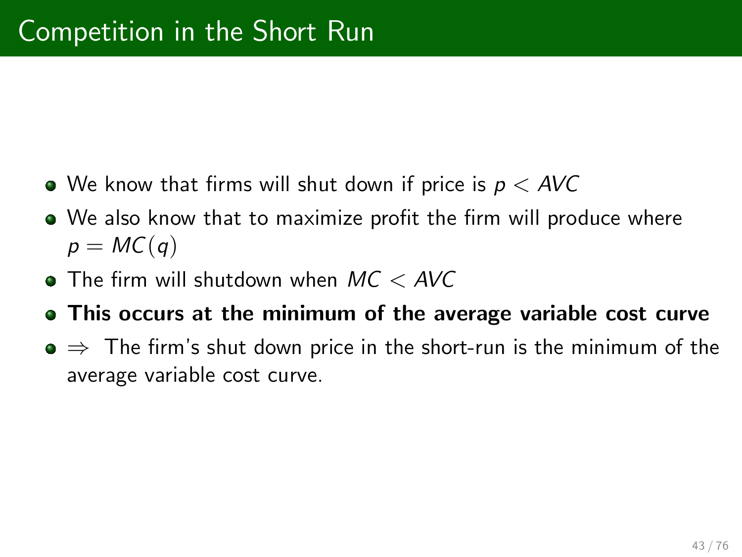# Competition in the Short Run

- We know that firms will shut down if price is $p < AVC$
- We also know that to maximize profit the firm will produce where $p = MC(q)$
- The firm will shutdown when $MC < AVC$
- **This occurs at the minimum of the average variable cost curve**
- $\Rightarrow$ The firm's shut down price in the short-run is the minimum of the average variable cost curve.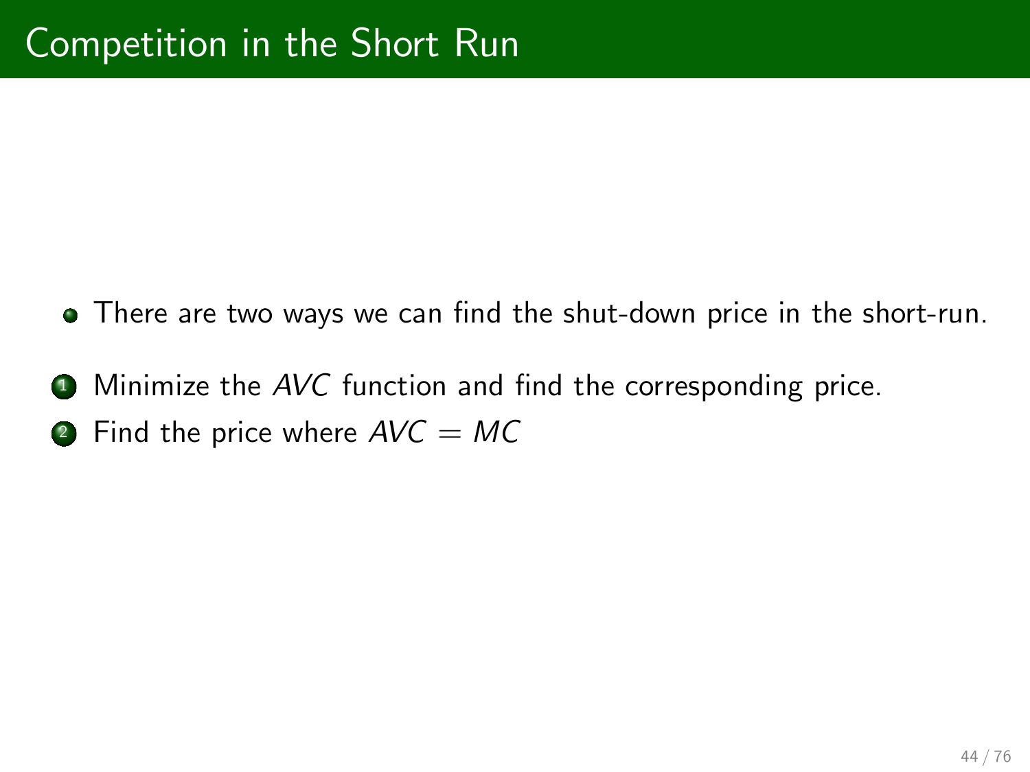# Competition in the Short Run

- There are two ways we can find the shut-down price in the short-run.

1. Minimize the $AVC$ function and find the corresponding price.
2. Find the price where $AVC = MC$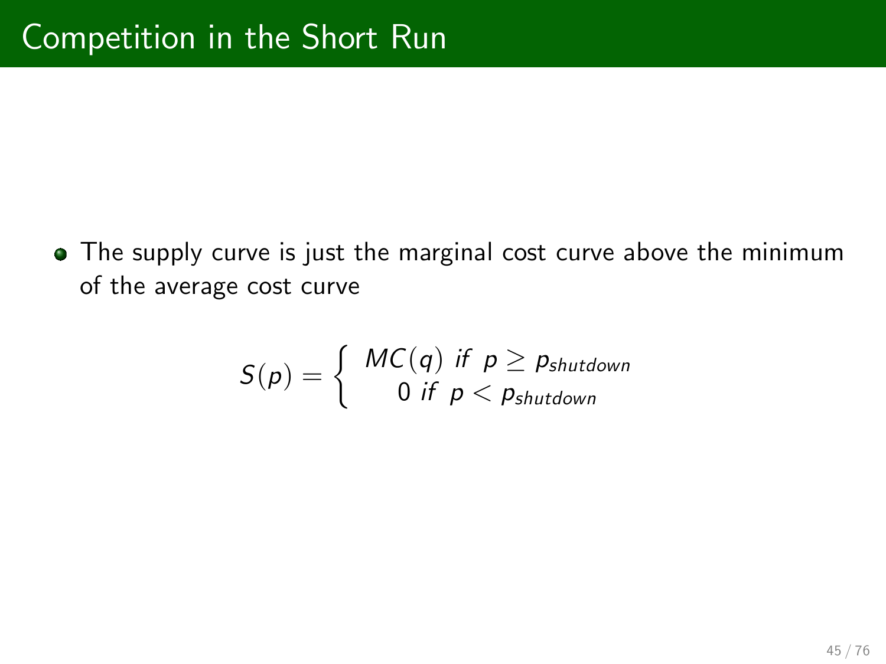# Competition in the Short Run

- The supply curve is just the marginal cost curve above the minimum of the average cost curve

$$S(p) = \begin{cases} MC(q) \ \textit{if} \ p \geq p_{shutdown} \\ 0 \ \textit{if} \ p < p_{shutdown} \end{cases}$$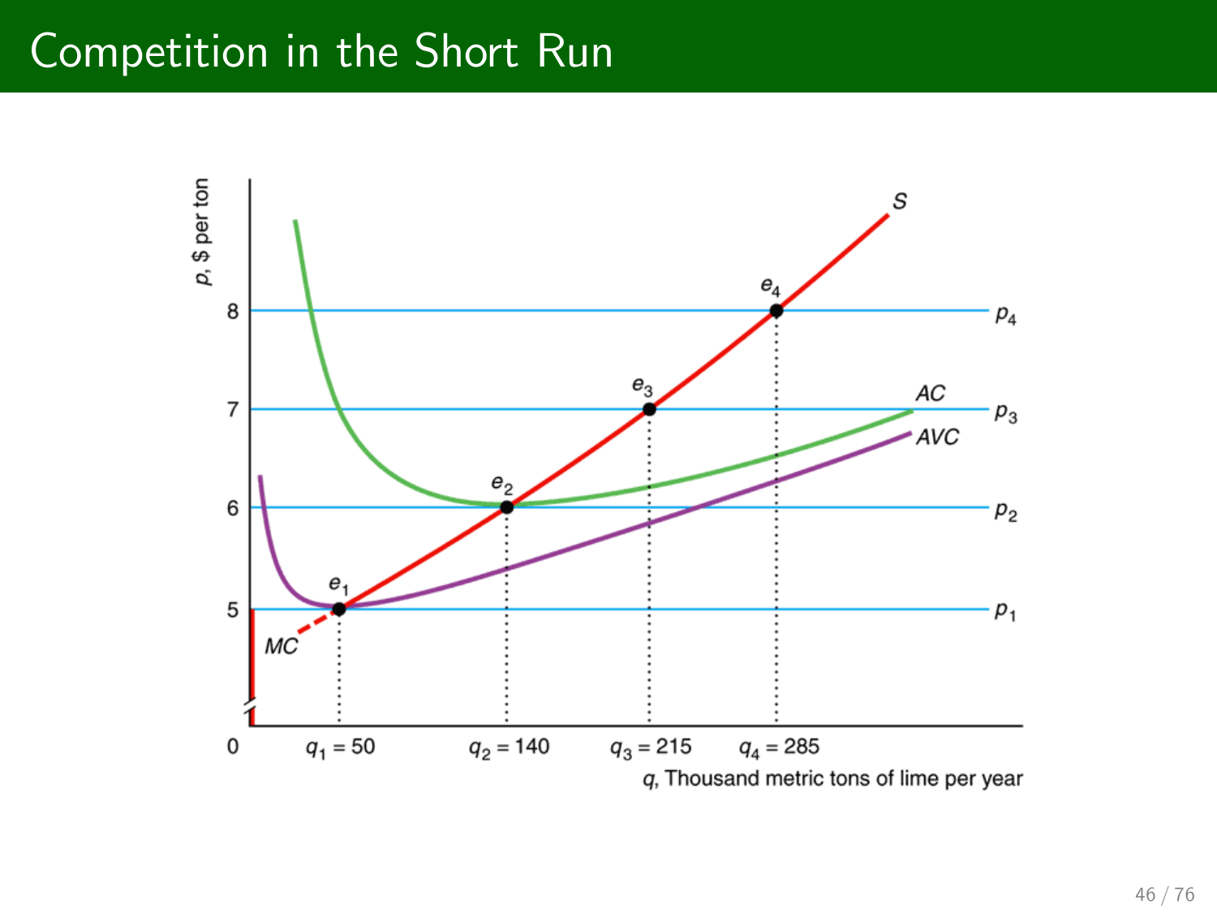# Competition in the Short Run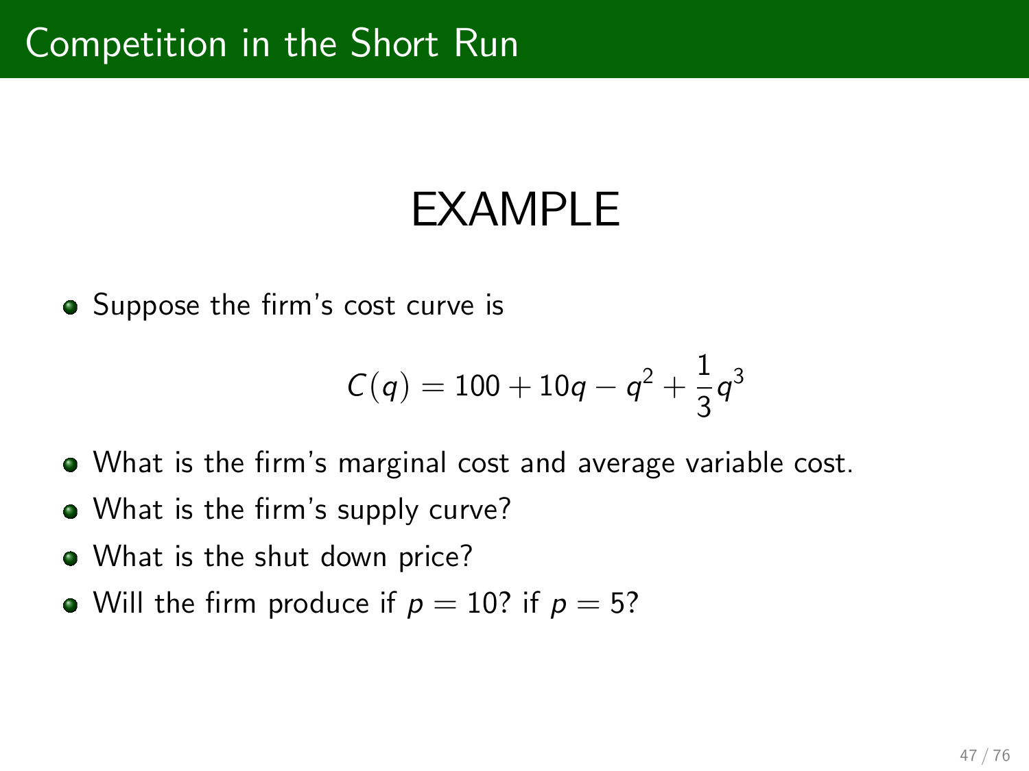# Competition in the Short Run

## EXAMPLE

- Suppose the firm's cost curve is

$$C(q) = 100 + 10q - q^2 + \frac{1}{3}q^3$$

- What is the firm's marginal cost and average variable cost.
- What is the firm's supply curve?
- What is the shut down price?
- Will the firm produce if $p = 10$? if $p = 5$?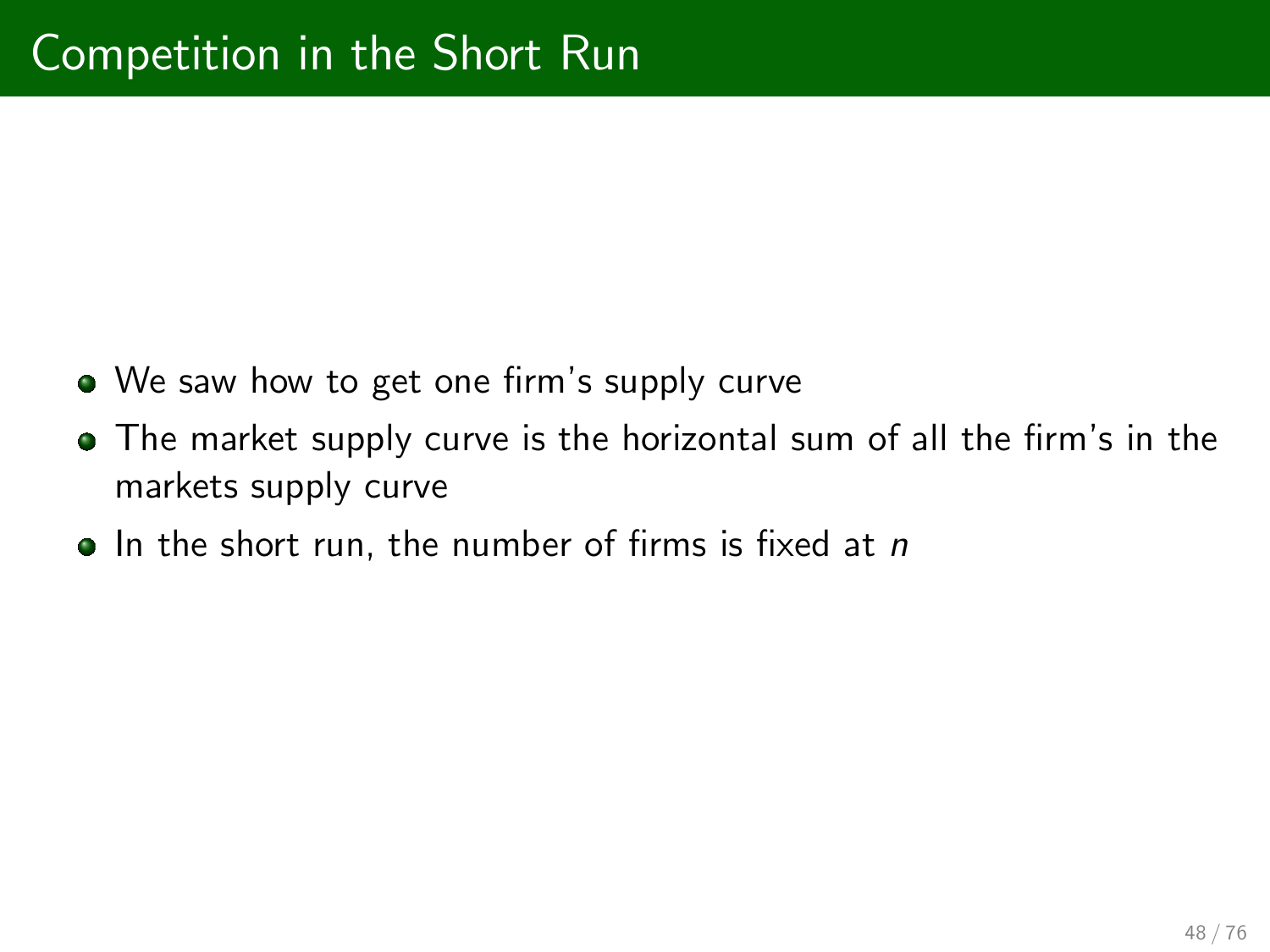# Competition in the Short Run

- We saw how to get one firm's supply curve
- The market supply curve is the horizontal sum of all the firm's in the markets supply curve
- In the short run, the number of firms is fixed at $n$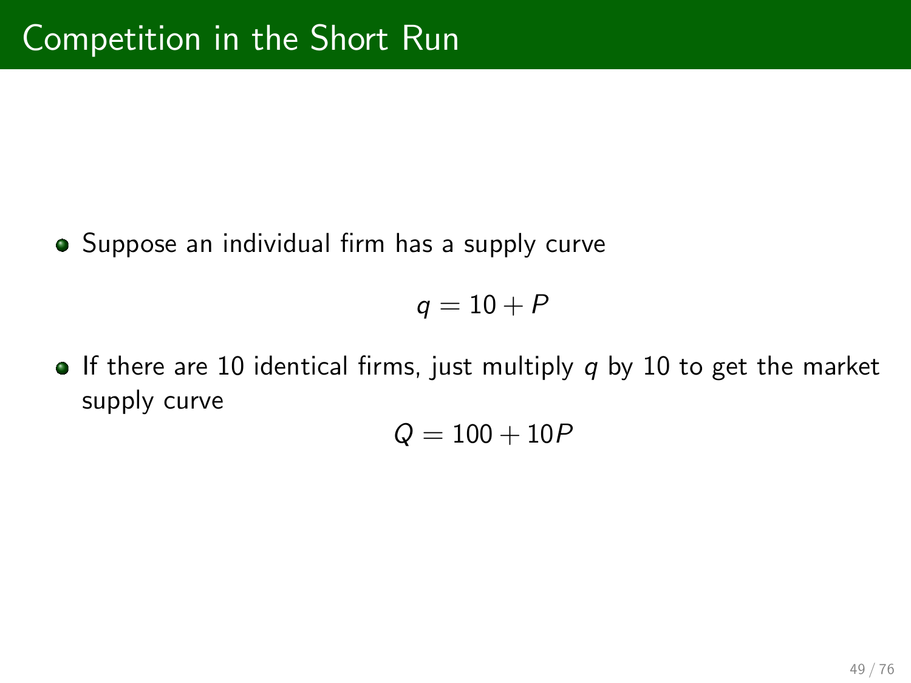# Competition in the Short Run

- Suppose an individual firm has a supply curve

$$q = 10 + P$$

- If there are 10 identical firms, just multiply $q$ by 10 to get the market supply curve

$$Q = 100 + 10P$$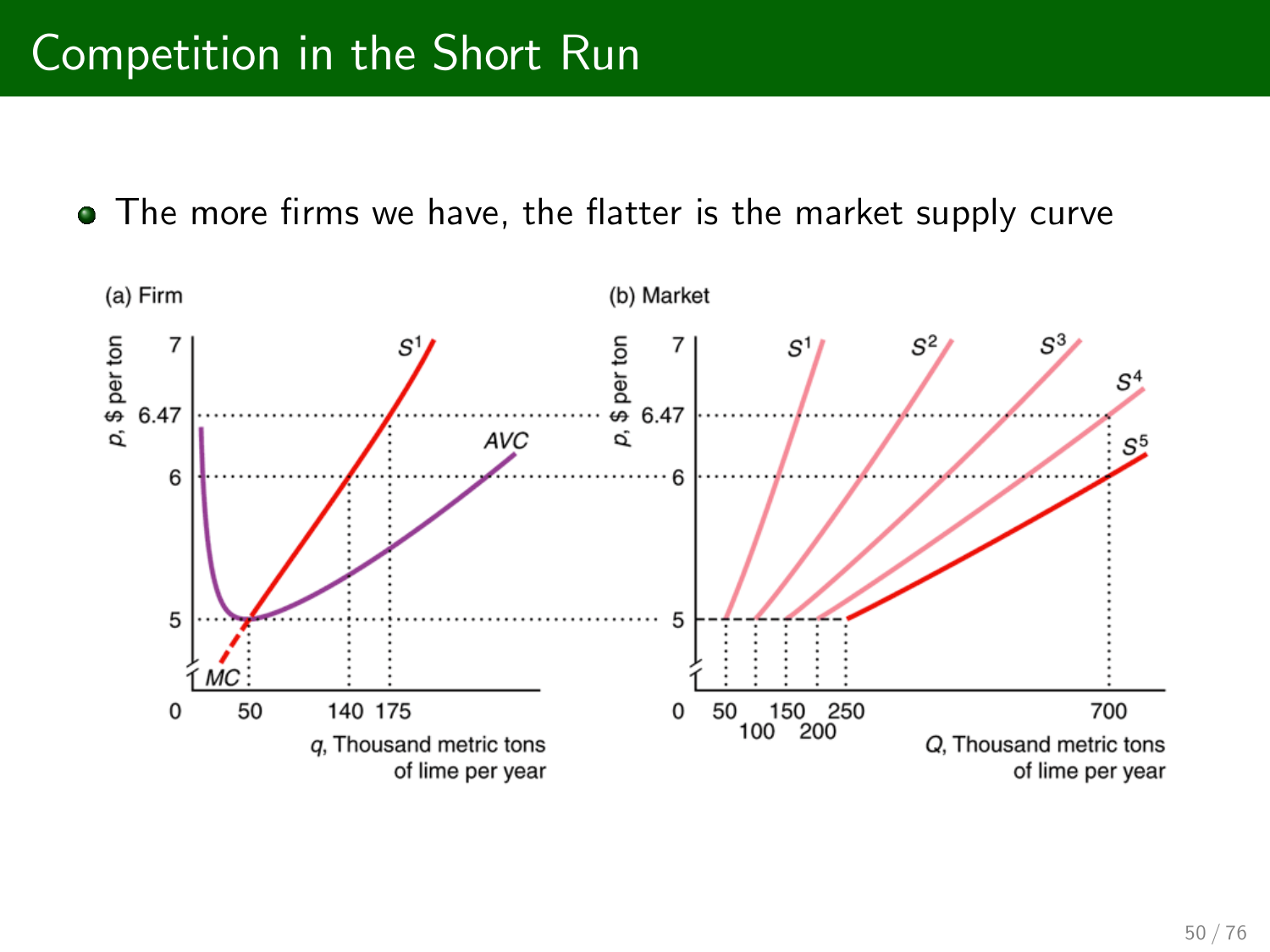# Competition in the Short Run

- The more firms we have, the flatter is the market supply curve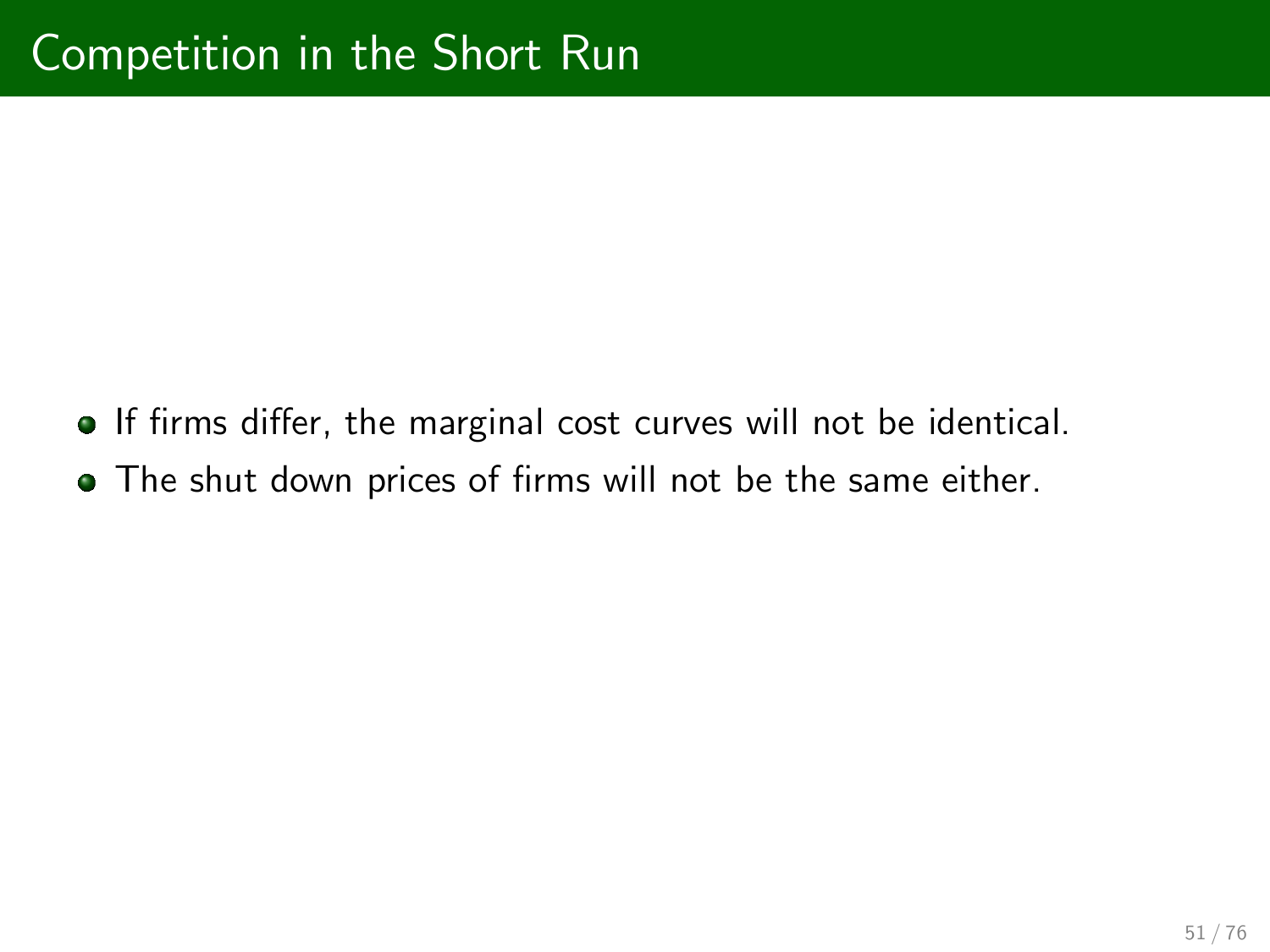# Competition in the Short Run

- If firms differ, the marginal cost curves will not be identical.
- The shut down prices of firms will not be the same either.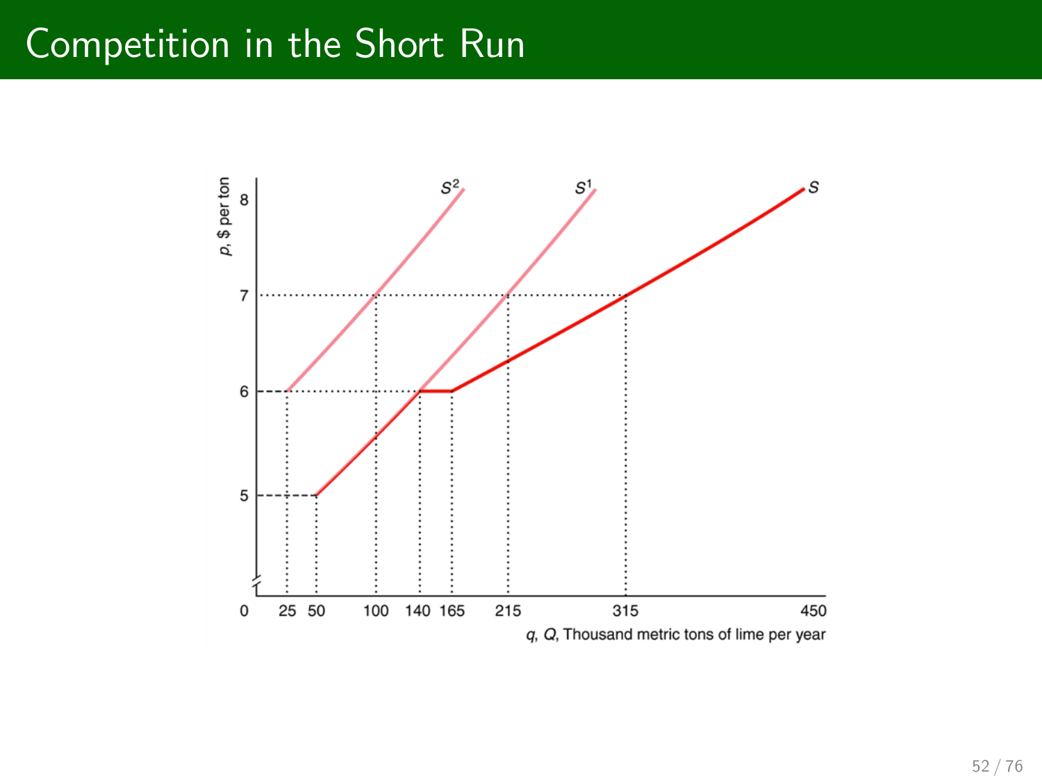# Competition in the Short Run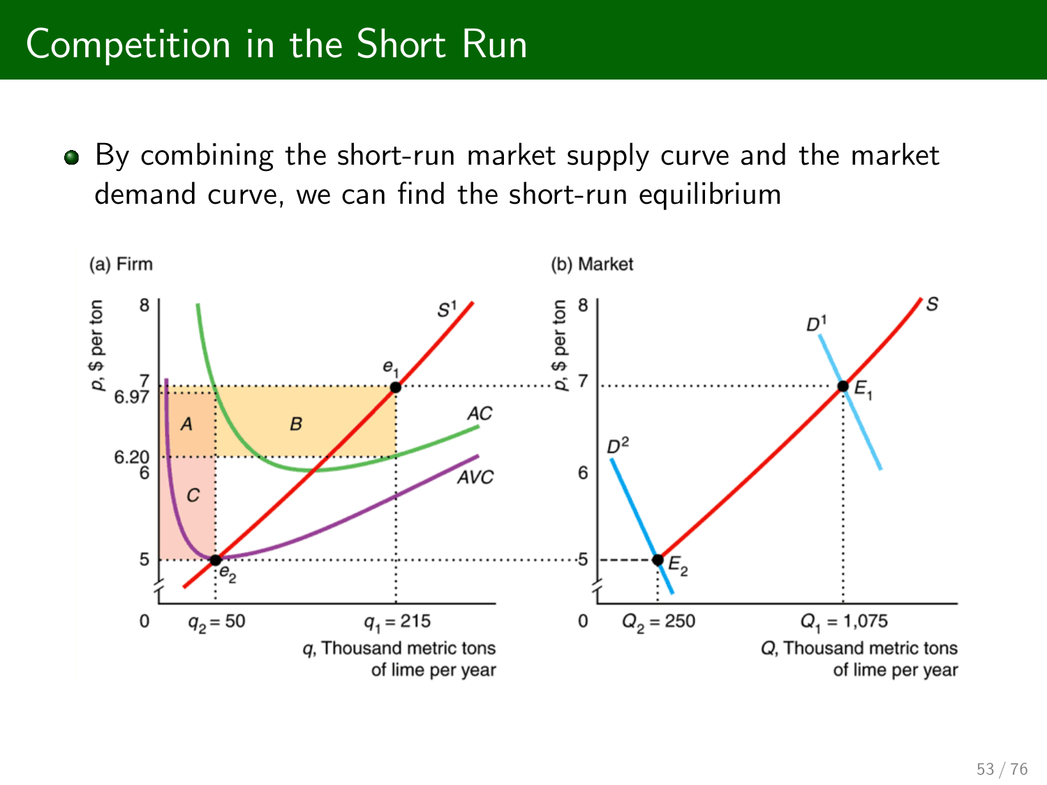# Competition in the Short Run

- By combining the short-run market supply curve and the market demand curve, we can find the short-run equilibrium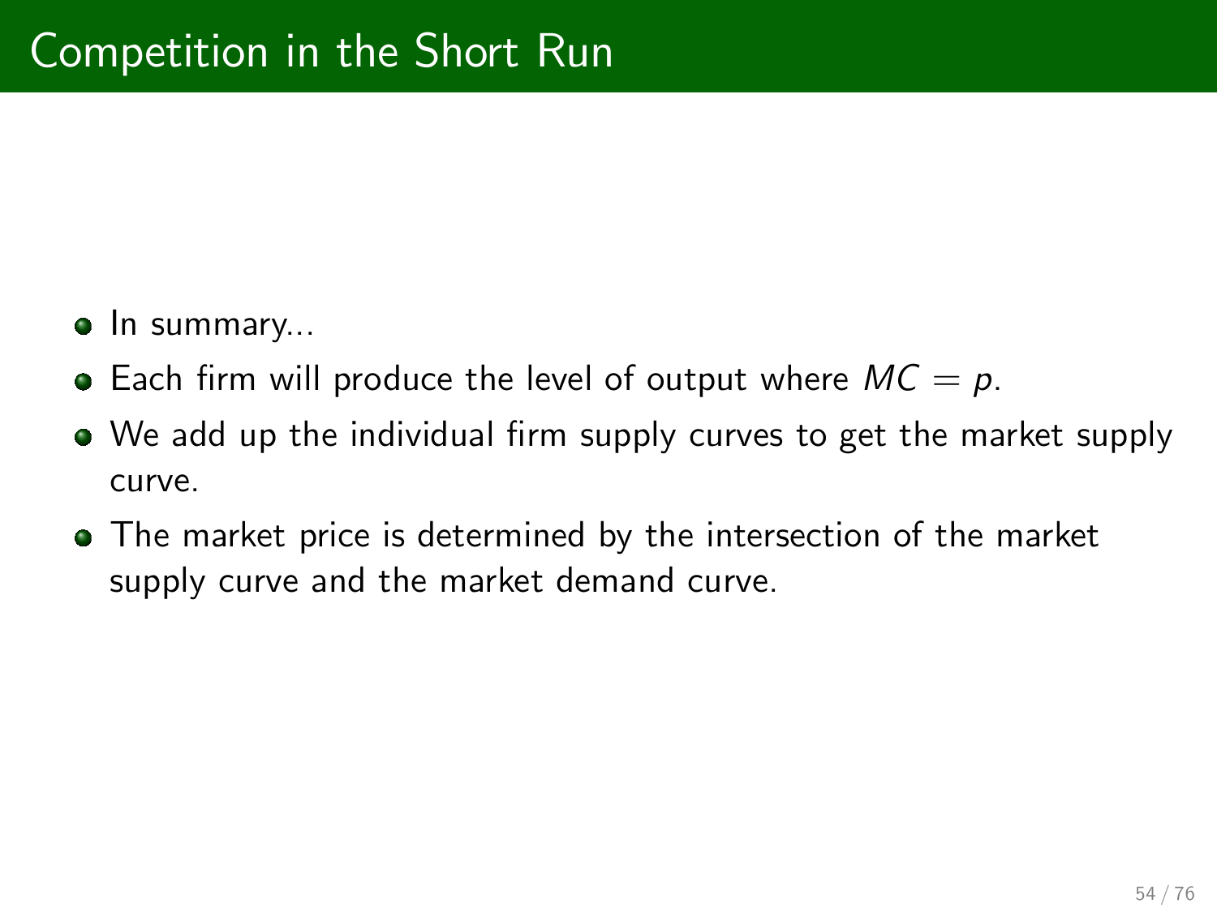# Competition in the Short Run

- In summary...
- Each firm will produce the level of output where $MC = p$.
- We add up the individual firm supply curves to get the market supply curve.
- The market price is determined by the intersection of the market supply curve and the market demand curve.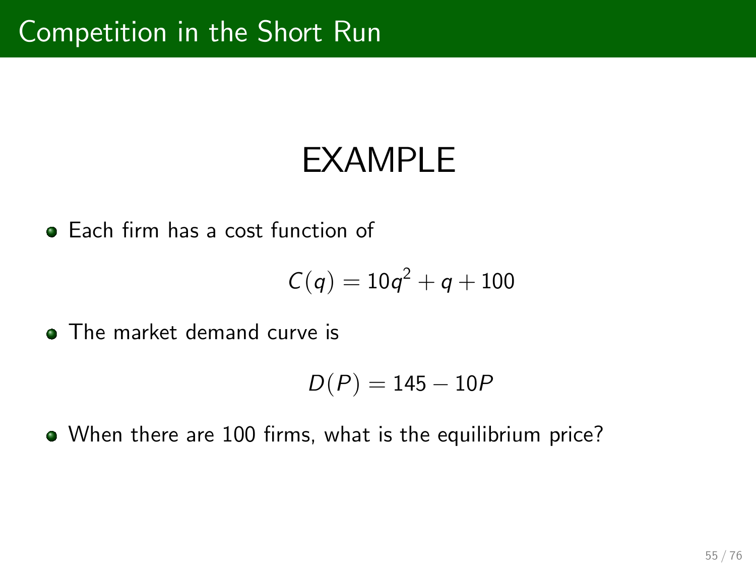# Competition in the Short Run

## EXAMPLE

- Each firm has a cost function of

$$C(q) = 10q^2 + q + 100$$

- The market demand curve is

$$D(P) = 145 - 10P$$

- When there are 100 firms, what is the equilibrium price?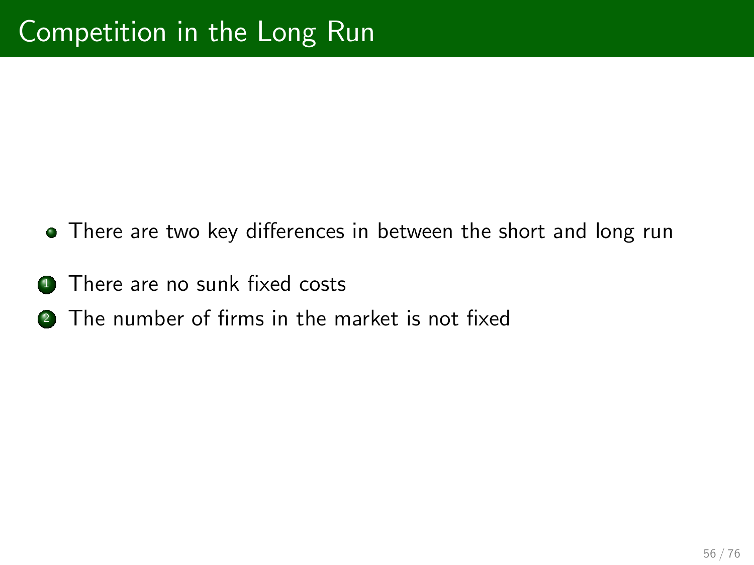# Competition in the Long Run

- There are two key differences in between the short and long run

1. There are no sunk fixed costs
2. The number of firms in the market is not fixed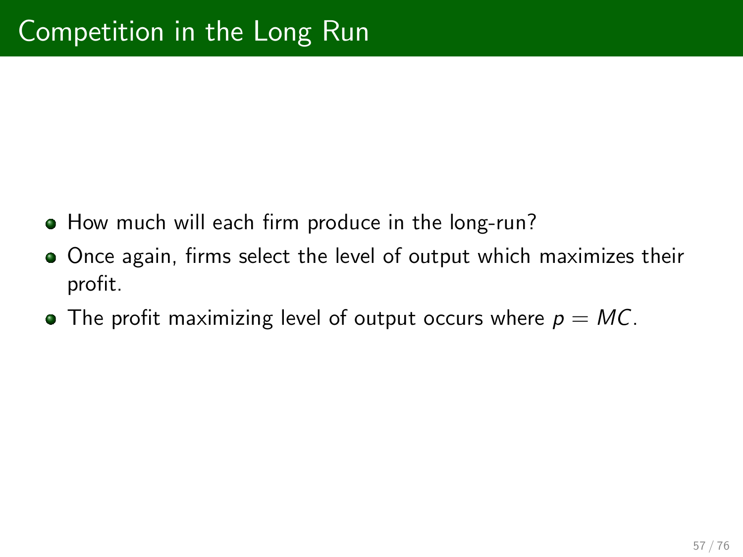# Competition in the Long Run

- How much will each firm produce in the long-run?
- Once again, firms select the level of output which maximizes their profit.
- The profit maximizing level of output occurs where $p = MC$.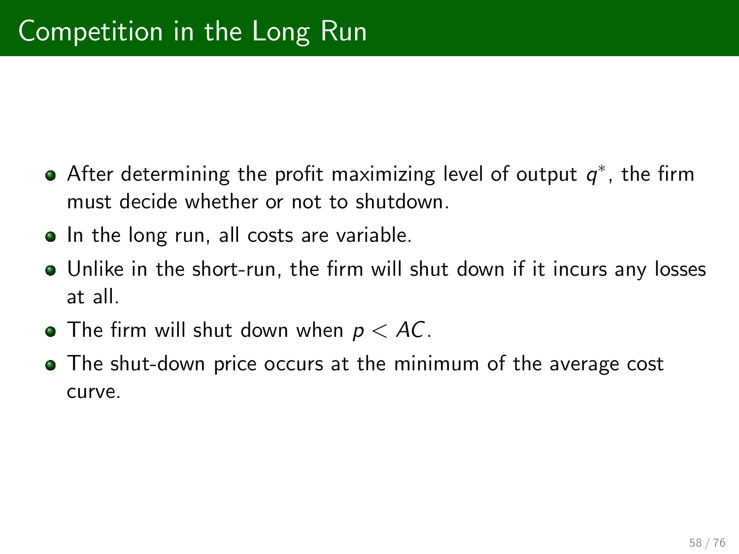# Competition in the Long Run

- After determining the profit maximizing level of output $q^*$, the firm must decide whether or not to shutdown.
- In the long run, all costs are variable.
- Unlike in the short-run, the firm will shut down if it incurs any losses at all.
- The firm will shut down when $p < AC$.
- The shut-down price occurs at the minimum of the average cost curve.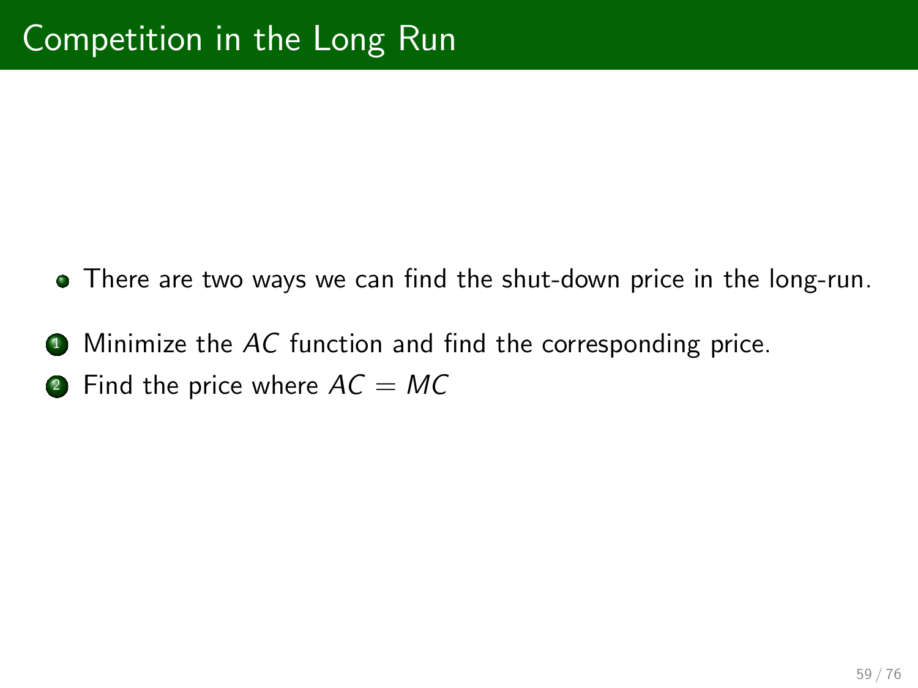# Competition in the Long Run

- There are two ways we can find the shut-down price in the long-run.

1. Minimize the $AC$ function and find the corresponding price.
2. Find the price where $AC = MC$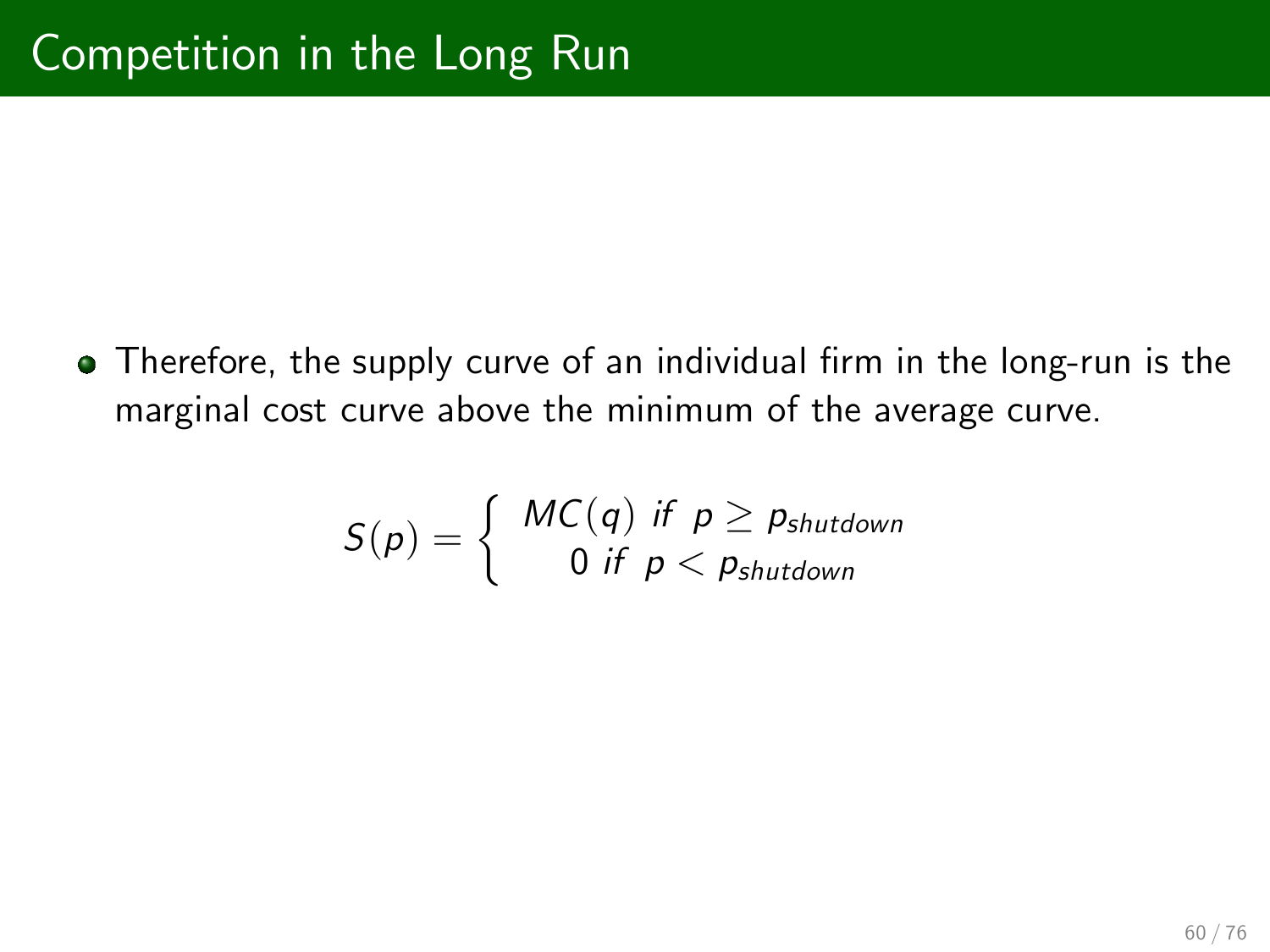# Competition in the Long Run

- Therefore, the supply curve of an individual firm in the long-run is the marginal cost curve above the minimum of the average curve.

$$S(p) = \begin{cases} MC(q) \text{ if } p \geq p_{shutdown} \\ 0 \text{ if } p < p_{shutdown} \end{cases}$$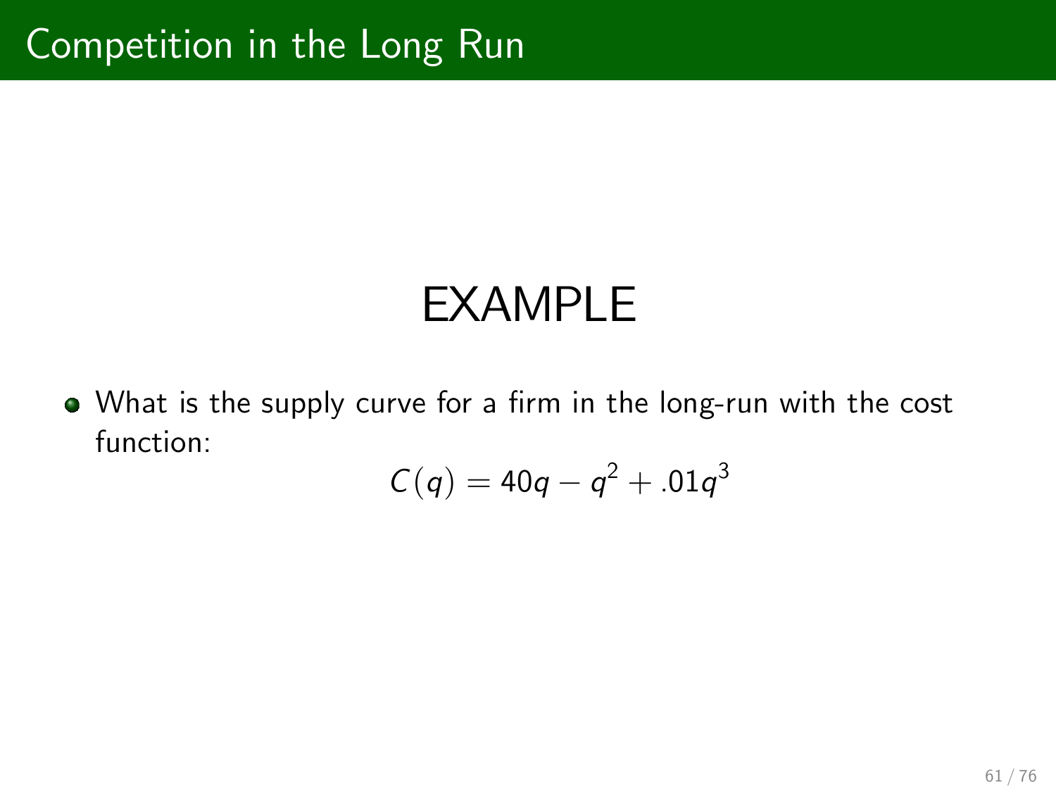# Competition in the Long Run

## EXAMPLE

- What is the supply curve for a firm in the long-run with the cost function:

$$C(q) = 40q - q^2 + .01q^3$$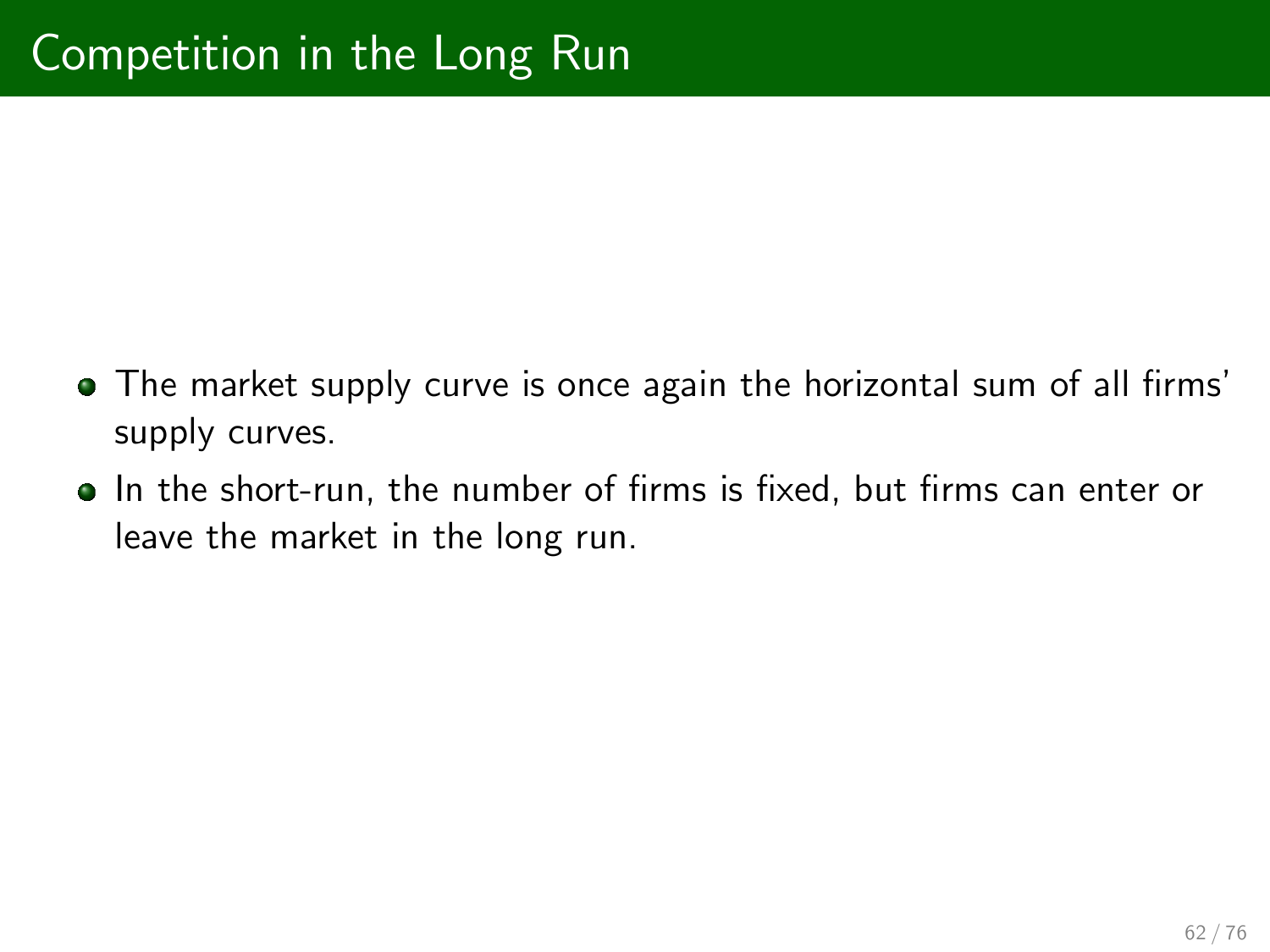# Competition in the Long Run

- The market supply curve is once again the horizontal sum of all firms' supply curves.
- In the short-run, the number of firms is fixed, but firms can enter or leave the market in the long run.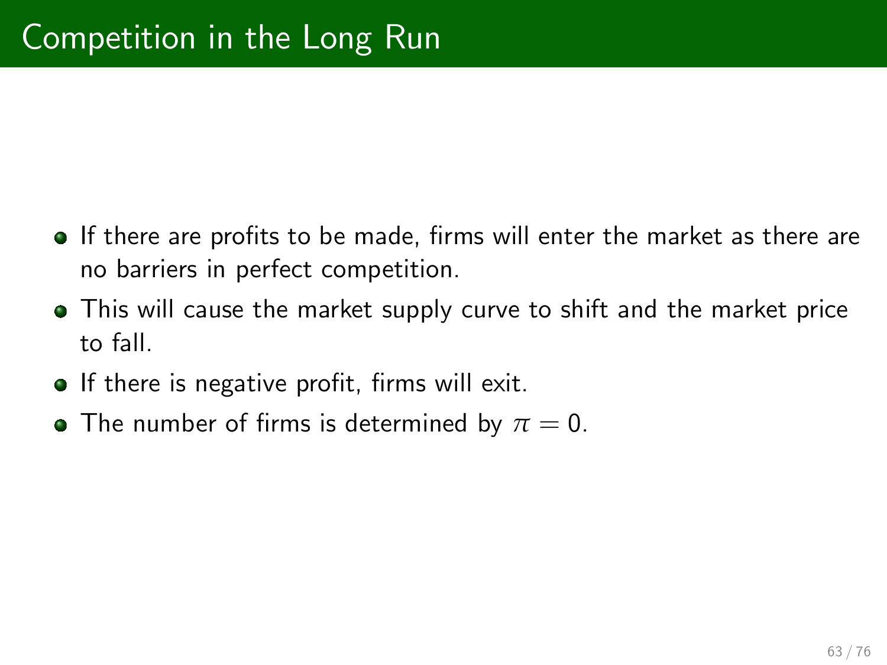# Competition in the Long Run

- If there are profits to be made, firms will enter the market as there are no barriers in perfect competition.
- This will cause the market supply curve to shift and the market price to fall.
- If there is negative profit, firms will exit.
- The number of firms is determined by $\pi = 0$.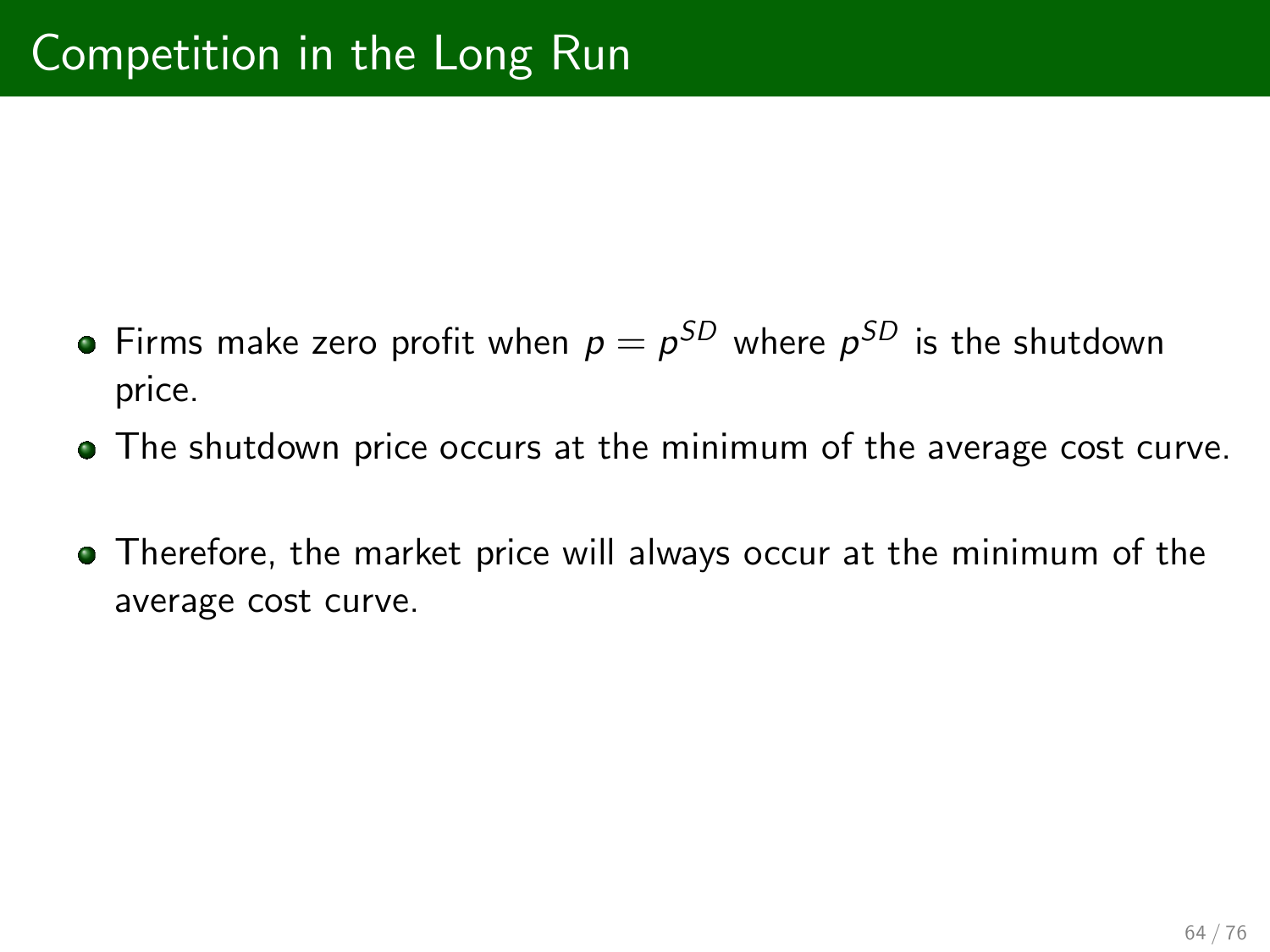# Competition in the Long Run

- Firms make zero profit when $p = p^{SD}$ where $p^{SD}$ is the shutdown price.
- The shutdown price occurs at the minimum of the average cost curve.
- Therefore, the market price will always occur at the minimum of the average cost curve.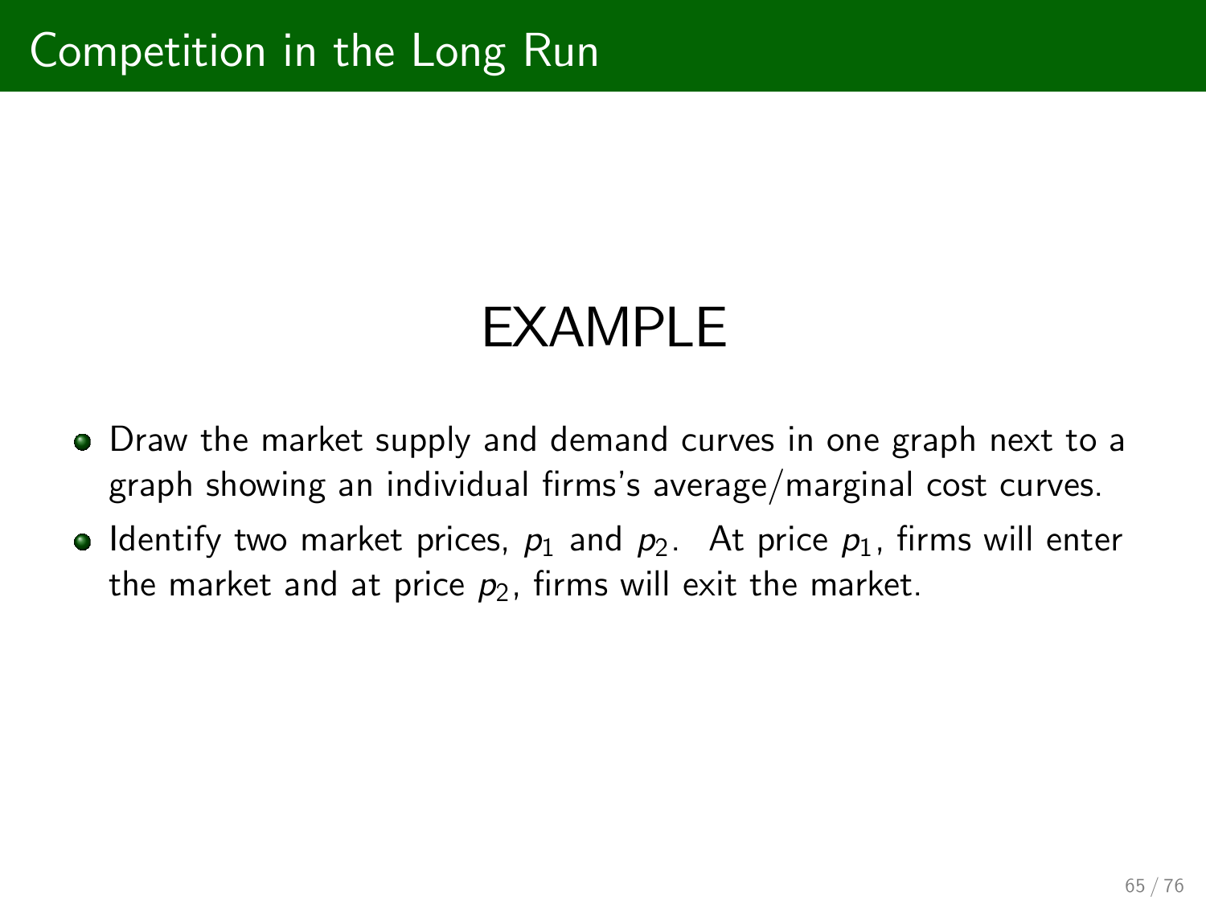# Competition in the Long Run

## EXAMPLE

- Draw the market supply and demand curves in one graph next to a graph showing an individual firms's average/marginal cost curves.
- Identify two market prices, $p_1$ and $p_2$. At price $p_1$, firms will enter the market and at price $p_2$, firms will exit the market.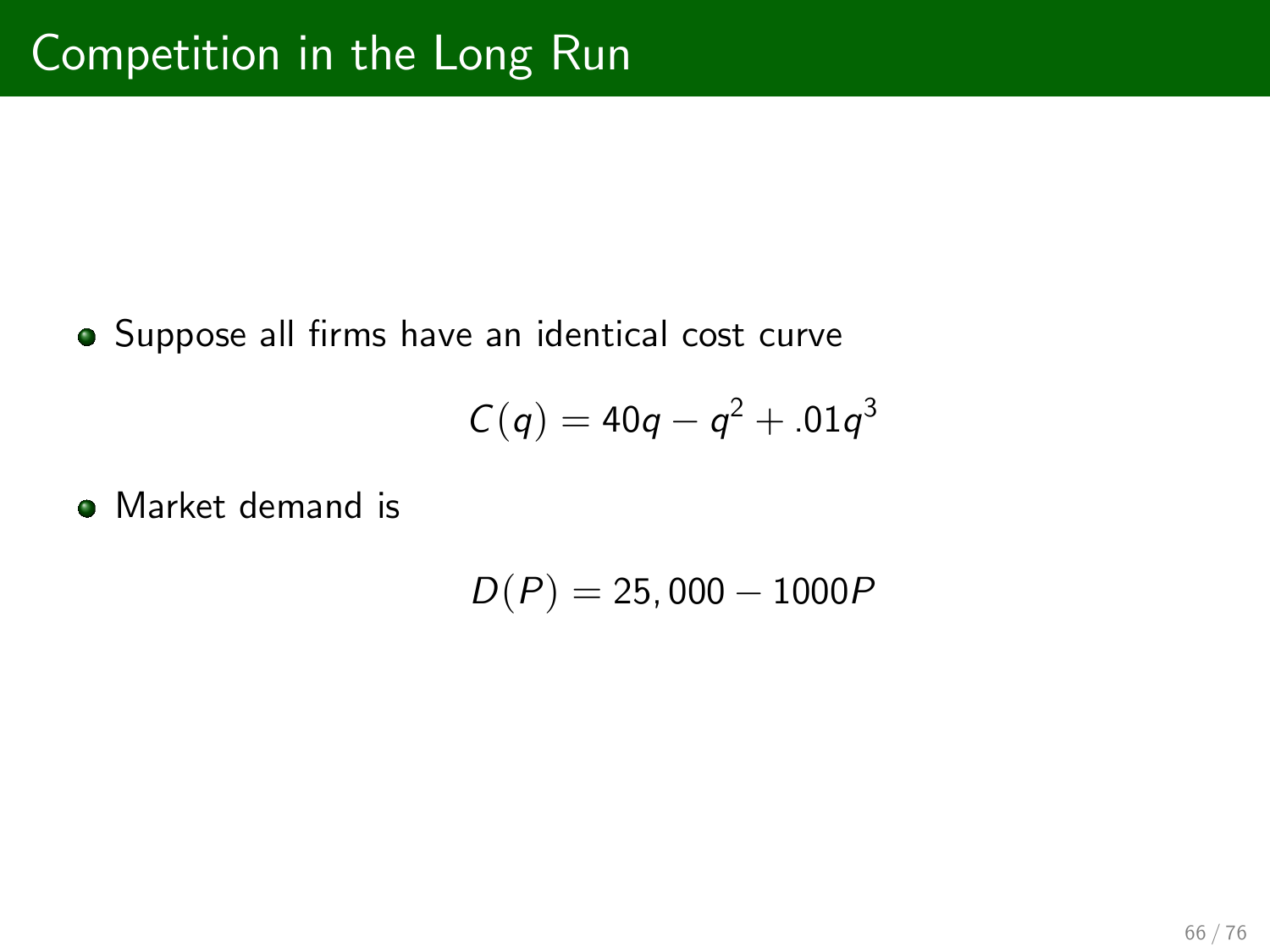# Competition in the Long Run

- Suppose all firms have an identical cost curve

$$C(q) = 40q - q^2 + .01q^3$$

- Market demand is

$$D(P) = 25,000 - 1000P$$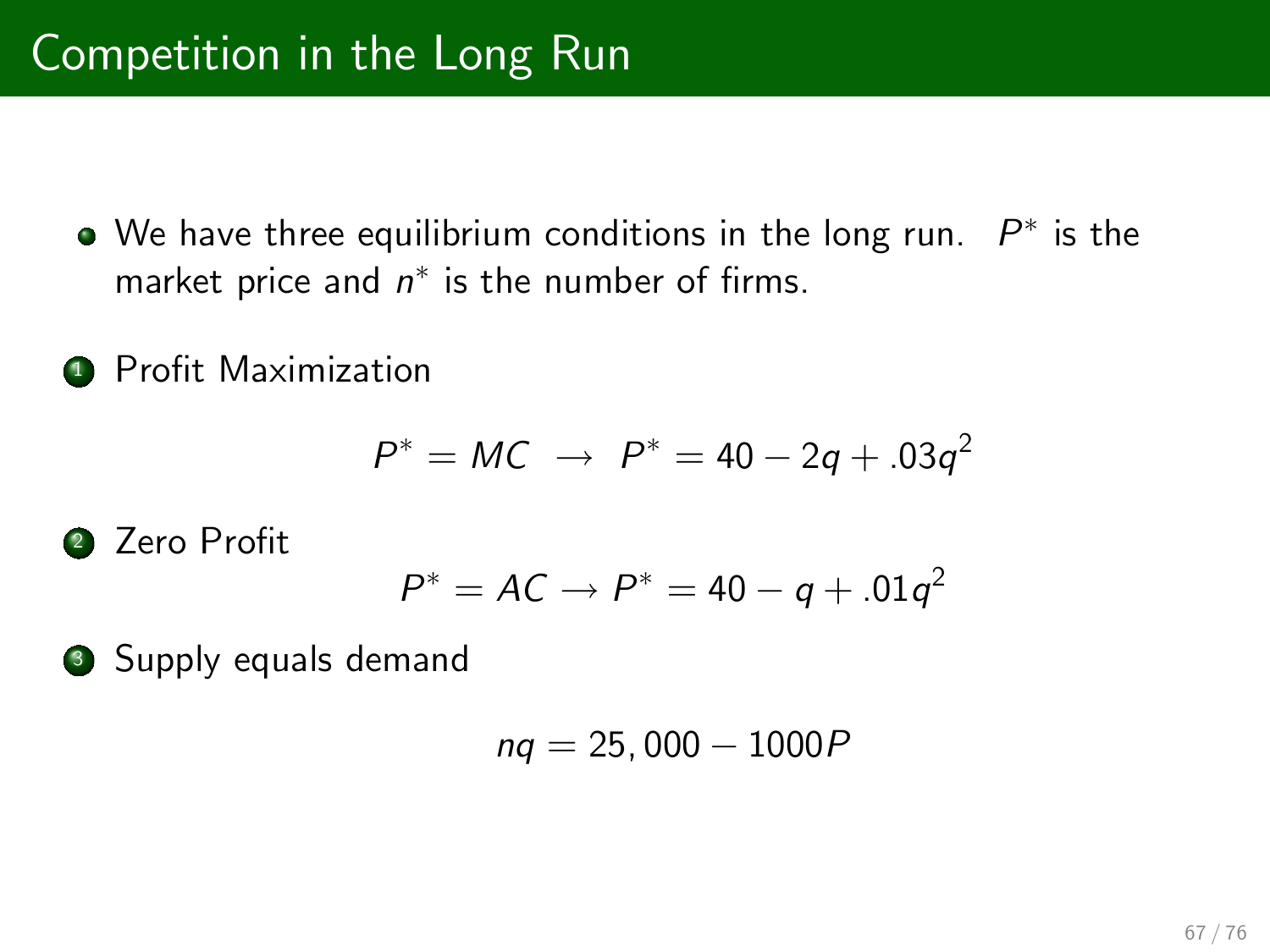# Competition in the Long Run

- We have three equilibrium conditions in the long run. $P^*$ is the market price and $n^*$ is the number of firms.

1. Profit Maximization

$$P^* = MC \;\rightarrow\; P^* = 40 - 2q + .03q^2$$

2. Zero Profit

$$P^* = AC \rightarrow P^* = 40 - q + .01q^2$$

3. Supply equals demand

$$nq = 25,000 - 1000P$$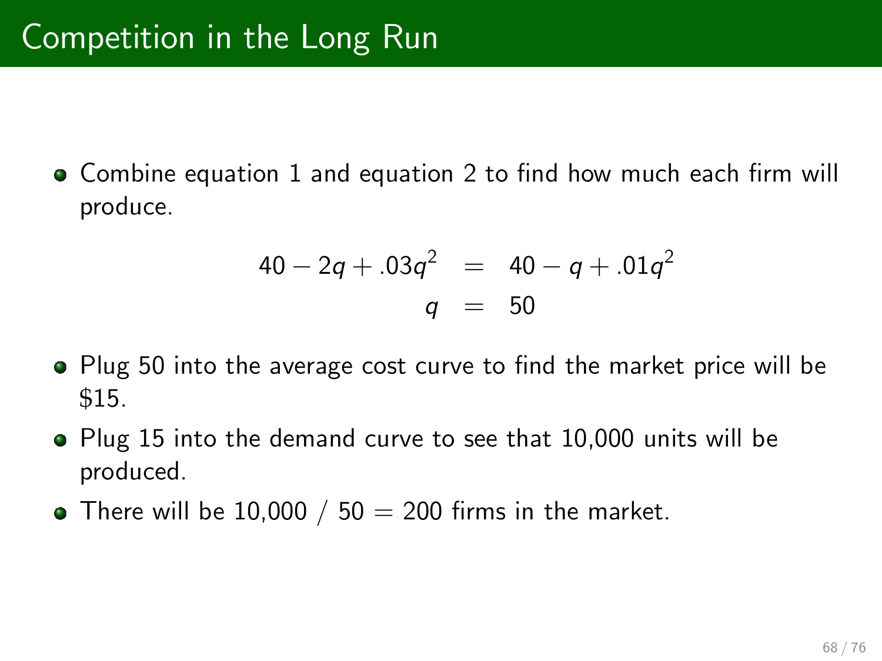# Competition in the Long Run

- Combine equation 1 and equation 2 to find how much each firm will produce.

$$\begin{aligned} 40 - 2q + .03q^2 &= 40 - q + .01q^2 \\ q &= 50 \end{aligned}$$

- Plug 50 into the average cost curve to find the market price will be \$15.
- Plug 15 into the demand curve to see that 10,000 units will be produced.
- There will be 10,000 / 50 = 200 firms in the market.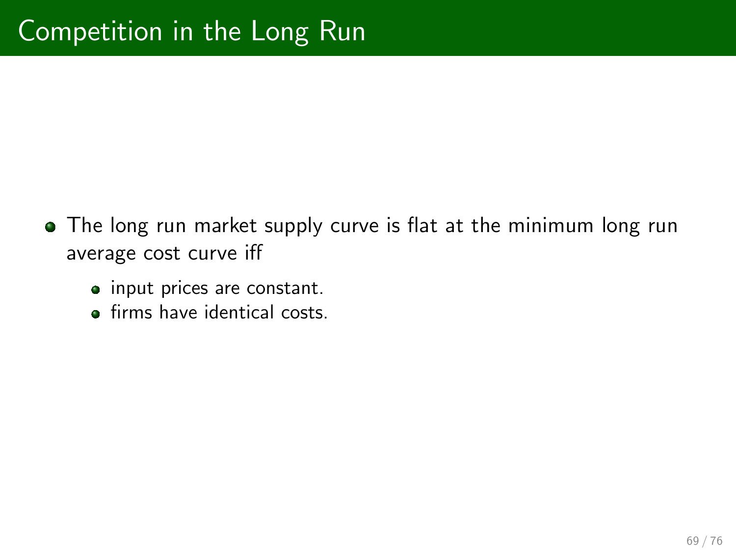# Competition in the Long Run

- The long run market supply curve is flat at the minimum long run average cost curve iff
  - input prices are constant.
  - firms have identical costs.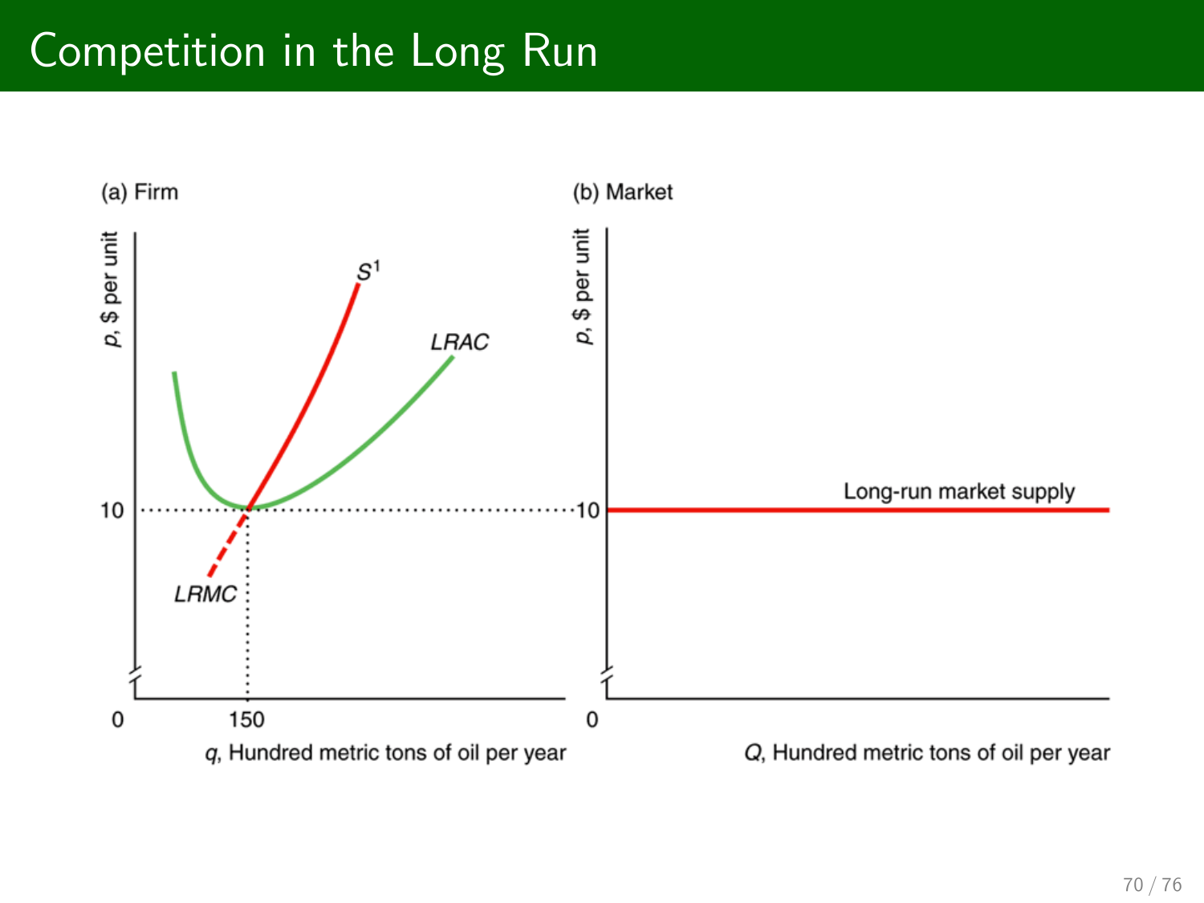# Competition in the Long Run

(a) Firm

$p$, \$ per unit

$S^1$

LRAC

10

LRMC

0 150

$q$, Hundred metric tons of oil per year

(b) Market

$p$, \$ per unit

Long-run market supply

10

0

$Q$, Hundred metric tons of oil per year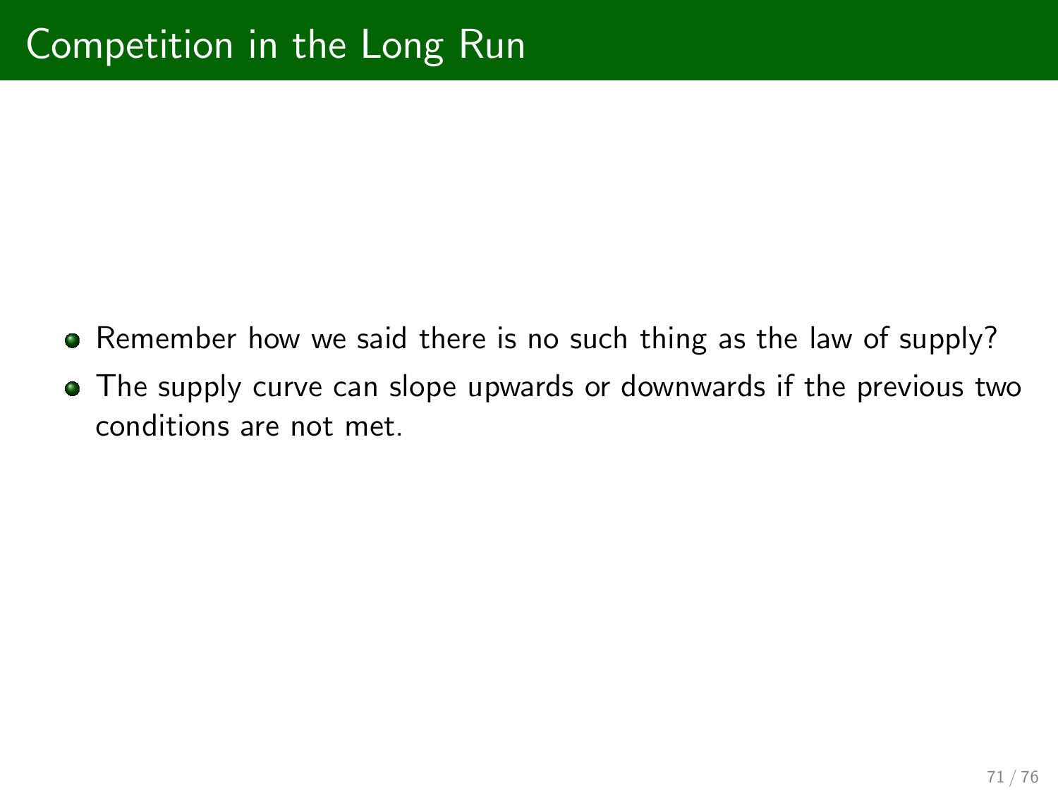# Competition in the Long Run

- Remember how we said there is no such thing as the law of supply?
- The supply curve can slope upwards or downwards if the previous two conditions are not met.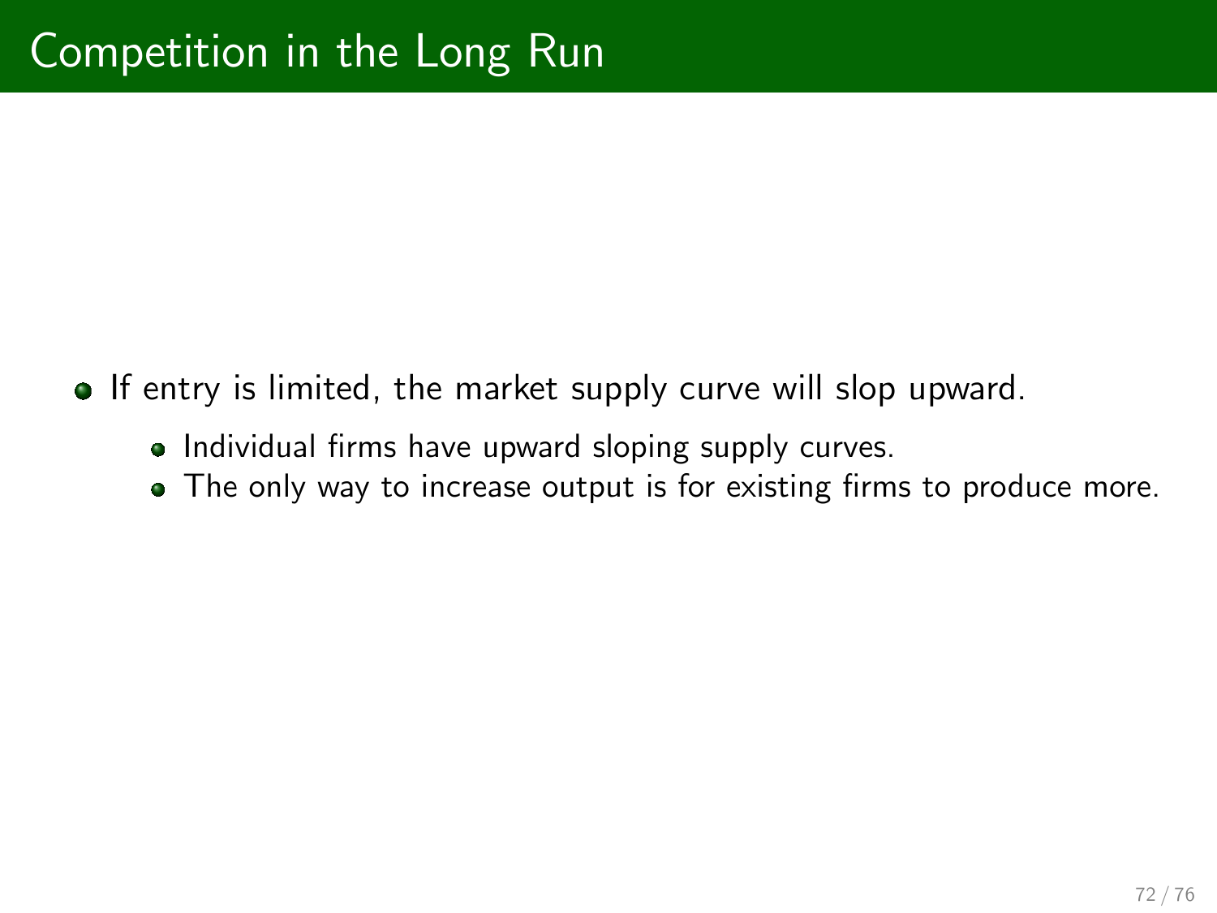# Competition in the Long Run

- If entry is limited, the market supply curve will slop upward.
  - Individual firms have upward sloping supply curves.
  - The only way to increase output is for existing firms to produce more.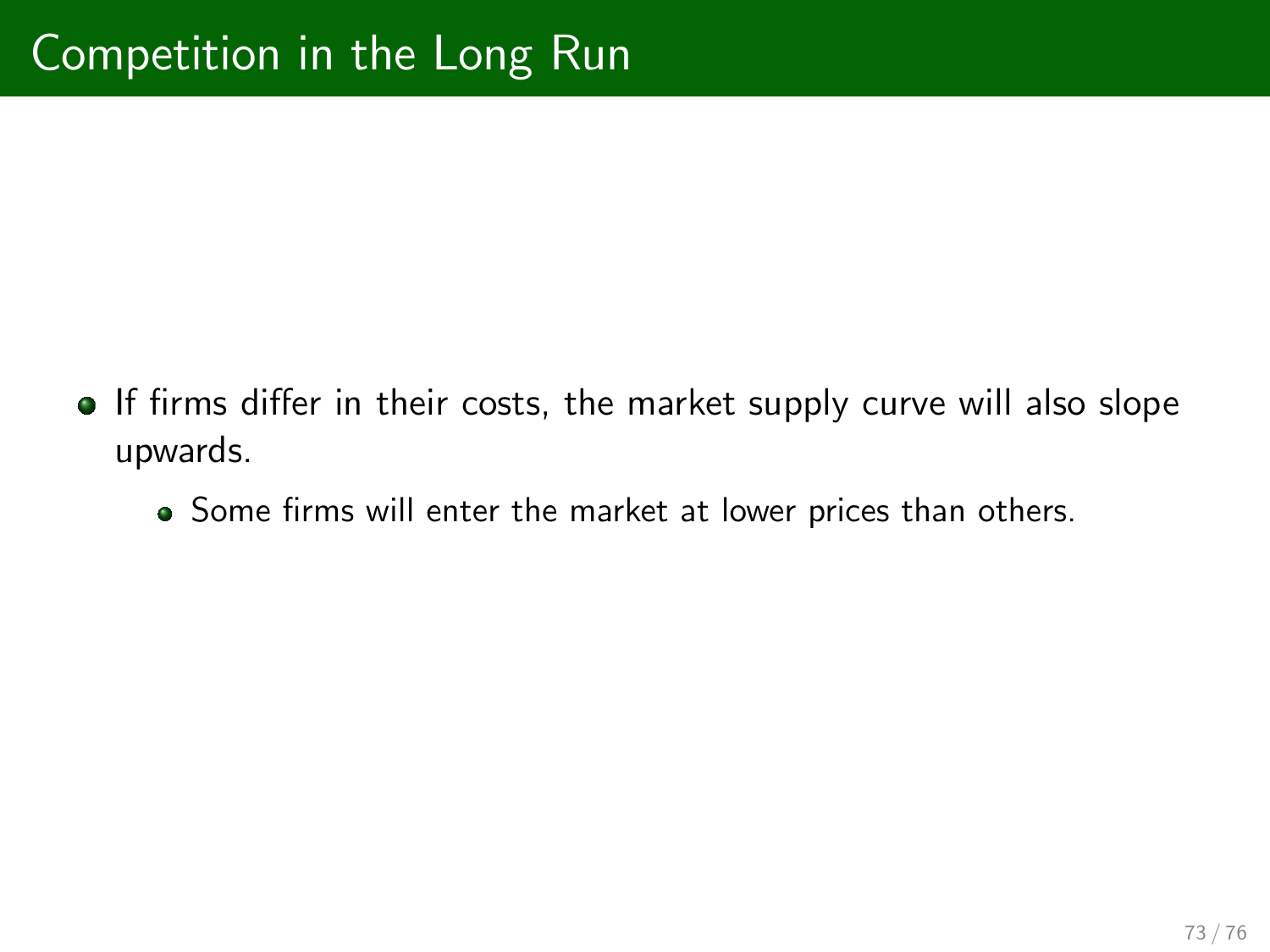# Competition in the Long Run

- If firms differ in their costs, the market supply curve will also slope upwards.
  - Some firms will enter the market at lower prices than others.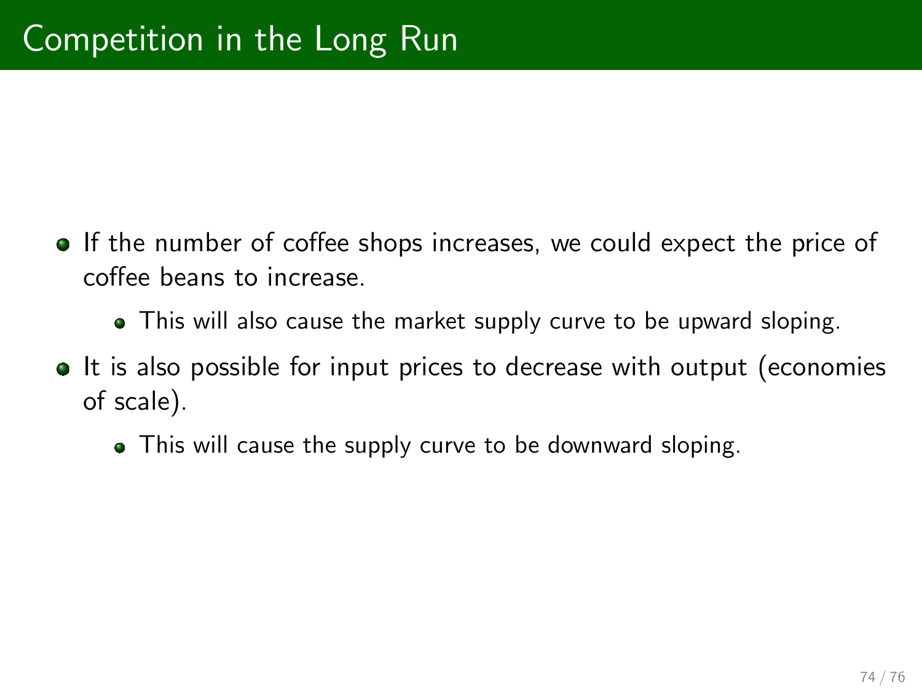# Competition in the Long Run

- If the number of coffee shops increases, we could expect the price of coffee beans to increase.
  - This will also cause the market supply curve to be upward sloping.
- It is also possible for input prices to decrease with output (economies of scale).
  - This will cause the supply curve to be downward sloping.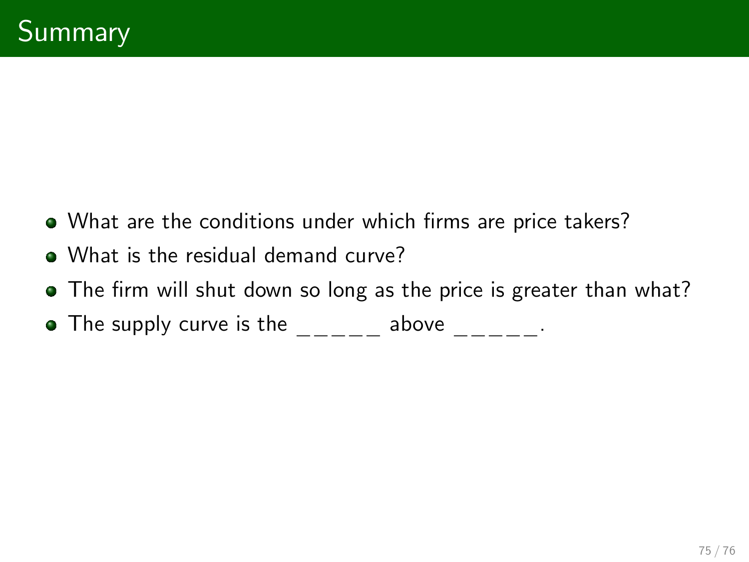# Summary

- What are the conditions under which firms are price takers?
- What is the residual demand curve?
- The firm will shut down so long as the price is greater than what?
- The supply curve is the ______ above ______.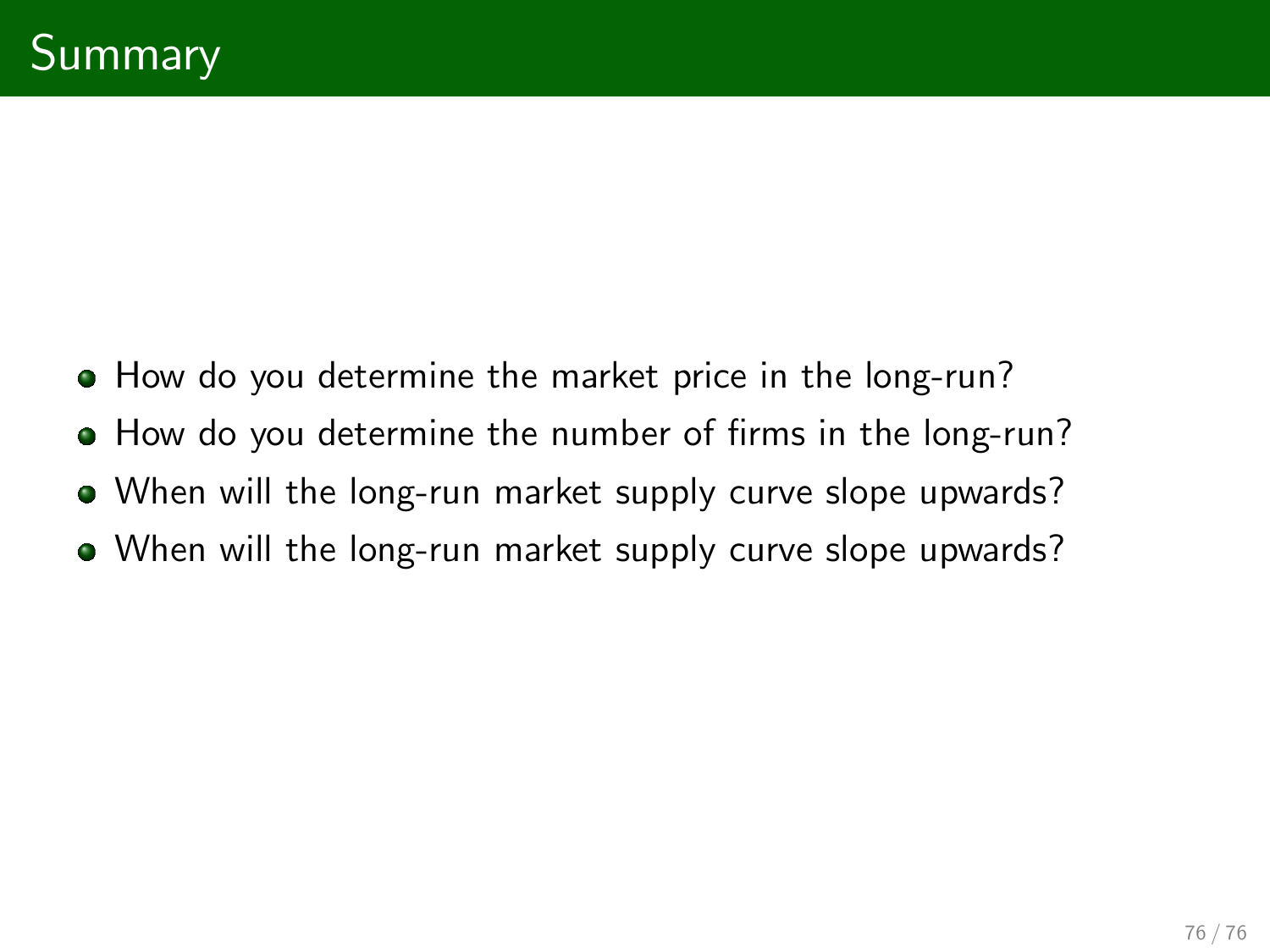# Summary

- How do you determine the market price in the long-run?
- How do you determine the number of firms in the long-run?
- When will the long-run market supply curve slope upwards?
- When will the long-run market supply curve slope upwards?